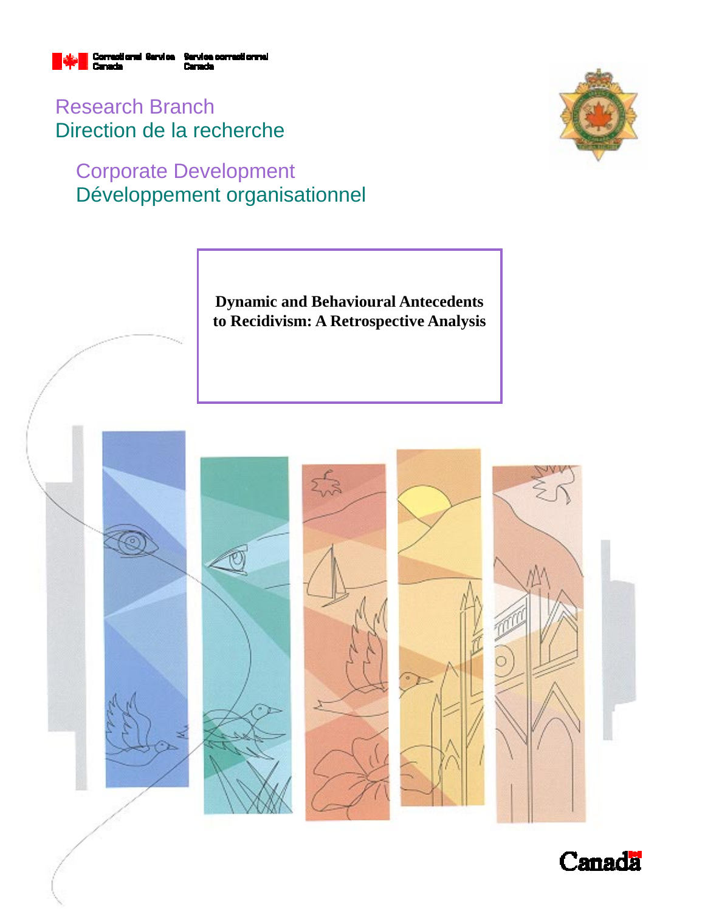Correctional Service Canada Service correctionnel Canada

Research Branch
Direction de la recherche

Corporate Development
Développement organisationnel

# Dynamic and Behavioural Antecedents to Recidivism: A Retrospective Analysis

Canada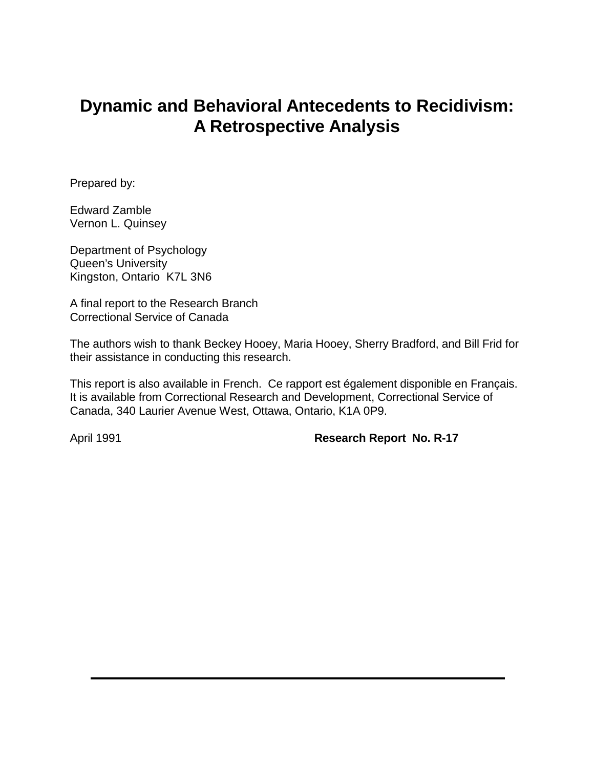# Dynamic and Behavioral Antecedents to Recidivism: A Retrospective Analysis

Prepared by:

Edward Zamble
Vernon L. Quinsey

Department of Psychology
Queen's University
Kingston, Ontario K7L 3N6

A final report to the Research Branch
Correctional Service of Canada

The authors wish to thank Beckey Hooey, Maria Hooey, Sherry Bradford, and Bill Frid for their assistance in conducting this research.

This report is also available in French. Ce rapport est également disponible en Français. It is available from Correctional Research and Development, Correctional Service of Canada, 340 Laurier Avenue West, Ottawa, Ontario, K1A 0P9.

April 1991 **Research Report No. R-17**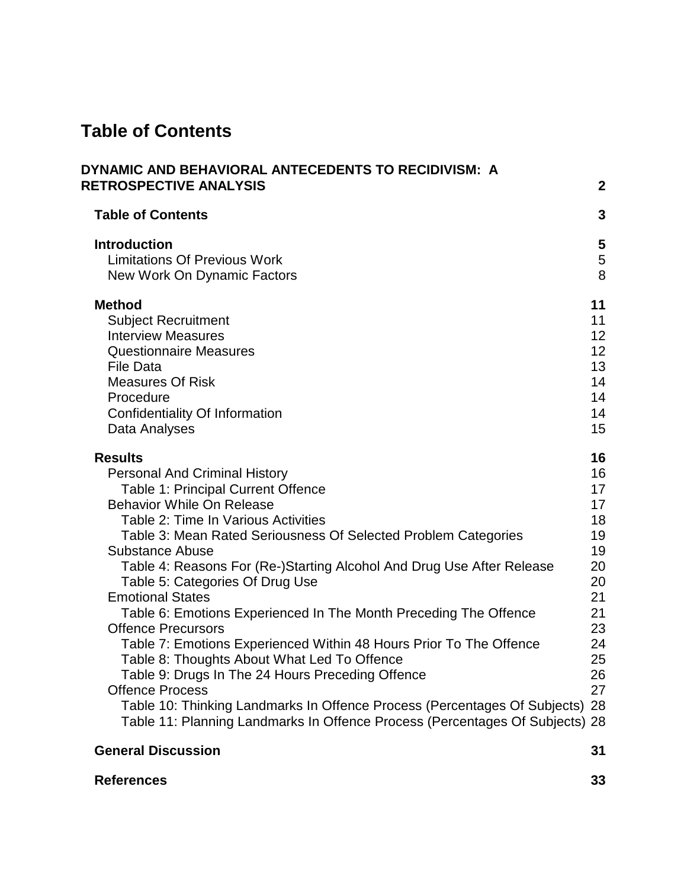# Table of Contents

**DYNAMIC AND BEHAVIORAL ANTECEDENTS TO RECIDIVISM: A RETROSPECTIVE ANALYSIS** **2**

**Table of Contents** **3**

**Introduction** **5**
- Limitations Of Previous Work 5
- New Work On Dynamic Factors 8

**Method** **11**
- Subject Recruitment 11
- Interview Measures 12
- Questionnaire Measures 12
- File Data 13
- Measures Of Risk 14
- Procedure 14
- Confidentiality Of Information 14
- Data Analyses 15

**Results** **16**
- Personal And Criminal History 16
  - Table 1: Principal Current Offence 17
- Behavior While On Release 17
  - Table 2: Time In Various Activities 18
  - Table 3: Mean Rated Seriousness Of Selected Problem Categories 19
- Substance Abuse 19
  - Table 4: Reasons For (Re-)Starting Alcohol And Drug Use After Release 20
  - Table 5: Categories Of Drug Use 20
- Emotional States 21
  - Table 6: Emotions Experienced In The Month Preceding The Offence 21
- Offence Precursors 23
  - Table 7: Emotions Experienced Within 48 Hours Prior To The Offence 24
  - Table 8: Thoughts About What Led To Offence 25
  - Table 9: Drugs In The 24 Hours Preceding Offence 26
- Offence Process 27
  - Table 10: Thinking Landmarks In Offence Process (Percentages Of Subjects) 28
  - Table 11: Planning Landmarks In Offence Process (Percentages Of Subjects) 28

**General Discussion** **31**

**References** **33**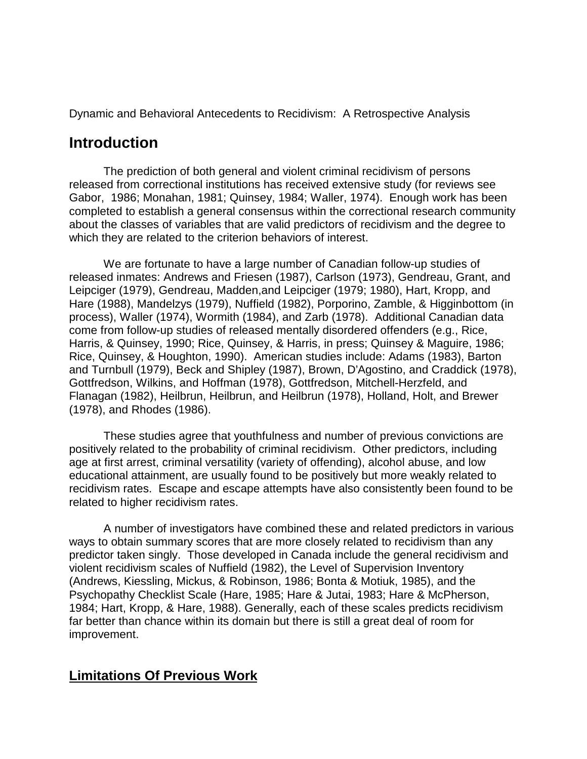Dynamic and Behavioral Antecedents to Recidivism: A Retrospective Analysis

## Introduction

The prediction of both general and violent criminal recidivism of persons released from correctional institutions has received extensive study (for reviews see Gabor, 1986; Monahan, 1981; Quinsey, 1984; Waller, 1974). Enough work has been completed to establish a general consensus within the correctional research community about the classes of variables that are valid predictors of recidivism and the degree to which they are related to the criterion behaviors of interest.

We are fortunate to have a large number of Canadian follow-up studies of released inmates: Andrews and Friesen (1987), Carlson (1973), Gendreau, Grant, and Leipciger (1979), Gendreau, Madden,and Leipciger (1979; 1980), Hart, Kropp, and Hare (1988), Mandelzys (1979), Nuffield (1982), Porporino, Zamble, & Higginbottom (in process), Waller (1974), Wormith (1984), and Zarb (1978). Additional Canadian data come from follow-up studies of released mentally disordered offenders (e.g., Rice, Harris, & Quinsey, 1990; Rice, Quinsey, & Harris, in press; Quinsey & Maguire, 1986; Rice, Quinsey, & Houghton, 1990). American studies include: Adams (1983), Barton and Turnbull (1979), Beck and Shipley (1987), Brown, D'Agostino, and Craddick (1978), Gottfredson, Wilkins, and Hoffman (1978), Gottfredson, Mitchell-Herzfeld, and Flanagan (1982), Heilbrun, Heilbrun, and Heilbrun (1978), Holland, Holt, and Brewer (1978), and Rhodes (1986).

These studies agree that youthfulness and number of previous convictions are positively related to the probability of criminal recidivism. Other predictors, including age at first arrest, criminal versatility (variety of offending), alcohol abuse, and low educational attainment, are usually found to be positively but more weakly related to recidivism rates. Escape and escape attempts have also consistently been found to be related to higher recidivism rates.

A number of investigators have combined these and related predictors in various ways to obtain summary scores that are more closely related to recidivism than any predictor taken singly. Those developed in Canada include the general recidivism and violent recidivism scales of Nuffield (1982), the Level of Supervision Inventory (Andrews, Kiessling, Mickus, & Robinson, 1986; Bonta & Motiuk, 1985), and the Psychopathy Checklist Scale (Hare, 1985; Hare & Jutai, 1983; Hare & McPherson, 1984; Hart, Kropp, & Hare, 1988). Generally, each of these scales predicts recidivism far better than chance within its domain but there is still a great deal of room for improvement.

## Limitations Of Previous Work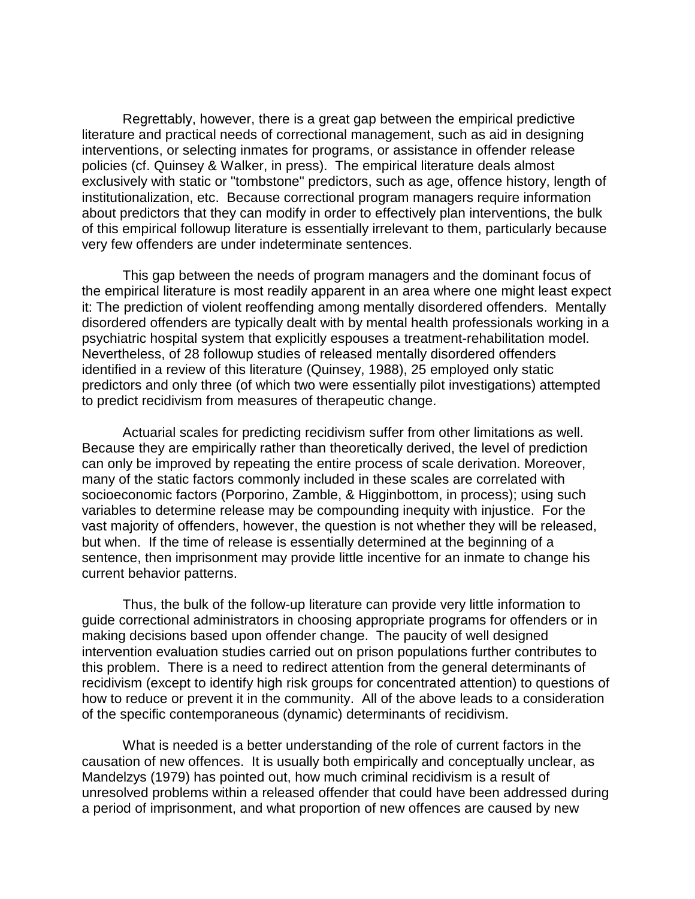Regrettably, however, there is a great gap between the empirical predictive literature and practical needs of correctional management, such as aid in designing interventions, or selecting inmates for programs, or assistance in offender release policies (cf. Quinsey & Walker, in press). The empirical literature deals almost exclusively with static or "tombstone" predictors, such as age, offence history, length of institutionalization, etc. Because correctional program managers require information about predictors that they can modify in order to effectively plan interventions, the bulk of this empirical followup literature is essentially irrelevant to them, particularly because very few offenders are under indeterminate sentences.

This gap between the needs of program managers and the dominant focus of the empirical literature is most readily apparent in an area where one might least expect it: The prediction of violent reoffending among mentally disordered offenders. Mentally disordered offenders are typically dealt with by mental health professionals working in a psychiatric hospital system that explicitly espouses a treatment-rehabilitation model. Nevertheless, of 28 followup studies of released mentally disordered offenders identified in a review of this literature (Quinsey, 1988), 25 employed only static predictors and only three (of which two were essentially pilot investigations) attempted to predict recidivism from measures of therapeutic change.

Actuarial scales for predicting recidivism suffer from other limitations as well. Because they are empirically rather than theoretically derived, the level of prediction can only be improved by repeating the entire process of scale derivation. Moreover, many of the static factors commonly included in these scales are correlated with socioeconomic factors (Porporino, Zamble, & Higginbottom, in process); using such variables to determine release may be compounding inequity with injustice. For the vast majority of offenders, however, the question is not whether they will be released, but when. If the time of release is essentially determined at the beginning of a sentence, then imprisonment may provide little incentive for an inmate to change his current behavior patterns.

Thus, the bulk of the follow-up literature can provide very little information to guide correctional administrators in choosing appropriate programs for offenders or in making decisions based upon offender change. The paucity of well designed intervention evaluation studies carried out on prison populations further contributes to this problem. There is a need to redirect attention from the general determinants of recidivism (except to identify high risk groups for concentrated attention) to questions of how to reduce or prevent it in the community. All of the above leads to a consideration of the specific contemporaneous (dynamic) determinants of recidivism.

What is needed is a better understanding of the role of current factors in the causation of new offences. It is usually both empirically and conceptually unclear, as Mandelzys (1979) has pointed out, how much criminal recidivism is a result of unresolved problems within a released offender that could have been addressed during a period of imprisonment, and what proportion of new offences are caused by new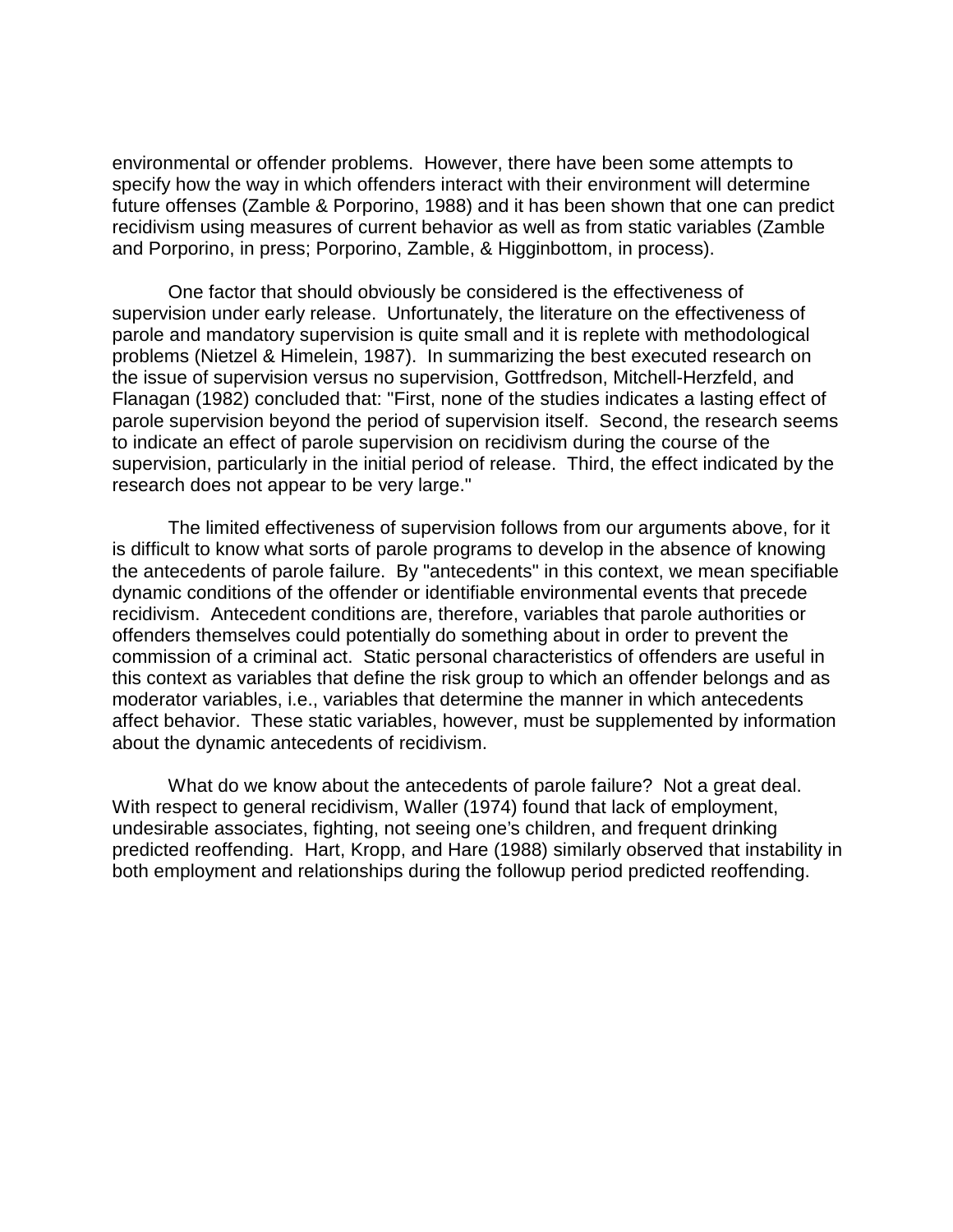environmental or offender problems. However, there have been some attempts to specify how the way in which offenders interact with their environment will determine future offenses (Zamble & Porporino, 1988) and it has been shown that one can predict recidivism using measures of current behavior as well as from static variables (Zamble and Porporino, in press; Porporino, Zamble, & Higginbottom, in process).

One factor that should obviously be considered is the effectiveness of supervision under early release. Unfortunately, the literature on the effectiveness of parole and mandatory supervision is quite small and it is replete with methodological problems (Nietzel & Himelein, 1987). In summarizing the best executed research on the issue of supervision versus no supervision, Gottfredson, Mitchell-Herzfeld, and Flanagan (1982) concluded that: "First, none of the studies indicates a lasting effect of parole supervision beyond the period of supervision itself. Second, the research seems to indicate an effect of parole supervision on recidivism during the course of the supervision, particularly in the initial period of release. Third, the effect indicated by the research does not appear to be very large."

The limited effectiveness of supervision follows from our arguments above, for it is difficult to know what sorts of parole programs to develop in the absence of knowing the antecedents of parole failure. By "antecedents" in this context, we mean specifiable dynamic conditions of the offender or identifiable environmental events that precede recidivism. Antecedent conditions are, therefore, variables that parole authorities or offenders themselves could potentially do something about in order to prevent the commission of a criminal act. Static personal characteristics of offenders are useful in this context as variables that define the risk group to which an offender belongs and as moderator variables, i.e., variables that determine the manner in which antecedents affect behavior. These static variables, however, must be supplemented by information about the dynamic antecedents of recidivism.

What do we know about the antecedents of parole failure? Not a great deal. With respect to general recidivism, Waller (1974) found that lack of employment, undesirable associates, fighting, not seeing one's children, and frequent drinking predicted reoffending. Hart, Kropp, and Hare (1988) similarly observed that instability in both employment and relationships during the followup period predicted reoffending.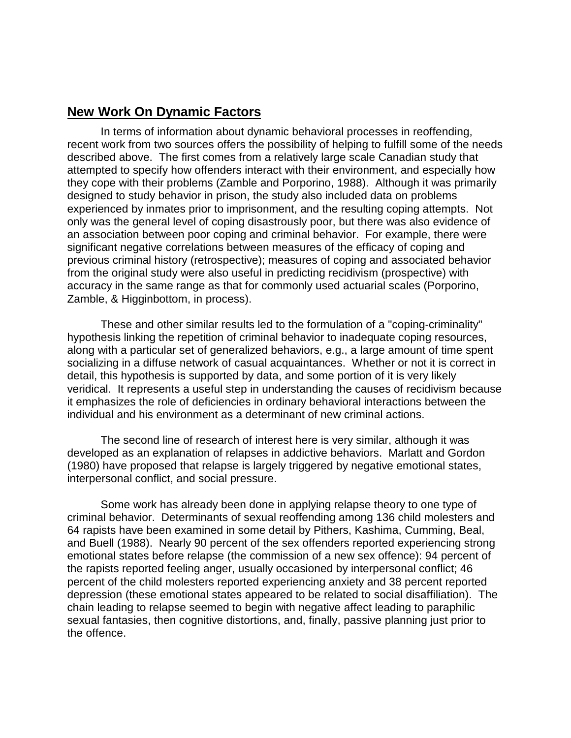## New Work On Dynamic Factors

In terms of information about dynamic behavioral processes in reoffending, recent work from two sources offers the possibility of helping to fulfill some of the needs described above. The first comes from a relatively large scale Canadian study that attempted to specify how offenders interact with their environment, and especially how they cope with their problems (Zamble and Porporino, 1988). Although it was primarily designed to study behavior in prison, the study also included data on problems experienced by inmates prior to imprisonment, and the resulting coping attempts. Not only was the general level of coping disastrously poor, but there was also evidence of an association between poor coping and criminal behavior. For example, there were significant negative correlations between measures of the efficacy of coping and previous criminal history (retrospective); measures of coping and associated behavior from the original study were also useful in predicting recidivism (prospective) with accuracy in the same range as that for commonly used actuarial scales (Porporino, Zamble, & Higginbottom, in process).

These and other similar results led to the formulation of a "coping-criminality" hypothesis linking the repetition of criminal behavior to inadequate coping resources, along with a particular set of generalized behaviors, e.g., a large amount of time spent socializing in a diffuse network of casual acquaintances. Whether or not it is correct in detail, this hypothesis is supported by data, and some portion of it is very likely veridical. It represents a useful step in understanding the causes of recidivism because it emphasizes the role of deficiencies in ordinary behavioral interactions between the individual and his environment as a determinant of new criminal actions.

The second line of research of interest here is very similar, although it was developed as an explanation of relapses in addictive behaviors. Marlatt and Gordon (1980) have proposed that relapse is largely triggered by negative emotional states, interpersonal conflict, and social pressure.

Some work has already been done in applying relapse theory to one type of criminal behavior. Determinants of sexual reoffending among 136 child molesters and 64 rapists have been examined in some detail by Pithers, Kashima, Cumming, Beal, and Buell (1988). Nearly 90 percent of the sex offenders reported experiencing strong emotional states before relapse (the commission of a new sex offence): 94 percent of the rapists reported feeling anger, usually occasioned by interpersonal conflict; 46 percent of the child molesters reported experiencing anxiety and 38 percent reported depression (these emotional states appeared to be related to social disaffiliation). The chain leading to relapse seemed to begin with negative affect leading to paraphilic sexual fantasies, then cognitive distortions, and, finally, passive planning just prior to the offence.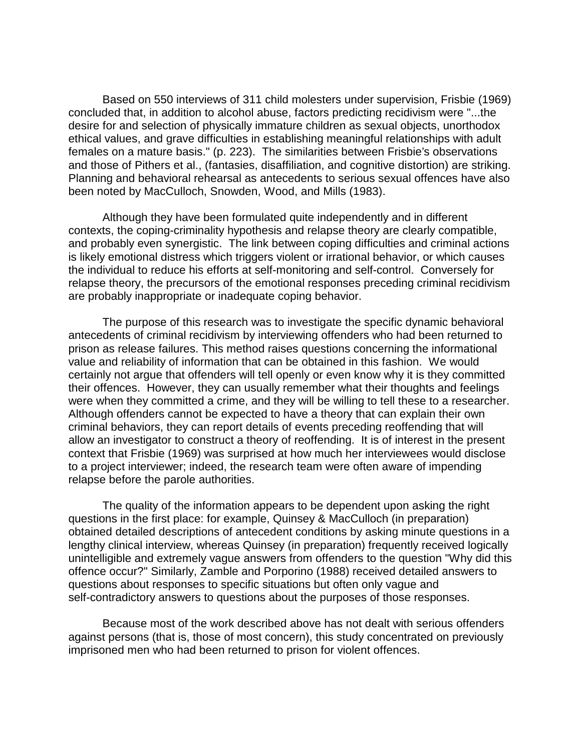Based on 550 interviews of 311 child molesters under supervision, Frisbie (1969) concluded that, in addition to alcohol abuse, factors predicting recidivism were "...the desire for and selection of physically immature children as sexual objects, unorthodox ethical values, and grave difficulties in establishing meaningful relationships with adult females on a mature basis." (p. 223). The similarities between Frisbie's observations and those of Pithers et al., (fantasies, disaffiliation, and cognitive distortion) are striking. Planning and behavioral rehearsal as antecedents to serious sexual offences have also been noted by MacCulloch, Snowden, Wood, and Mills (1983).

Although they have been formulated quite independently and in different contexts, the coping-criminality hypothesis and relapse theory are clearly compatible, and probably even synergistic. The link between coping difficulties and criminal actions is likely emotional distress which triggers violent or irrational behavior, or which causes the individual to reduce his efforts at self-monitoring and self-control. Conversely for relapse theory, the precursors of the emotional responses preceding criminal recidivism are probably inappropriate or inadequate coping behavior.

The purpose of this research was to investigate the specific dynamic behavioral antecedents of criminal recidivism by interviewing offenders who had been returned to prison as release failures. This method raises questions concerning the informational value and reliability of information that can be obtained in this fashion. We would certainly not argue that offenders will tell openly or even know why it is they committed their offences. However, they can usually remember what their thoughts and feelings were when they committed a crime, and they will be willing to tell these to a researcher. Although offenders cannot be expected to have a theory that can explain their own criminal behaviors, they can report details of events preceding reoffending that will allow an investigator to construct a theory of reoffending. It is of interest in the present context that Frisbie (1969) was surprised at how much her interviewees would disclose to a project interviewer; indeed, the research team were often aware of impending relapse before the parole authorities.

The quality of the information appears to be dependent upon asking the right questions in the first place: for example, Quinsey & MacCulloch (in preparation) obtained detailed descriptions of antecedent conditions by asking minute questions in a lengthy clinical interview, whereas Quinsey (in preparation) frequently received logically unintelligible and extremely vague answers from offenders to the question "Why did this offence occur?" Similarly, Zamble and Porporino (1988) received detailed answers to questions about responses to specific situations but often only vague and self-contradictory answers to questions about the purposes of those responses.

Because most of the work described above has not dealt with serious offenders against persons (that is, those of most concern), this study concentrated on previously imprisoned men who had been returned to prison for violent offences.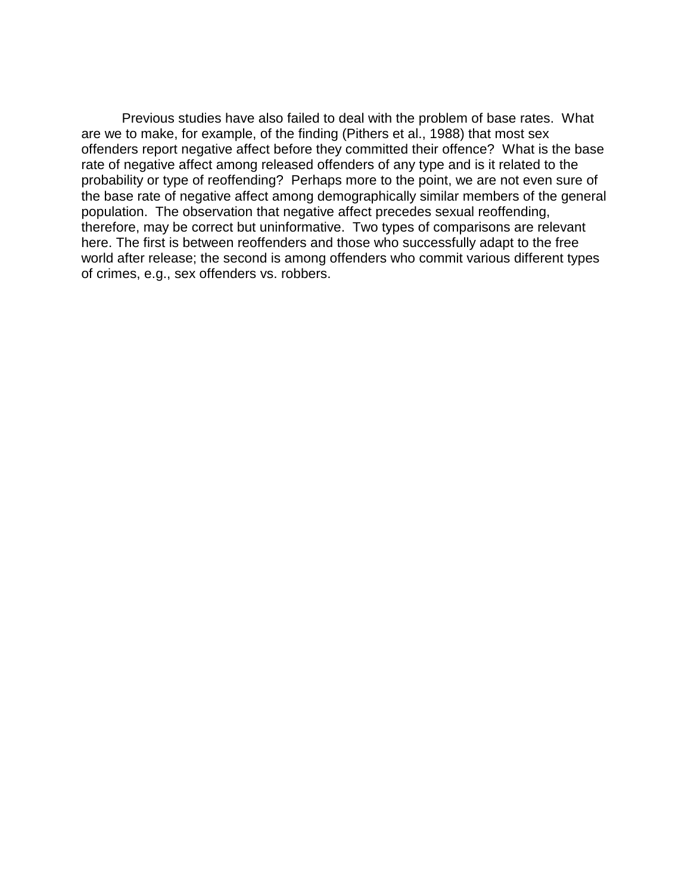Previous studies have also failed to deal with the problem of base rates. What are we to make, for example, of the finding (Pithers et al., 1988) that most sex offenders report negative affect before they committed their offence? What is the base rate of negative affect among released offenders of any type and is it related to the probability or type of reoffending? Perhaps more to the point, we are not even sure of the base rate of negative affect among demographically similar members of the general population. The observation that negative affect precedes sexual reoffending, therefore, may be correct but uninformative. Two types of comparisons are relevant here. The first is between reoffenders and those who successfully adapt to the free world after release; the second is among offenders who commit various different types of crimes, e.g., sex offenders vs. robbers.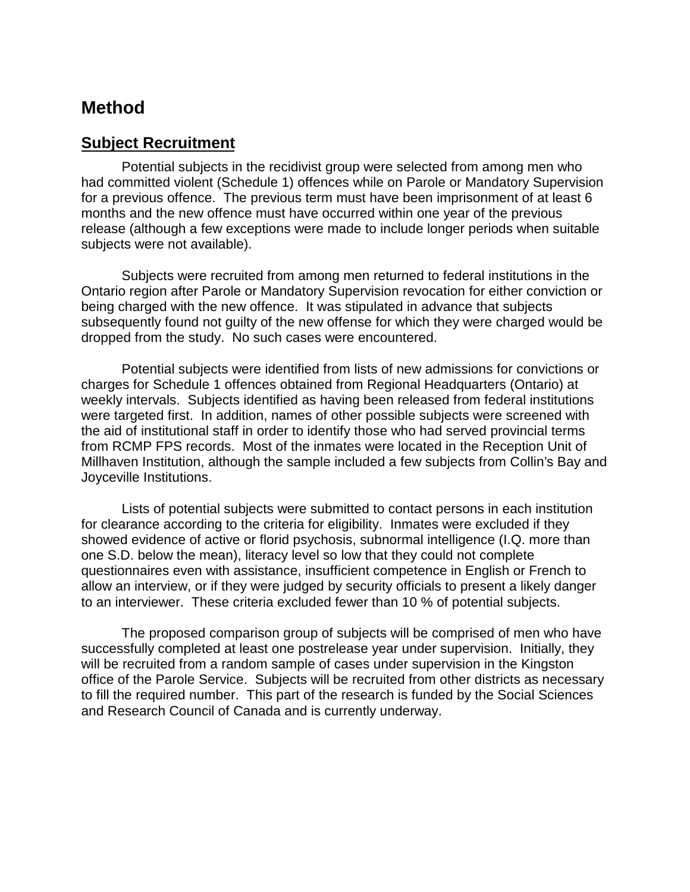# Method

## Subject Recruitment

Potential subjects in the recidivist group were selected from among men who had committed violent (Schedule 1) offences while on Parole or Mandatory Supervision for a previous offence. The previous term must have been imprisonment of at least 6 months and the new offence must have occurred within one year of the previous release (although a few exceptions were made to include longer periods when suitable subjects were not available).

Subjects were recruited from among men returned to federal institutions in the Ontario region after Parole or Mandatory Supervision revocation for either conviction or being charged with the new offence. It was stipulated in advance that subjects subsequently found not guilty of the new offense for which they were charged would be dropped from the study. No such cases were encountered.

Potential subjects were identified from lists of new admissions for convictions or charges for Schedule 1 offences obtained from Regional Headquarters (Ontario) at weekly intervals. Subjects identified as having been released from federal institutions were targeted first. In addition, names of other possible subjects were screened with the aid of institutional staff in order to identify those who had served provincial terms from RCMP FPS records. Most of the inmates were located in the Reception Unit of Millhaven Institution, although the sample included a few subjects from Collin's Bay and Joyceville Institutions.

Lists of potential subjects were submitted to contact persons in each institution for clearance according to the criteria for eligibility. Inmates were excluded if they showed evidence of active or florid psychosis, subnormal intelligence (I.Q. more than one S.D. below the mean), literacy level so low that they could not complete questionnaires even with assistance, insufficient competence in English or French to allow an interview, or if they were judged by security officials to present a likely danger to an interviewer. These criteria excluded fewer than 10 % of potential subjects.

The proposed comparison group of subjects will be comprised of men who have successfully completed at least one postrelease year under supervision. Initially, they will be recruited from a random sample of cases under supervision in the Kingston office of the Parole Service. Subjects will be recruited from other districts as necessary to fill the required number. This part of the research is funded by the Social Sciences and Research Council of Canada and is currently underway.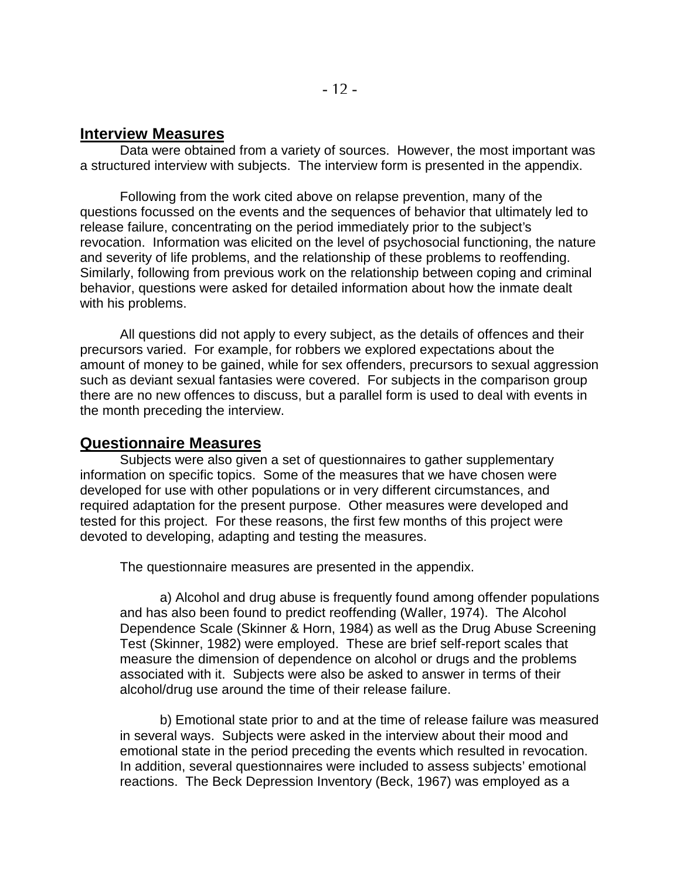## Interview Measures

Data were obtained from a variety of sources. However, the most important was a structured interview with subjects. The interview form is presented in the appendix.

Following from the work cited above on relapse prevention, many of the questions focussed on the events and the sequences of behavior that ultimately led to release failure, concentrating on the period immediately prior to the subject's revocation. Information was elicited on the level of psychosocial functioning, the nature and severity of life problems, and the relationship of these problems to reoffending. Similarly, following from previous work on the relationship between coping and criminal behavior, questions were asked for detailed information about how the inmate dealt with his problems.

All questions did not apply to every subject, as the details of offences and their precursors varied. For example, for robbers we explored expectations about the amount of money to be gained, while for sex offenders, precursors to sexual aggression such as deviant sexual fantasies were covered. For subjects in the comparison group there are no new offences to discuss, but a parallel form is used to deal with events in the month preceding the interview.

## Questionnaire Measures

Subjects were also given a set of questionnaires to gather supplementary information on specific topics. Some of the measures that we have chosen were developed for use with other populations or in very different circumstances, and required adaptation for the present purpose. Other measures were developed and tested for this project. For these reasons, the first few months of this project were devoted to developing, adapting and testing the measures.

The questionnaire measures are presented in the appendix.

a) Alcohol and drug abuse is frequently found among offender populations and has also been found to predict reoffending (Waller, 1974). The Alcohol Dependence Scale (Skinner & Horn, 1984) as well as the Drug Abuse Screening Test (Skinner, 1982) were employed. These are brief self-report scales that measure the dimension of dependence on alcohol or drugs and the problems associated with it. Subjects were also be asked to answer in terms of their alcohol/drug use around the time of their release failure.

b) Emotional state prior to and at the time of release failure was measured in several ways. Subjects were asked in the interview about their mood and emotional state in the period preceding the events which resulted in revocation. In addition, several questionnaires were included to assess subjects' emotional reactions. The Beck Depression Inventory (Beck, 1967) was employed as a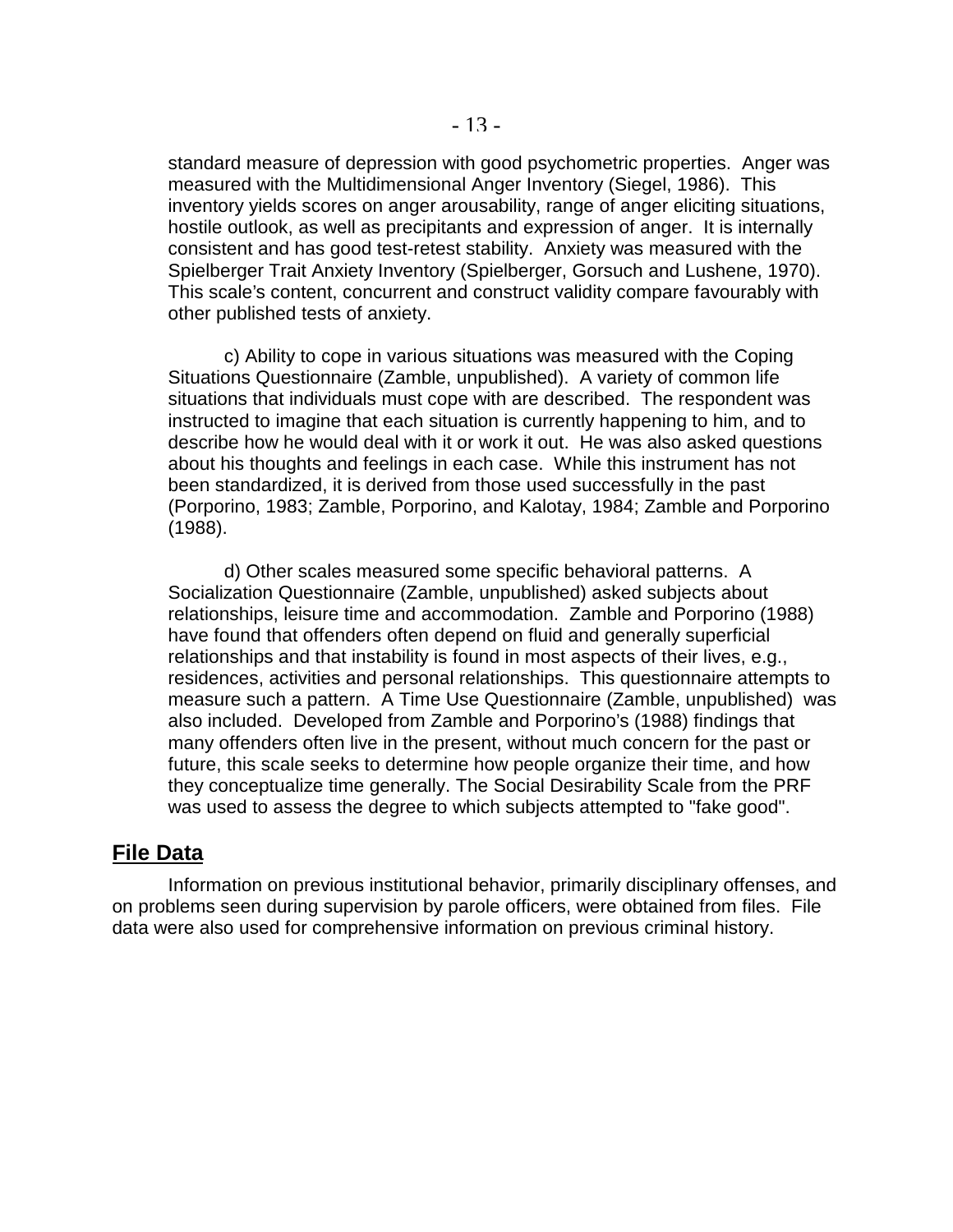standard measure of depression with good psychometric properties. Anger was measured with the Multidimensional Anger Inventory (Siegel, 1986). This inventory yields scores on anger arousability, range of anger eliciting situations, hostile outlook, as well as precipitants and expression of anger. It is internally consistent and has good test-retest stability. Anxiety was measured with the Spielberger Trait Anxiety Inventory (Spielberger, Gorsuch and Lushene, 1970). This scale's content, concurrent and construct validity compare favourably with other published tests of anxiety.

c) Ability to cope in various situations was measured with the Coping Situations Questionnaire (Zamble, unpublished). A variety of common life situations that individuals must cope with are described. The respondent was instructed to imagine that each situation is currently happening to him, and to describe how he would deal with it or work it out. He was also asked questions about his thoughts and feelings in each case. While this instrument has not been standardized, it is derived from those used successfully in the past (Porporino, 1983; Zamble, Porporino, and Kalotay, 1984; Zamble and Porporino (1988).

d) Other scales measured some specific behavioral patterns. A Socialization Questionnaire (Zamble, unpublished) asked subjects about relationships, leisure time and accommodation. Zamble and Porporino (1988) have found that offenders often depend on fluid and generally superficial relationships and that instability is found in most aspects of their lives, e.g., residences, activities and personal relationships. This questionnaire attempts to measure such a pattern. A Time Use Questionnaire (Zamble, unpublished) was also included. Developed from Zamble and Porporino's (1988) findings that many offenders often live in the present, without much concern for the past or future, this scale seeks to determine how people organize their time, and how they conceptualize time generally. The Social Desirability Scale from the PRF was used to assess the degree to which subjects attempted to "fake good".

## File Data

Information on previous institutional behavior, primarily disciplinary offenses, and on problems seen during supervision by parole officers, were obtained from files. File data were also used for comprehensive information on previous criminal history.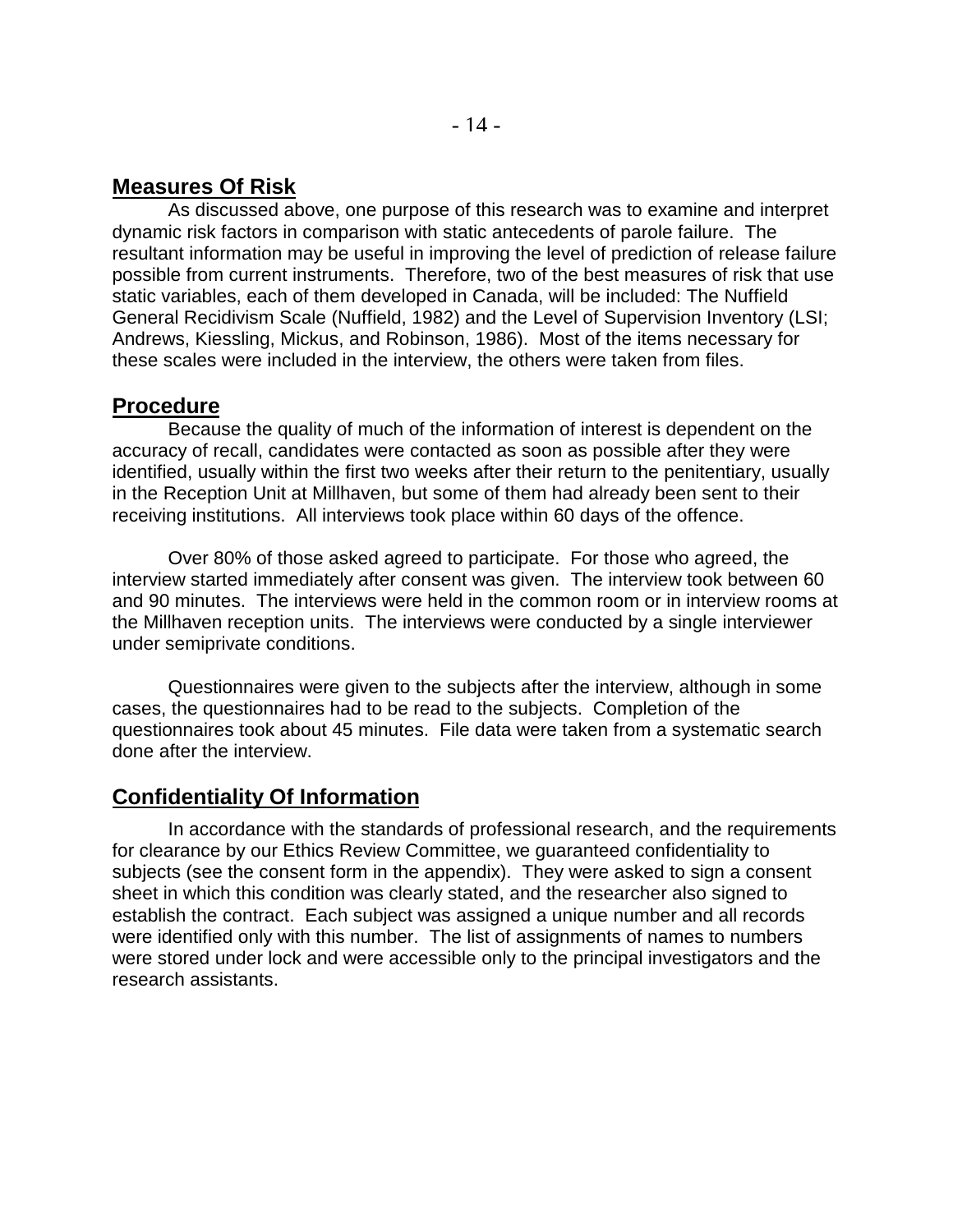## Measures Of Risk

As discussed above, one purpose of this research was to examine and interpret dynamic risk factors in comparison with static antecedents of parole failure. The resultant information may be useful in improving the level of prediction of release failure possible from current instruments. Therefore, two of the best measures of risk that use static variables, each of them developed in Canada, will be included: The Nuffield General Recidivism Scale (Nuffield, 1982) and the Level of Supervision Inventory (LSI; Andrews, Kiessling, Mickus, and Robinson, 1986). Most of the items necessary for these scales were included in the interview, the others were taken from files.

## Procedure

Because the quality of much of the information of interest is dependent on the accuracy of recall, candidates were contacted as soon as possible after they were identified, usually within the first two weeks after their return to the penitentiary, usually in the Reception Unit at Millhaven, but some of them had already been sent to their receiving institutions. All interviews took place within 60 days of the offence.

Over 80% of those asked agreed to participate. For those who agreed, the interview started immediately after consent was given. The interview took between 60 and 90 minutes. The interviews were held in the common room or in interview rooms at the Millhaven reception units. The interviews were conducted by a single interviewer under semiprivate conditions.

Questionnaires were given to the subjects after the interview, although in some cases, the questionnaires had to be read to the subjects. Completion of the questionnaires took about 45 minutes. File data were taken from a systematic search done after the interview.

## Confidentiality Of Information

In accordance with the standards of professional research, and the requirements for clearance by our Ethics Review Committee, we guaranteed confidentiality to subjects (see the consent form in the appendix). They were asked to sign a consent sheet in which this condition was clearly stated, and the researcher also signed to establish the contract. Each subject was assigned a unique number and all records were identified only with this number. The list of assignments of names to numbers were stored under lock and were accessible only to the principal investigators and the research assistants.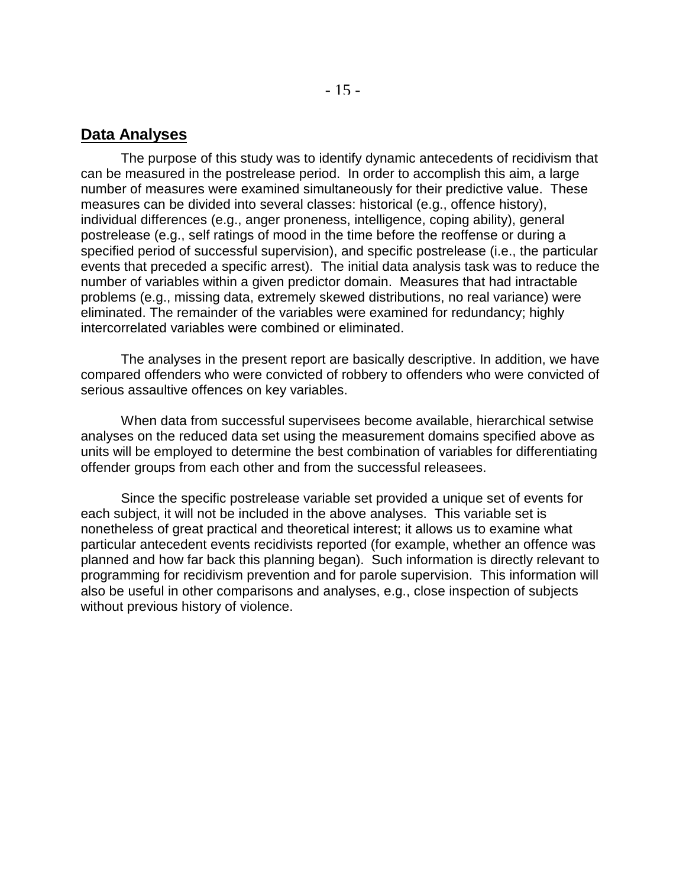## Data Analyses

The purpose of this study was to identify dynamic antecedents of recidivism that can be measured in the postrelease period. In order to accomplish this aim, a large number of measures were examined simultaneously for their predictive value. These measures can be divided into several classes: historical (e.g., offence history), individual differences (e.g., anger proneness, intelligence, coping ability), general postrelease (e.g., self ratings of mood in the time before the reoffense or during a specified period of successful supervision), and specific postrelease (i.e., the particular events that preceded a specific arrest). The initial data analysis task was to reduce the number of variables within a given predictor domain. Measures that had intractable problems (e.g., missing data, extremely skewed distributions, no real variance) were eliminated. The remainder of the variables were examined for redundancy; highly intercorrelated variables were combined or eliminated.

The analyses in the present report are basically descriptive. In addition, we have compared offenders who were convicted of robbery to offenders who were convicted of serious assaultive offences on key variables.

When data from successful supervisees become available, hierarchical setwise analyses on the reduced data set using the measurement domains specified above as units will be employed to determine the best combination of variables for differentiating offender groups from each other and from the successful releasees.

Since the specific postrelease variable set provided a unique set of events for each subject, it will not be included in the above analyses. This variable set is nonetheless of great practical and theoretical interest; it allows us to examine what particular antecedent events recidivists reported (for example, whether an offence was planned and how far back this planning began). Such information is directly relevant to programming for recidivism prevention and for parole supervision. This information will also be useful in other comparisons and analyses, e.g., close inspection of subjects without previous history of violence.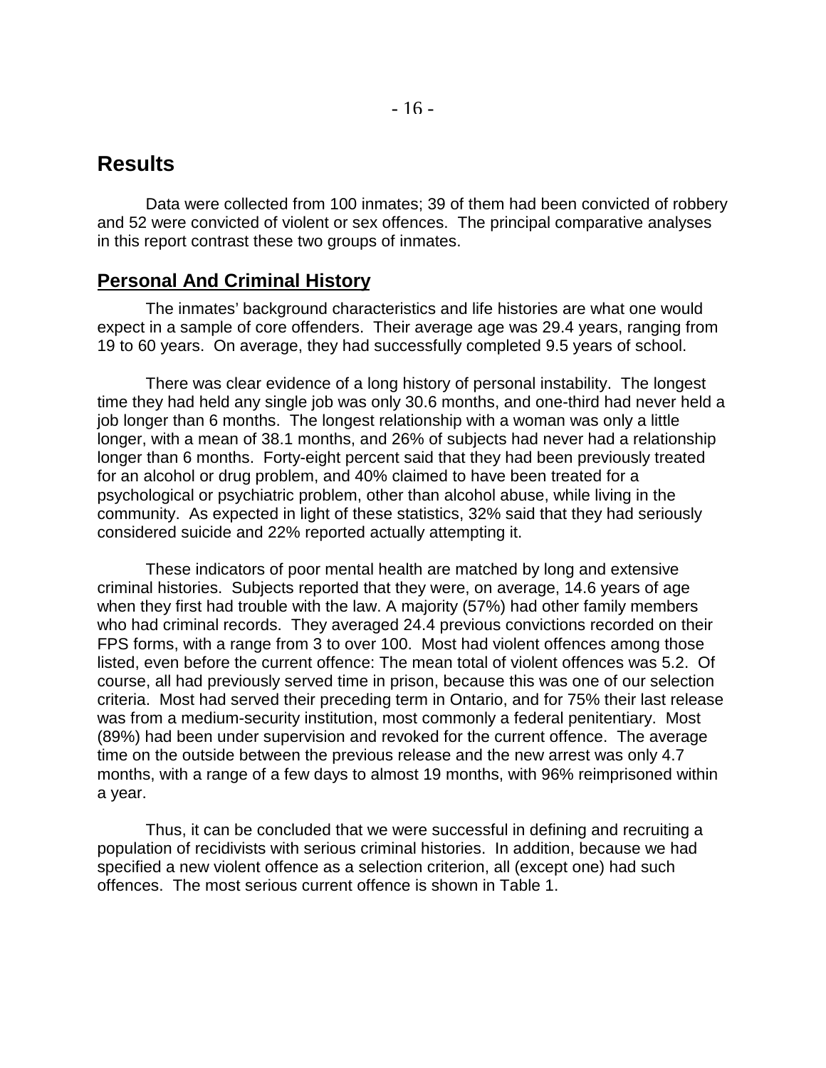# Results

Data were collected from 100 inmates; 39 of them had been convicted of robbery and 52 were convicted of violent or sex offences. The principal comparative analyses in this report contrast these two groups of inmates.

## Personal And Criminal History

The inmates' background characteristics and life histories are what one would expect in a sample of core offenders. Their average age was 29.4 years, ranging from 19 to 60 years. On average, they had successfully completed 9.5 years of school.

There was clear evidence of a long history of personal instability. The longest time they had held any single job was only 30.6 months, and one-third had never held a job longer than 6 months. The longest relationship with a woman was only a little longer, with a mean of 38.1 months, and 26% of subjects had never had a relationship longer than 6 months. Forty-eight percent said that they had been previously treated for an alcohol or drug problem, and 40% claimed to have been treated for a psychological or psychiatric problem, other than alcohol abuse, while living in the community. As expected in light of these statistics, 32% said that they had seriously considered suicide and 22% reported actually attempting it.

These indicators of poor mental health are matched by long and extensive criminal histories. Subjects reported that they were, on average, 14.6 years of age when they first had trouble with the law. A majority (57%) had other family members who had criminal records. They averaged 24.4 previous convictions recorded on their FPS forms, with a range from 3 to over 100. Most had violent offences among those listed, even before the current offence: The mean total of violent offences was 5.2. Of course, all had previously served time in prison, because this was one of our selection criteria. Most had served their preceding term in Ontario, and for 75% their last release was from a medium-security institution, most commonly a federal penitentiary. Most (89%) had been under supervision and revoked for the current offence. The average time on the outside between the previous release and the new arrest was only 4.7 months, with a range of a few days to almost 19 months, with 96% reimprisoned within a year.

Thus, it can be concluded that we were successful in defining and recruiting a population of recidivists with serious criminal histories. In addition, because we had specified a new violent offence as a selection criterion, all (except one) had such offences. The most serious current offence is shown in Table 1.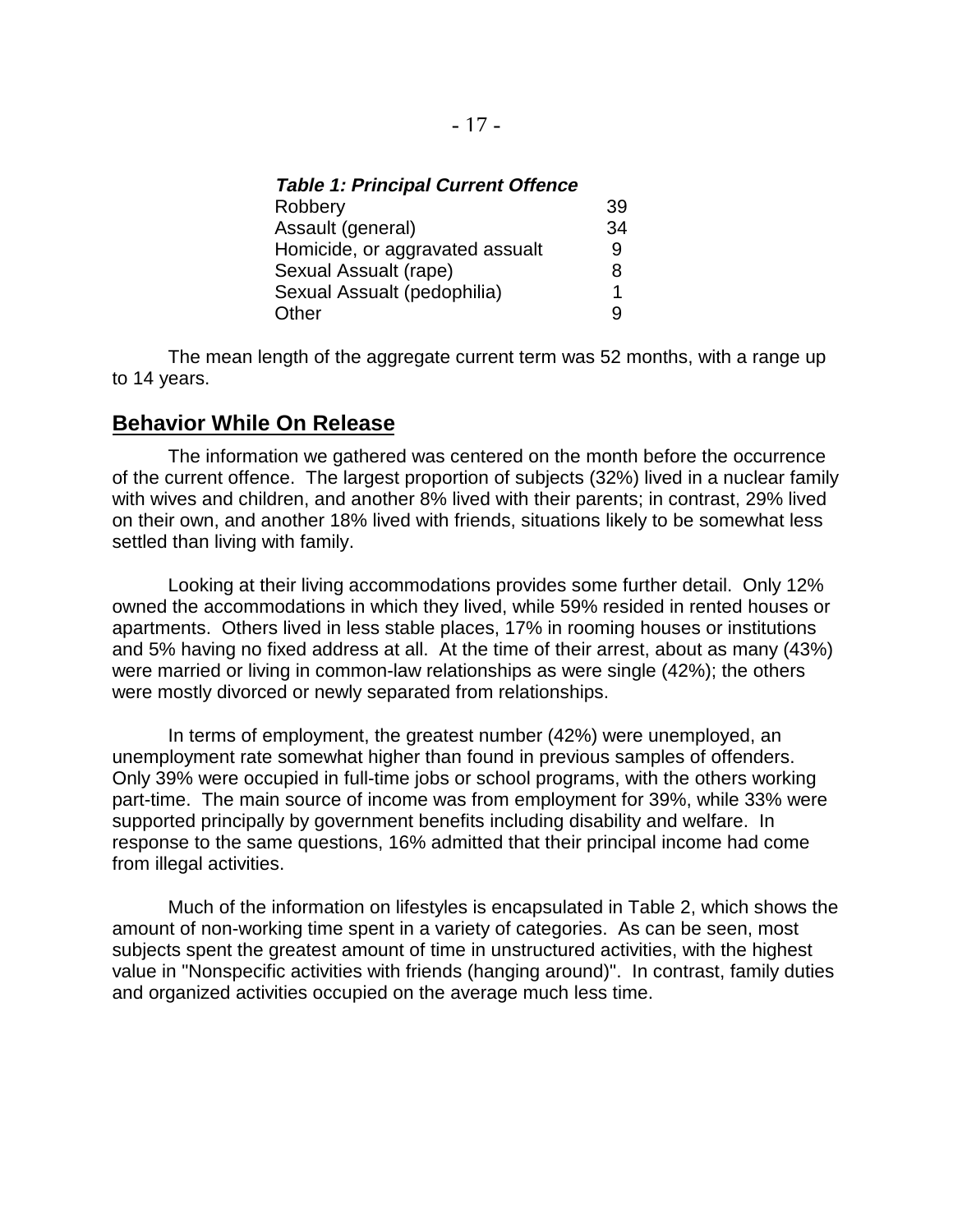*Table 1: Principal Current Offence*

| Offence | |
|---|---|
| Robbery | 39 |
| Assault (general) | 34 |
| Homicide, or aggravated assualt | 9 |
| Sexual Assualt (rape) | 8 |
| Sexual Assualt (pedophilia) | 1 |
| Other | 9 |

The mean length of the aggregate current term was 52 months, with a range up to 14 years.

## Behavior While On Release

The information we gathered was centered on the month before the occurrence of the current offence. The largest proportion of subjects (32%) lived in a nuclear family with wives and children, and another 8% lived with their parents; in contrast, 29% lived on their own, and another 18% lived with friends, situations likely to be somewhat less settled than living with family.

Looking at their living accommodations provides some further detail. Only 12% owned the accommodations in which they lived, while 59% resided in rented houses or apartments. Others lived in less stable places, 17% in rooming houses or institutions and 5% having no fixed address at all. At the time of their arrest, about as many (43%) were married or living in common-law relationships as were single (42%); the others were mostly divorced or newly separated from relationships.

In terms of employment, the greatest number (42%) were unemployed, an unemployment rate somewhat higher than found in previous samples of offenders. Only 39% were occupied in full-time jobs or school programs, with the others working part-time. The main source of income was from employment for 39%, while 33% were supported principally by government benefits including disability and welfare. In response to the same questions, 16% admitted that their principal income had come from illegal activities.

Much of the information on lifestyles is encapsulated in Table 2, which shows the amount of non-working time spent in a variety of categories. As can be seen, most subjects spent the greatest amount of time in unstructured activities, with the highest value in "Nonspecific activities with friends (hanging around)". In contrast, family duties and organized activities occupied on the average much less time.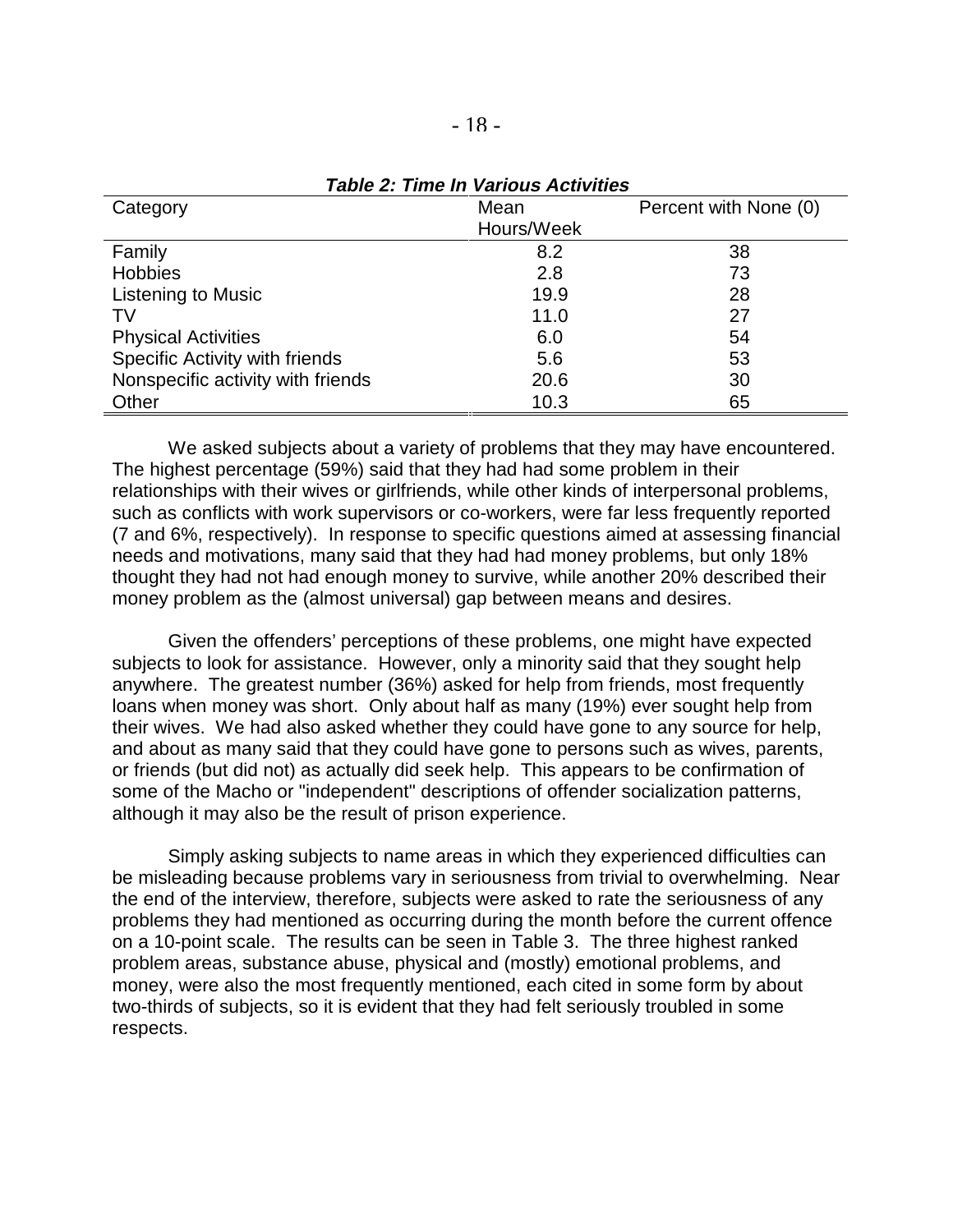***Table 2: Time In Various Activities***

| Category | Mean Hours/Week | Percent with None (0) |
|---|---|---|
| Family | 8.2 | 38 |
| Hobbies | 2.8 | 73 |
| Listening to Music | 19.9 | 28 |
| TV | 11.0 | 27 |
| Physical Activities | 6.0 | 54 |
| Specific Activity with friends | 5.6 | 53 |
| Nonspecific activity with friends | 20.6 | 30 |
| Other | 10.3 | 65 |

We asked subjects about a variety of problems that they may have encountered. The highest percentage (59%) said that they had had some problem in their relationships with their wives or girlfriends, while other kinds of interpersonal problems, such as conflicts with work supervisors or co-workers, were far less frequently reported (7 and 6%, respectively). In response to specific questions aimed at assessing financial needs and motivations, many said that they had had money problems, but only 18% thought they had not had enough money to survive, while another 20% described their money problem as the (almost universal) gap between means and desires.

Given the offenders' perceptions of these problems, one might have expected subjects to look for assistance. However, only a minority said that they sought help anywhere. The greatest number (36%) asked for help from friends, most frequently loans when money was short. Only about half as many (19%) ever sought help from their wives. We had also asked whether they could have gone to any source for help, and about as many said that they could have gone to persons such as wives, parents, or friends (but did not) as actually did seek help. This appears to be confirmation of some of the Macho or "independent" descriptions of offender socialization patterns, although it may also be the result of prison experience.

Simply asking subjects to name areas in which they experienced difficulties can be misleading because problems vary in seriousness from trivial to overwhelming. Near the end of the interview, therefore, subjects were asked to rate the seriousness of any problems they had mentioned as occurring during the month before the current offence on a 10-point scale. The results can be seen in Table 3. The three highest ranked problem areas, substance abuse, physical and (mostly) emotional problems, and money, were also the most frequently mentioned, each cited in some form by about two-thirds of subjects, so it is evident that they had felt seriously troubled in some respects.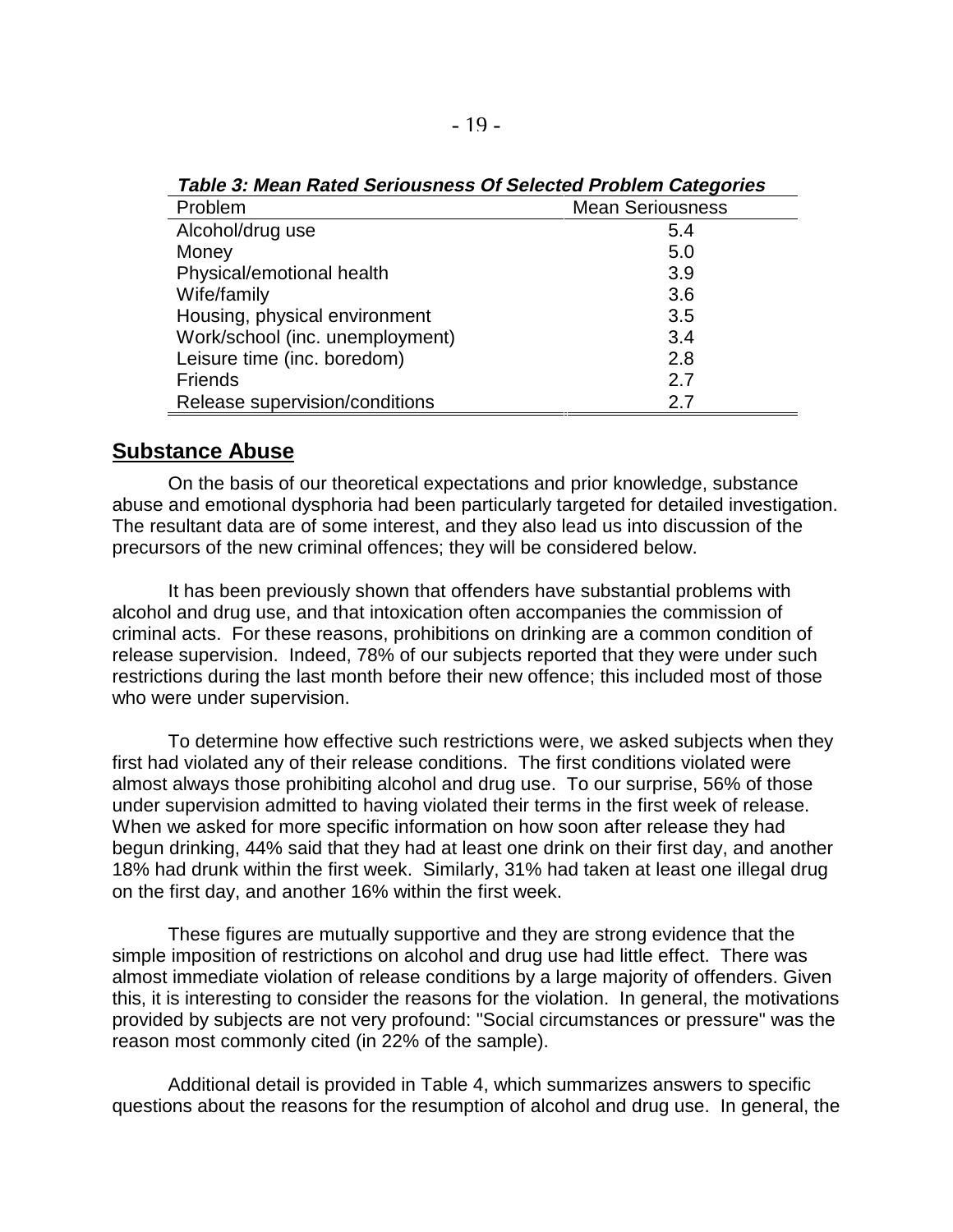***Table 3: Mean Rated Seriousness Of Selected Problem Categories***

| Problem | Mean Seriousness |
| --- | --- |
| Alcohol/drug use | 5.4 |
| Money | 5.0 |
| Physical/emotional health | 3.9 |
| Wife/family | 3.6 |
| Housing, physical environment | 3.5 |
| Work/school (inc. unemployment) | 3.4 |
| Leisure time (inc. boredom) | 2.8 |
| Friends | 2.7 |
| Release supervision/conditions | 2.7 |

## Substance Abuse

On the basis of our theoretical expectations and prior knowledge, substance abuse and emotional dysphoria had been particularly targeted for detailed investigation. The resultant data are of some interest, and they also lead us into discussion of the precursors of the new criminal offences; they will be considered below.

It has been previously shown that offenders have substantial problems with alcohol and drug use, and that intoxication often accompanies the commission of criminal acts. For these reasons, prohibitions on drinking are a common condition of release supervision. Indeed, 78% of our subjects reported that they were under such restrictions during the last month before their new offence; this included most of those who were under supervision.

To determine how effective such restrictions were, we asked subjects when they first had violated any of their release conditions. The first conditions violated were almost always those prohibiting alcohol and drug use. To our surprise, 56% of those under supervision admitted to having violated their terms in the first week of release. When we asked for more specific information on how soon after release they had begun drinking, 44% said that they had at least one drink on their first day, and another 18% had drunk within the first week. Similarly, 31% had taken at least one illegal drug on the first day, and another 16% within the first week.

These figures are mutually supportive and they are strong evidence that the simple imposition of restrictions on alcohol and drug use had little effect. There was almost immediate violation of release conditions by a large majority of offenders. Given this, it is interesting to consider the reasons for the violation. In general, the motivations provided by subjects are not very profound: "Social circumstances or pressure" was the reason most commonly cited (in 22% of the sample).

Additional detail is provided in Table 4, which summarizes answers to specific questions about the reasons for the resumption of alcohol and drug use. In general, the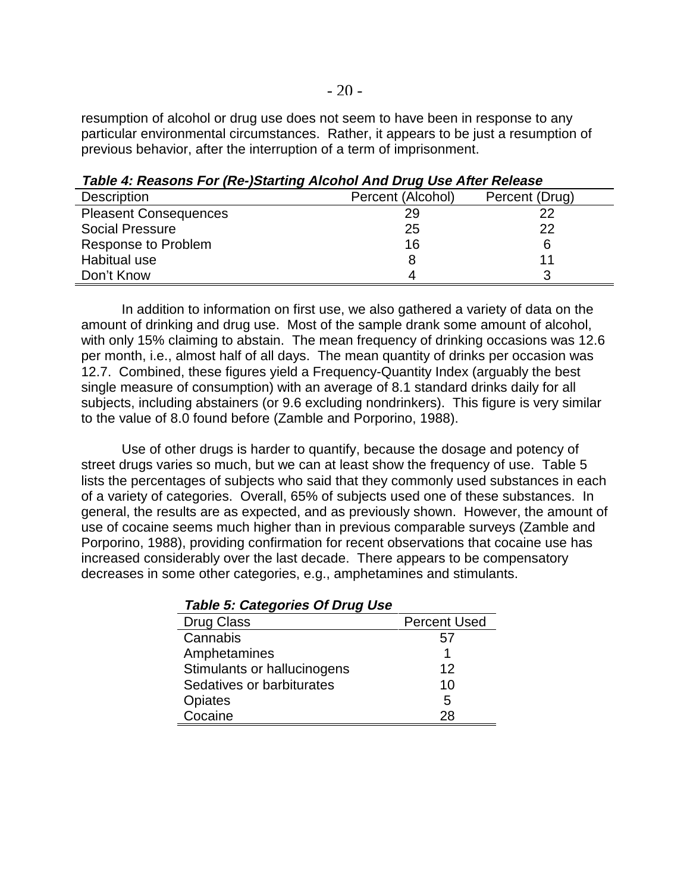resumption of alcohol or drug use does not seem to have been in response to any particular environmental circumstances. Rather, it appears to be just a resumption of previous behavior, after the interruption of a term of imprisonment.

***Table 4: Reasons For (Re-)Starting Alcohol And Drug Use After Release***

| Description | Percent (Alcohol) | Percent (Drug) |
|---|---|---|
| Pleasent Consequences | 29 | 22 |
| Social Pressure | 25 | 22 |
| Response to Problem | 16 | 6 |
| Habitual use | 8 | 11 |
| Don't Know | 4 | 3 |

In addition to information on first use, we also gathered a variety of data on the amount of drinking and drug use. Most of the sample drank some amount of alcohol, with only 15% claiming to abstain. The mean frequency of drinking occasions was 12.6 per month, i.e., almost half of all days. The mean quantity of drinks per occasion was 12.7. Combined, these figures yield a Frequency-Quantity Index (arguably the best single measure of consumption) with an average of 8.1 standard drinks daily for all subjects, including abstainers (or 9.6 excluding nondrinkers). This figure is very similar to the value of 8.0 found before (Zamble and Porporino, 1988).

Use of other drugs is harder to quantify, because the dosage and potency of street drugs varies so much, but we can at least show the frequency of use. Table 5 lists the percentages of subjects who said that they commonly used substances in each of a variety of categories. Overall, 65% of subjects used one of these substances. In general, the results are as expected, and as previously shown. However, the amount of use of cocaine seems much higher than in previous comparable surveys (Zamble and Porporino, 1988), providing confirmation for recent observations that cocaine use has increased considerably over the last decade. There appears to be compensatory decreases in some other categories, e.g., amphetamines and stimulants.

***Table 5: Categories Of Drug Use***

| Drug Class | Percent Used |
|---|---|
| Cannabis | 57 |
| Amphetamines | 1 |
| Stimulants or hallucinogens | 12 |
| Sedatives or barbiturates | 10 |
| Opiates | 5 |
| Cocaine | 28 |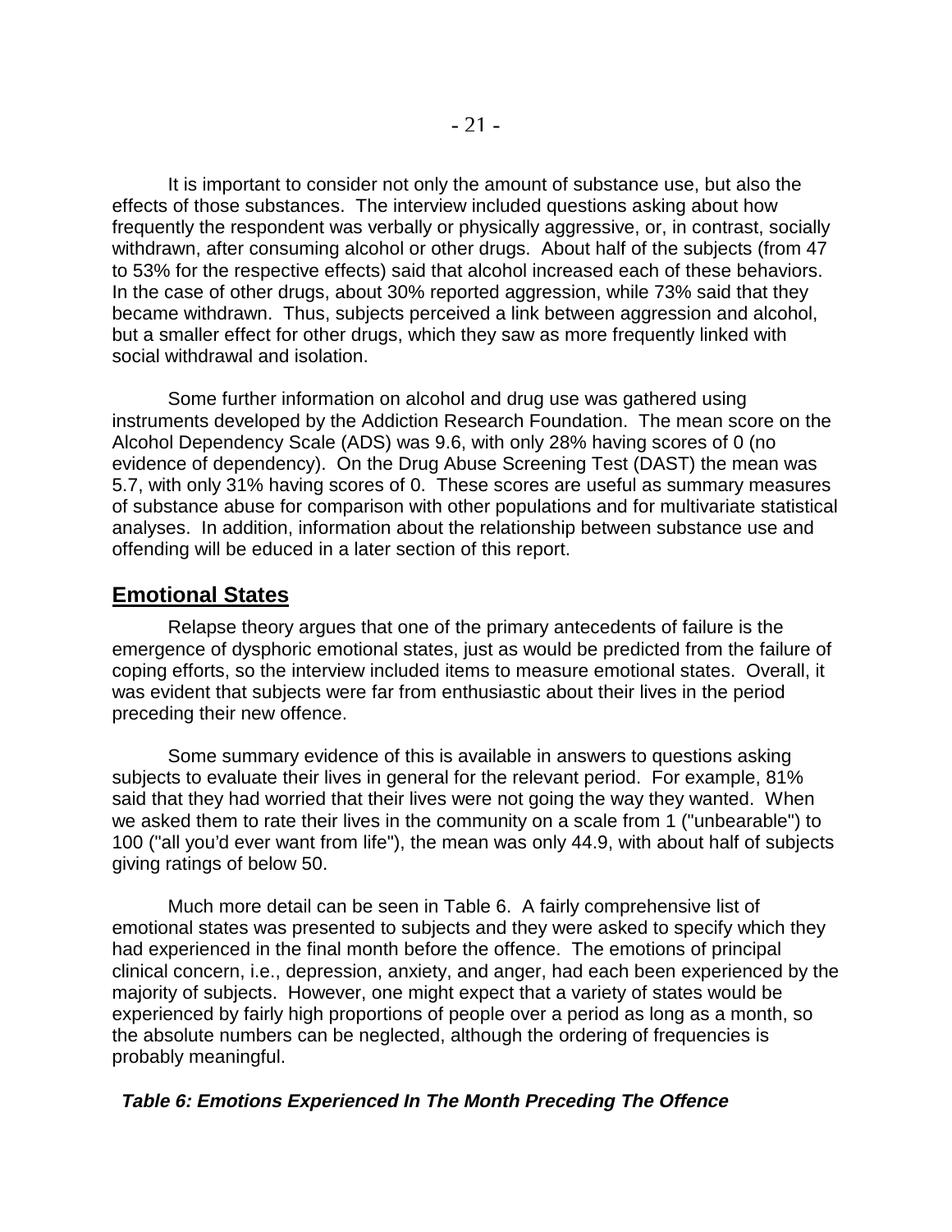It is important to consider not only the amount of substance use, but also the effects of those substances. The interview included questions asking about how frequently the respondent was verbally or physically aggressive, or, in contrast, socially withdrawn, after consuming alcohol or other drugs. About half of the subjects (from 47 to 53% for the respective effects) said that alcohol increased each of these behaviors. In the case of other drugs, about 30% reported aggression, while 73% said that they became withdrawn. Thus, subjects perceived a link between aggression and alcohol, but a smaller effect for other drugs, which they saw as more frequently linked with social withdrawal and isolation.

Some further information on alcohol and drug use was gathered using instruments developed by the Addiction Research Foundation. The mean score on the Alcohol Dependency Scale (ADS) was 9.6, with only 28% having scores of 0 (no evidence of dependency). On the Drug Abuse Screening Test (DAST) the mean was 5.7, with only 31% having scores of 0. These scores are useful as summary measures of substance abuse for comparison with other populations and for multivariate statistical analyses. In addition, information about the relationship between substance use and offending will be educed in a later section of this report.

## Emotional States

Relapse theory argues that one of the primary antecedents of failure is the emergence of dysphoric emotional states, just as would be predicted from the failure of coping efforts, so the interview included items to measure emotional states. Overall, it was evident that subjects were far from enthusiastic about their lives in the period preceding their new offence.

Some summary evidence of this is available in answers to questions asking subjects to evaluate their lives in general for the relevant period. For example, 81% said that they had worried that their lives were not going the way they wanted. When we asked them to rate their lives in the community on a scale from 1 ("unbearable") to 100 ("all you'd ever want from life"), the mean was only 44.9, with about half of subjects giving ratings of below 50.

Much more detail can be seen in Table 6. A fairly comprehensive list of emotional states was presented to subjects and they were asked to specify which they had experienced in the final month before the offence. The emotions of principal clinical concern, i.e., depression, anxiety, and anger, had each been experienced by the majority of subjects. However, one might expect that a variety of states would be experienced by fairly high proportions of people over a period as long as a month, so the absolute numbers can be neglected, although the ordering of frequencies is probably meaningful.

***Table 6: Emotions Experienced In The Month Preceding The Offence***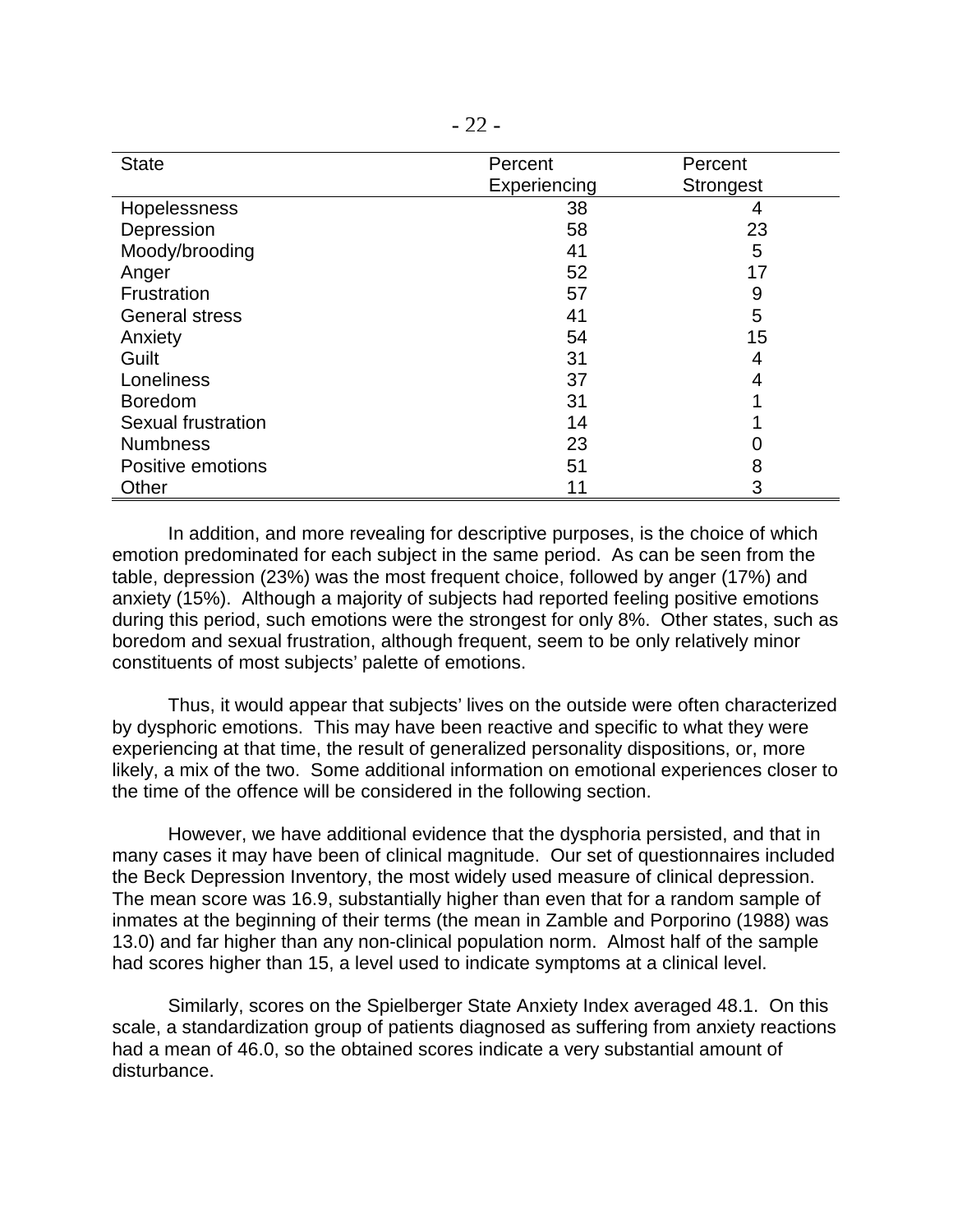| State | Percent Experiencing | Percent Strongest |
|---|---|---|
| Hopelessness | 38 | 4 |
| Depression | 58 | 23 |
| Moody/brooding | 41 | 5 |
| Anger | 52 | 17 |
| Frustration | 57 | 9 |
| General stress | 41 | 5 |
| Anxiety | 54 | 15 |
| Guilt | 31 | 4 |
| Loneliness | 37 | 4 |
| Boredom | 31 | 1 |
| Sexual frustration | 14 | 1 |
| Numbness | 23 | 0 |
| Positive emotions | 51 | 8 |
| Other | 11 | 3 |

In addition, and more revealing for descriptive purposes, is the choice of which emotion predominated for each subject in the same period. As can be seen from the table, depression (23%) was the most frequent choice, followed by anger (17%) and anxiety (15%). Although a majority of subjects had reported feeling positive emotions during this period, such emotions were the strongest for only 8%. Other states, such as boredom and sexual frustration, although frequent, seem to be only relatively minor constituents of most subjects' palette of emotions.

Thus, it would appear that subjects' lives on the outside were often characterized by dysphoric emotions. This may have been reactive and specific to what they were experiencing at that time, the result of generalized personality dispositions, or, more likely, a mix of the two. Some additional information on emotional experiences closer to the time of the offence will be considered in the following section.

However, we have additional evidence that the dysphoria persisted, and that in many cases it may have been of clinical magnitude. Our set of questionnaires included the Beck Depression Inventory, the most widely used measure of clinical depression. The mean score was 16.9, substantially higher than even that for a random sample of inmates at the beginning of their terms (the mean in Zamble and Porporino (1988) was 13.0) and far higher than any non-clinical population norm. Almost half of the sample had scores higher than 15, a level used to indicate symptoms at a clinical level.

Similarly, scores on the Spielberger State Anxiety Index averaged 48.1. On this scale, a standardization group of patients diagnosed as suffering from anxiety reactions had a mean of 46.0, so the obtained scores indicate a very substantial amount of disturbance.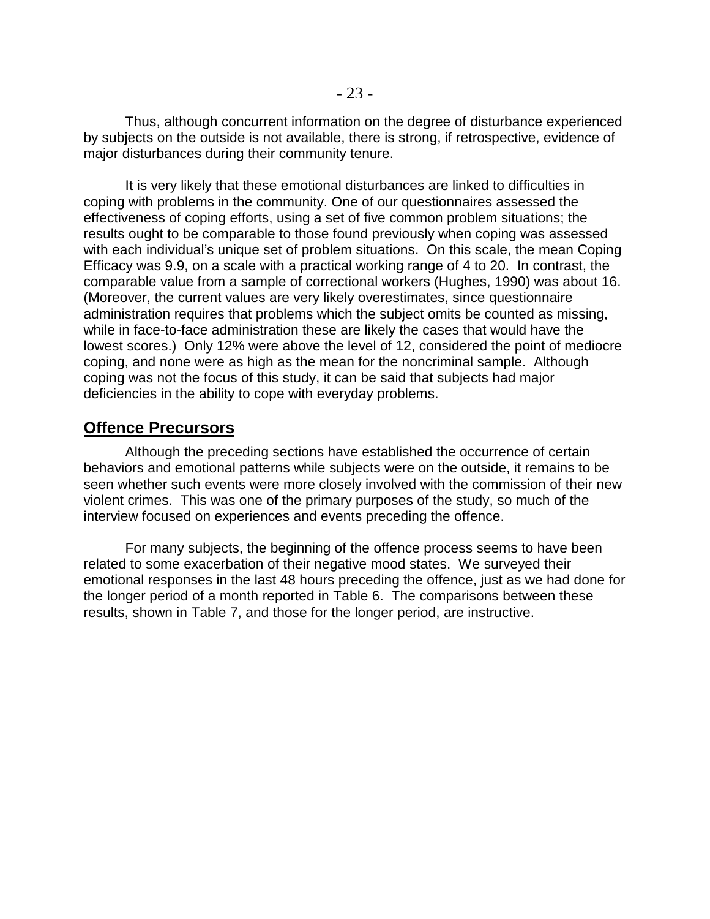Thus, although concurrent information on the degree of disturbance experienced by subjects on the outside is not available, there is strong, if retrospective, evidence of major disturbances during their community tenure.

It is very likely that these emotional disturbances are linked to difficulties in coping with problems in the community. One of our questionnaires assessed the effectiveness of coping efforts, using a set of five common problem situations; the results ought to be comparable to those found previously when coping was assessed with each individual's unique set of problem situations. On this scale, the mean Coping Efficacy was 9.9, on a scale with a practical working range of 4 to 20. In contrast, the comparable value from a sample of correctional workers (Hughes, 1990) was about 16. (Moreover, the current values are very likely overestimates, since questionnaire administration requires that problems which the subject omits be counted as missing, while in face-to-face administration these are likely the cases that would have the lowest scores.) Only 12% were above the level of 12, considered the point of mediocre coping, and none were as high as the mean for the noncriminal sample. Although coping was not the focus of this study, it can be said that subjects had major deficiencies in the ability to cope with everyday problems.

## Offence Precursors

Although the preceding sections have established the occurrence of certain behaviors and emotional patterns while subjects were on the outside, it remains to be seen whether such events were more closely involved with the commission of their new violent crimes. This was one of the primary purposes of the study, so much of the interview focused on experiences and events preceding the offence.

For many subjects, the beginning of the offence process seems to have been related to some exacerbation of their negative mood states. We surveyed their emotional responses in the last 48 hours preceding the offence, just as we had done for the longer period of a month reported in Table 6. The comparisons between these results, shown in Table 7, and those for the longer period, are instructive.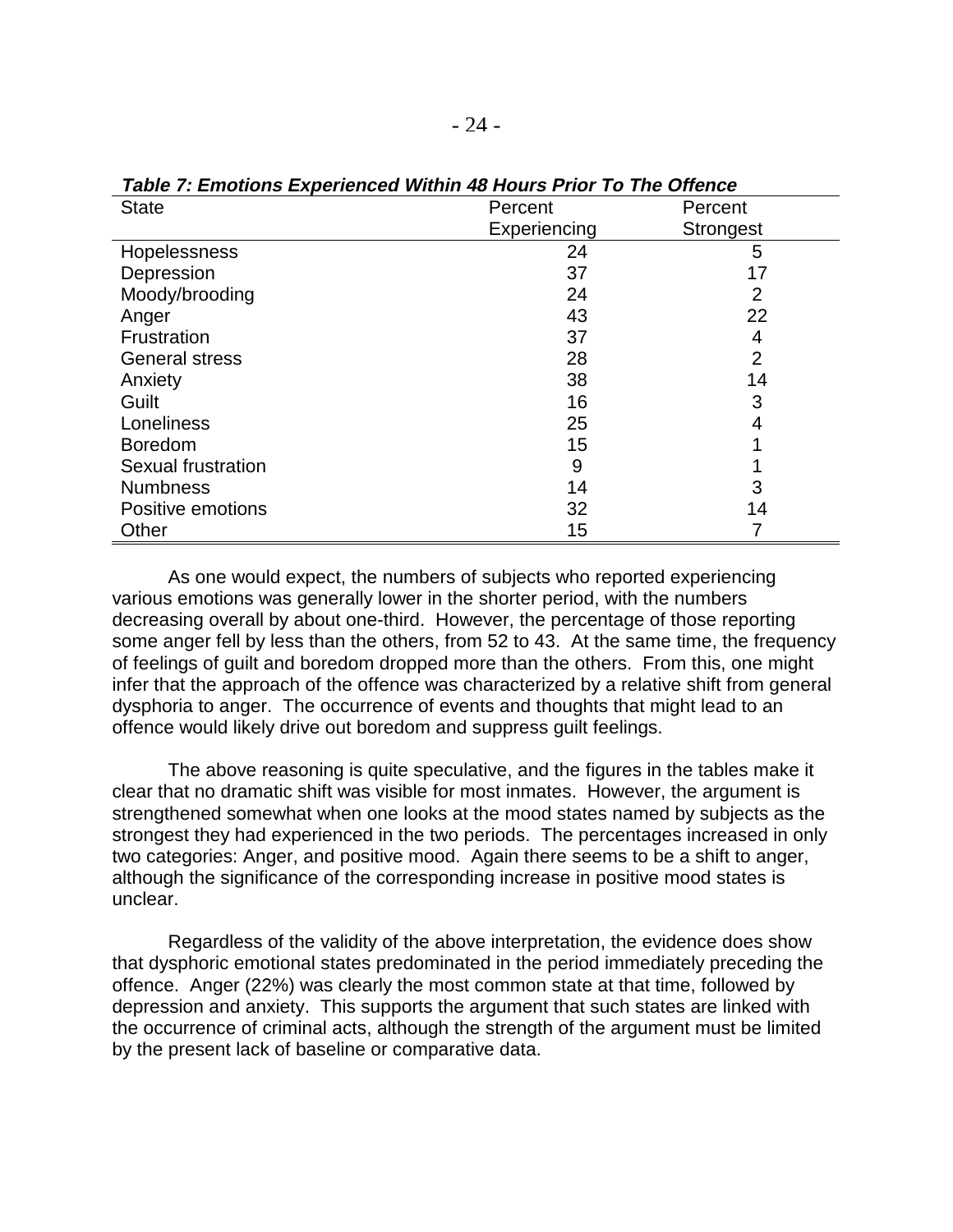***Table 7: Emotions Experienced Within 48 Hours Prior To The Offence***

| State | Percent Experiencing | Percent Strongest |
|---|---|---|
| Hopelessness | 24 | 5 |
| Depression | 37 | 17 |
| Moody/brooding | 24 | 2 |
| Anger | 43 | 22 |
| Frustration | 37 | 4 |
| General stress | 28 | 2 |
| Anxiety | 38 | 14 |
| Guilt | 16 | 3 |
| Loneliness | 25 | 4 |
| Boredom | 15 | 1 |
| Sexual frustration | 9 | 1 |
| Numbness | 14 | 3 |
| Positive emotions | 32 | 14 |
| Other | 15 | 7 |

As one would expect, the numbers of subjects who reported experiencing various emotions was generally lower in the shorter period, with the numbers decreasing overall by about one-third. However, the percentage of those reporting some anger fell by less than the others, from 52 to 43. At the same time, the frequency of feelings of guilt and boredom dropped more than the others. From this, one might infer that the approach of the offence was characterized by a relative shift from general dysphoria to anger. The occurrence of events and thoughts that might lead to an offence would likely drive out boredom and suppress guilt feelings.

The above reasoning is quite speculative, and the figures in the tables make it clear that no dramatic shift was visible for most inmates. However, the argument is strengthened somewhat when one looks at the mood states named by subjects as the strongest they had experienced in the two periods. The percentages increased in only two categories: Anger, and positive mood. Again there seems to be a shift to anger, although the significance of the corresponding increase in positive mood states is unclear.

Regardless of the validity of the above interpretation, the evidence does show that dysphoric emotional states predominated in the period immediately preceding the offence. Anger (22%) was clearly the most common state at that time, followed by depression and anxiety. This supports the argument that such states are linked with the occurrence of criminal acts, although the strength of the argument must be limited by the present lack of baseline or comparative data.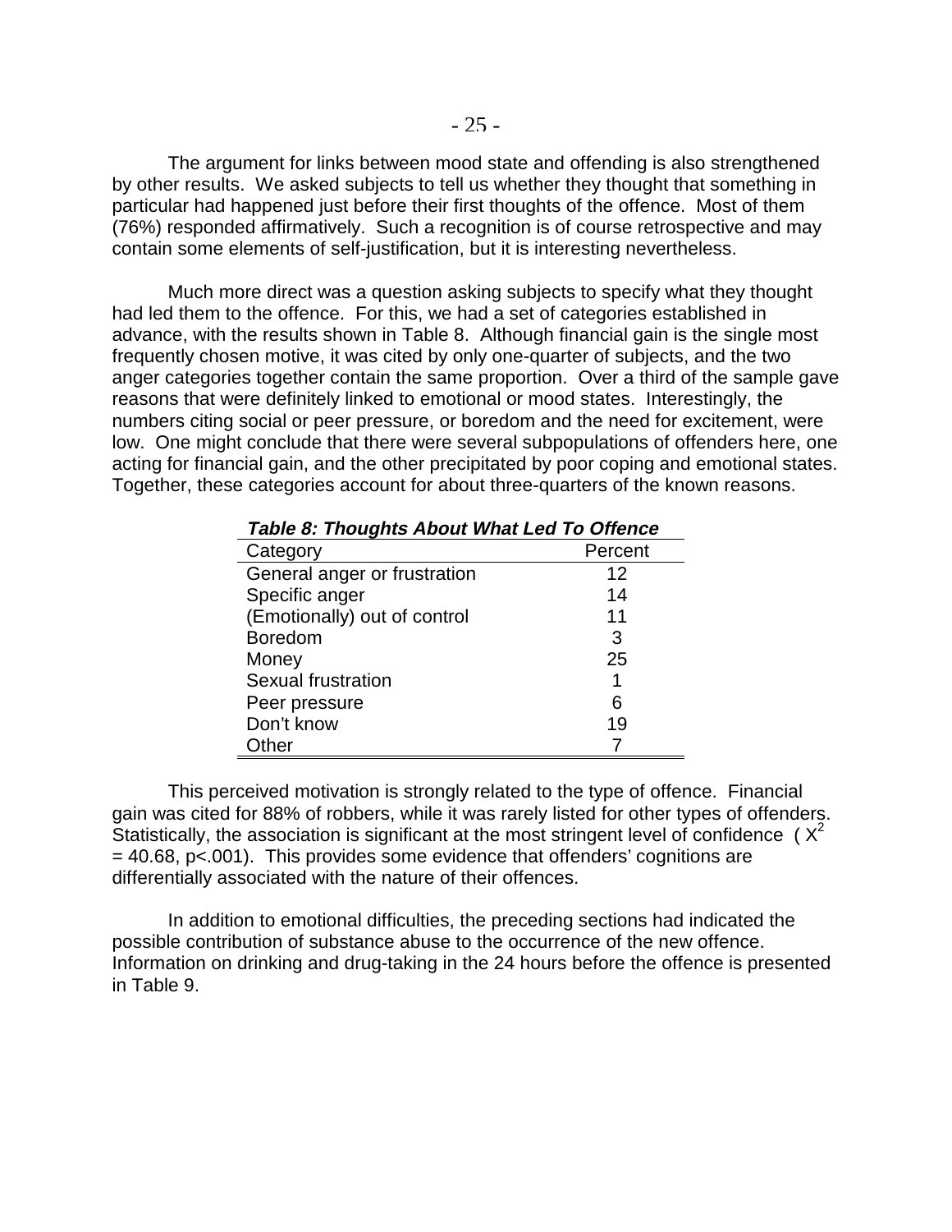The argument for links between mood state and offending is also strengthened by other results. We asked subjects to tell us whether they thought that something in particular had happened just before their first thoughts of the offence. Most of them (76%) responded affirmatively. Such a recognition is of course retrospective and may contain some elements of self-justification, but it is interesting nevertheless.

Much more direct was a question asking subjects to specify what they thought had led them to the offence. For this, we had a set of categories established in advance, with the results shown in Table 8. Although financial gain is the single most frequently chosen motive, it was cited by only one-quarter of subjects, and the two anger categories together contain the same proportion. Over a third of the sample gave reasons that were definitely linked to emotional or mood states. Interestingly, the numbers citing social or peer pressure, or boredom and the need for excitement, were low. One might conclude that there were several subpopulations of offenders here, one acting for financial gain, and the other precipitated by poor coping and emotional states. Together, these categories account for about three-quarters of the known reasons.

***Table 8: Thoughts About What Led To Offence***

| Category | Percent |
|---|---|
| General anger or frustration | 12 |
| Specific anger | 14 |
| (Emotionally) out of control | 11 |
| Boredom | 3 |
| Money | 25 |
| Sexual frustration | 1 |
| Peer pressure | 6 |
| Don't know | 19 |
| Other | 7 |

This perceived motivation is strongly related to the type of offence. Financial gain was cited for 88% of robbers, while it was rarely listed for other types of offenders. Statistically, the association is significant at the most stringent level of confidence ( $X^2 = 40.68$, $p<.001$). This provides some evidence that offenders' cognitions are differentially associated with the nature of their offences.

In addition to emotional difficulties, the preceding sections had indicated the possible contribution of substance abuse to the occurrence of the new offence. Information on drinking and drug-taking in the 24 hours before the offence is presented in Table 9.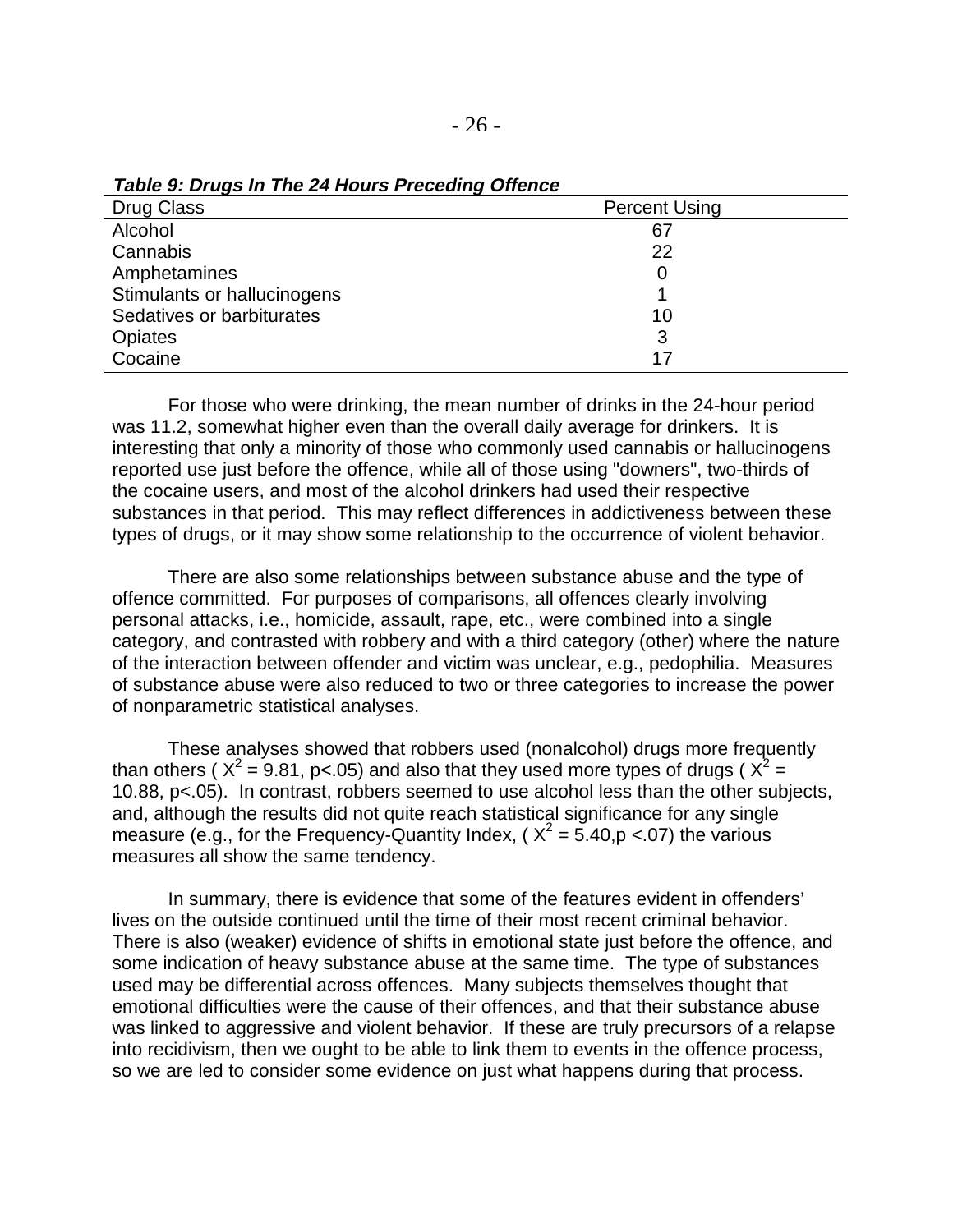***Table 9: Drugs In The 24 Hours Preceding Offence***

| Drug Class | Percent Using |
| --- | --- |
| Alcohol | 67 |
| Cannabis | 22 |
| Amphetamines | 0 |
| Stimulants or hallucinogens | 1 |
| Sedatives or barbiturates | 10 |
| Opiates | 3 |
| Cocaine | 17 |

For those who were drinking, the mean number of drinks in the 24-hour period was 11.2, somewhat higher even than the overall daily average for drinkers. It is interesting that only a minority of those who commonly used cannabis or hallucinogens reported use just before the offence, while all of those using "downers", two-thirds of the cocaine users, and most of the alcohol drinkers had used their respective substances in that period. This may reflect differences in addictiveness between these types of drugs, or it may show some relationship to the occurrence of violent behavior.

There are also some relationships between substance abuse and the type of offence committed. For purposes of comparisons, all offences clearly involving personal attacks, i.e., homicide, assault, rape, etc., were combined into a single category, and contrasted with robbery and with a third category (other) where the nature of the interaction between offender and victim was unclear, e.g., pedophilia. Measures of substance abuse were also reduced to two or three categories to increase the power of nonparametric statistical analyses.

These analyses showed that robbers used (nonalcohol) drugs more frequently than others ( $X^2 = 9.81$, $p<.05$) and also that they used more types of drugs ( $X^2 = 10.88$, $p<.05$). In contrast, robbers seemed to use alcohol less than the other subjects, and, although the results did not quite reach statistical significance for any single measure (e.g., for the Frequency-Quantity Index, ( $X^2 = 5.40$, $p <.07$) the various measures all show the same tendency.

In summary, there is evidence that some of the features evident in offenders' lives on the outside continued until the time of their most recent criminal behavior. There is also (weaker) evidence of shifts in emotional state just before the offence, and some indication of heavy substance abuse at the same time. The type of substances used may be differential across offences. Many subjects themselves thought that emotional difficulties were the cause of their offences, and that their substance abuse was linked to aggressive and violent behavior. If these are truly precursors of a relapse into recidivism, then we ought to be able to link them to events in the offence process, so we are led to consider some evidence on just what happens during that process.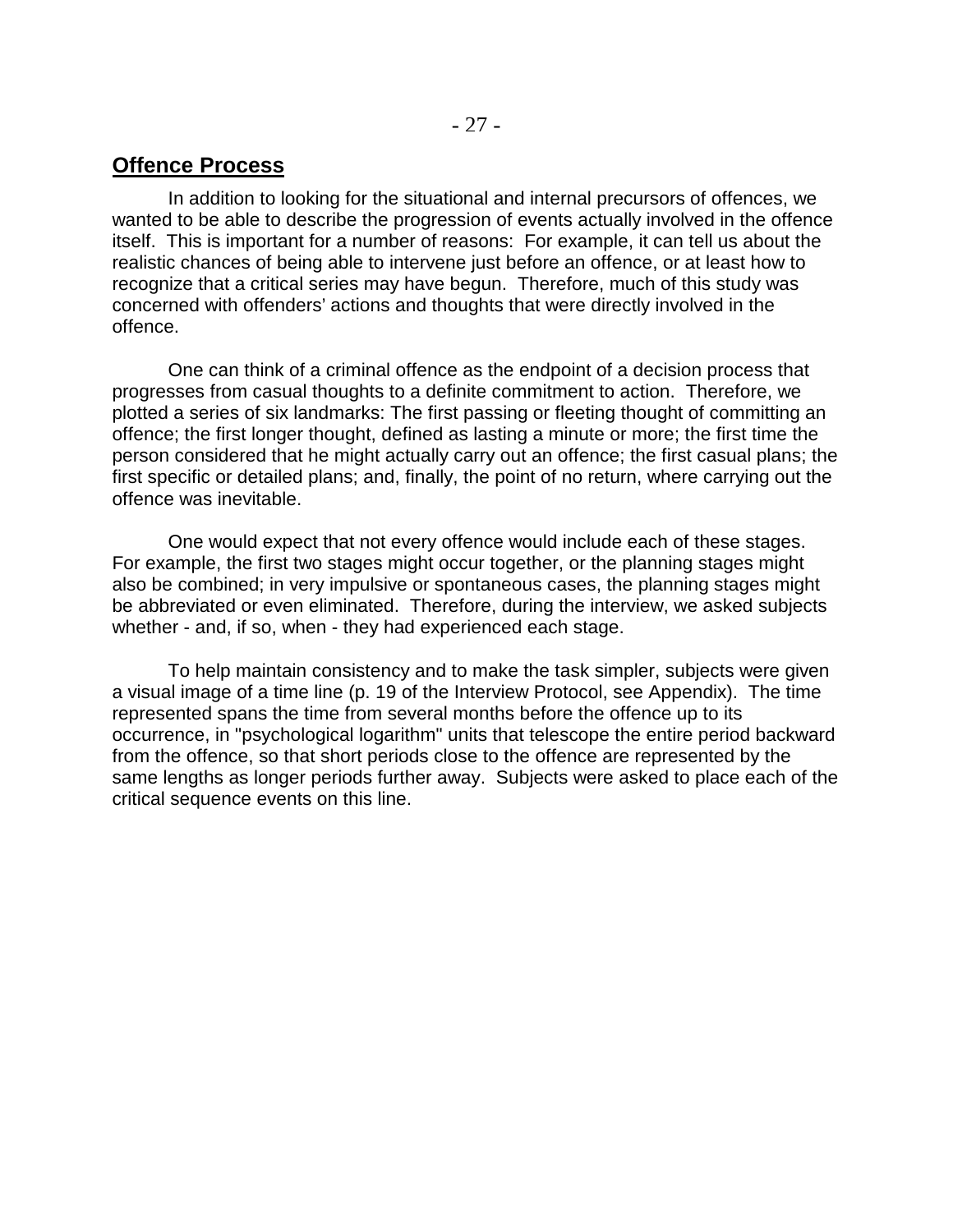## Offence Process

In addition to looking for the situational and internal precursors of offences, we wanted to be able to describe the progression of events actually involved in the offence itself. This is important for a number of reasons: For example, it can tell us about the realistic chances of being able to intervene just before an offence, or at least how to recognize that a critical series may have begun. Therefore, much of this study was concerned with offenders' actions and thoughts that were directly involved in the offence.

One can think of a criminal offence as the endpoint of a decision process that progresses from casual thoughts to a definite commitment to action. Therefore, we plotted a series of six landmarks: The first passing or fleeting thought of committing an offence; the first longer thought, defined as lasting a minute or more; the first time the person considered that he might actually carry out an offence; the first casual plans; the first specific or detailed plans; and, finally, the point of no return, where carrying out the offence was inevitable.

One would expect that not every offence would include each of these stages. For example, the first two stages might occur together, or the planning stages might also be combined; in very impulsive or spontaneous cases, the planning stages might be abbreviated or even eliminated. Therefore, during the interview, we asked subjects whether - and, if so, when - they had experienced each stage.

To help maintain consistency and to make the task simpler, subjects were given a visual image of a time line (p. 19 of the Interview Protocol, see Appendix). The time represented spans the time from several months before the offence up to its occurrence, in "psychological logarithm" units that telescope the entire period backward from the offence, so that short periods close to the offence are represented by the same lengths as longer periods further away. Subjects were asked to place each of the critical sequence events on this line.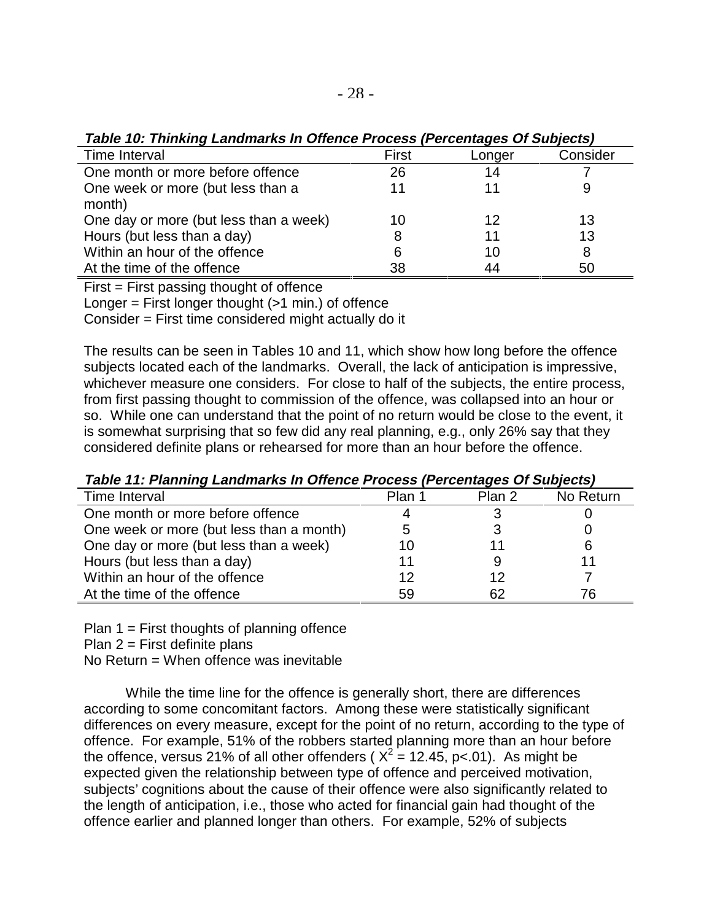***Table 10: Thinking Landmarks In Offence Process (Percentages Of Subjects)***

| Time Interval | First | Longer | Consider |
|---|---|---|---|
| One month or more before offence | 26 | 14 | 7 |
| One week or more (but less than a month) | 11 | 11 | 9 |
| One day or more (but less than a week) | 10 | 12 | 13 |
| Hours (but less than a day) | 8 | 11 | 13 |
| Within an hour of the offence | 6 | 10 | 8 |
| At the time of the offence | 38 | 44 | 50 |

First = First passing thought of offence
Longer = First longer thought (>1 min.) of offence
Consider = First time considered might actually do it

The results can be seen in Tables 10 and 11, which show how long before the offence subjects located each of the landmarks. Overall, the lack of anticipation is impressive, whichever measure one considers. For close to half of the subjects, the entire process, from first passing thought to commission of the offence, was collapsed into an hour or so. While one can understand that the point of no return would be close to the event, it is somewhat surprising that so few did any real planning, e.g., only 26% say that they considered definite plans or rehearsed for more than an hour before the offence.

***Table 11: Planning Landmarks In Offence Process (Percentages Of Subjects)***

| Time Interval | Plan 1 | Plan 2 | No Return |
|---|---|---|---|
| One month or more before offence | 4 | 3 | 0 |
| One week or more (but less than a month) | 5 | 3 | 0 |
| One day or more (but less than a week) | 10 | 11 | 6 |
| Hours (but less than a day) | 11 | 9 | 11 |
| Within an hour of the offence | 12 | 12 | 7 |
| At the time of the offence | 59 | 62 | 76 |

Plan 1 = First thoughts of planning offence
Plan 2 = First definite plans
No Return = When offence was inevitable

While the time line for the offence is generally short, there are differences according to some concomitant factors. Among these were statistically significant differences on every measure, except for the point of no return, according to the type of offence. For example, 51% of the robbers started planning more than an hour before the offence, versus 21% of all other offenders ( $X^2 = 12.45$, $p<.01$). As might be expected given the relationship between type of offence and perceived motivation, subjects' cognitions about the cause of their offence were also significantly related to the length of anticipation, i.e., those who acted for financial gain had thought of the offence earlier and planned longer than others. For example, 52% of subjects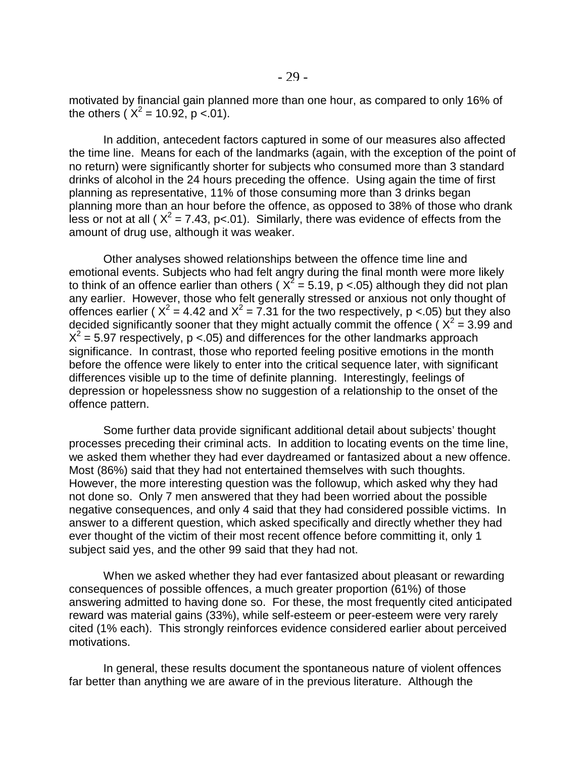motivated by financial gain planned more than one hour, as compared to only 16% of the others ( $X^2 = 10.92$, $p < .01$).

In addition, antecedent factors captured in some of our measures also affected the time line. Means for each of the landmarks (again, with the exception of the point of no return) were significantly shorter for subjects who consumed more than 3 standard drinks of alcohol in the 24 hours preceding the offence. Using again the time of first planning as representative, 11% of those consuming more than 3 drinks began planning more than an hour before the offence, as opposed to 38% of those who drank less or not at all ( $X^2 = 7.43$, $p < .01$). Similarly, there was evidence of effects from the amount of drug use, although it was weaker.

Other analyses showed relationships between the offence time line and emotional events. Subjects who had felt angry during the final month were more likely to think of an offence earlier than others ( $X^2 = 5.19$, $p < .05$) although they did not plan any earlier. However, those who felt generally stressed or anxious not only thought of offences earlier ( $X^2 = 4.42$ and $X^2 = 7.31$ for the two respectively, $p < .05$) but they also decided significantly sooner that they might actually commit the offence ( $X^2 = 3.99$ and $X^2 = 5.97$ respectively, $p < .05$) and differences for the other landmarks approach significance. In contrast, those who reported feeling positive emotions in the month before the offence were likely to enter into the critical sequence later, with significant differences visible up to the time of definite planning. Interestingly, feelings of depression or hopelessness show no suggestion of a relationship to the onset of the offence pattern.

Some further data provide significant additional detail about subjects' thought processes preceding their criminal acts. In addition to locating events on the time line, we asked them whether they had ever daydreamed or fantasized about a new offence. Most (86%) said that they had not entertained themselves with such thoughts. However, the more interesting question was the followup, which asked why they had not done so. Only 7 men answered that they had been worried about the possible negative consequences, and only 4 said that they had considered possible victims. In answer to a different question, which asked specifically and directly whether they had ever thought of the victim of their most recent offence before committing it, only 1 subject said yes, and the other 99 said that they had not.

When we asked whether they had ever fantasized about pleasant or rewarding consequences of possible offences, a much greater proportion (61%) of those answering admitted to having done so. For these, the most frequently cited anticipated reward was material gains (33%), while self-esteem or peer-esteem were very rarely cited (1% each). This strongly reinforces evidence considered earlier about perceived motivations.

In general, these results document the spontaneous nature of violent offences far better than anything we are aware of in the previous literature. Although the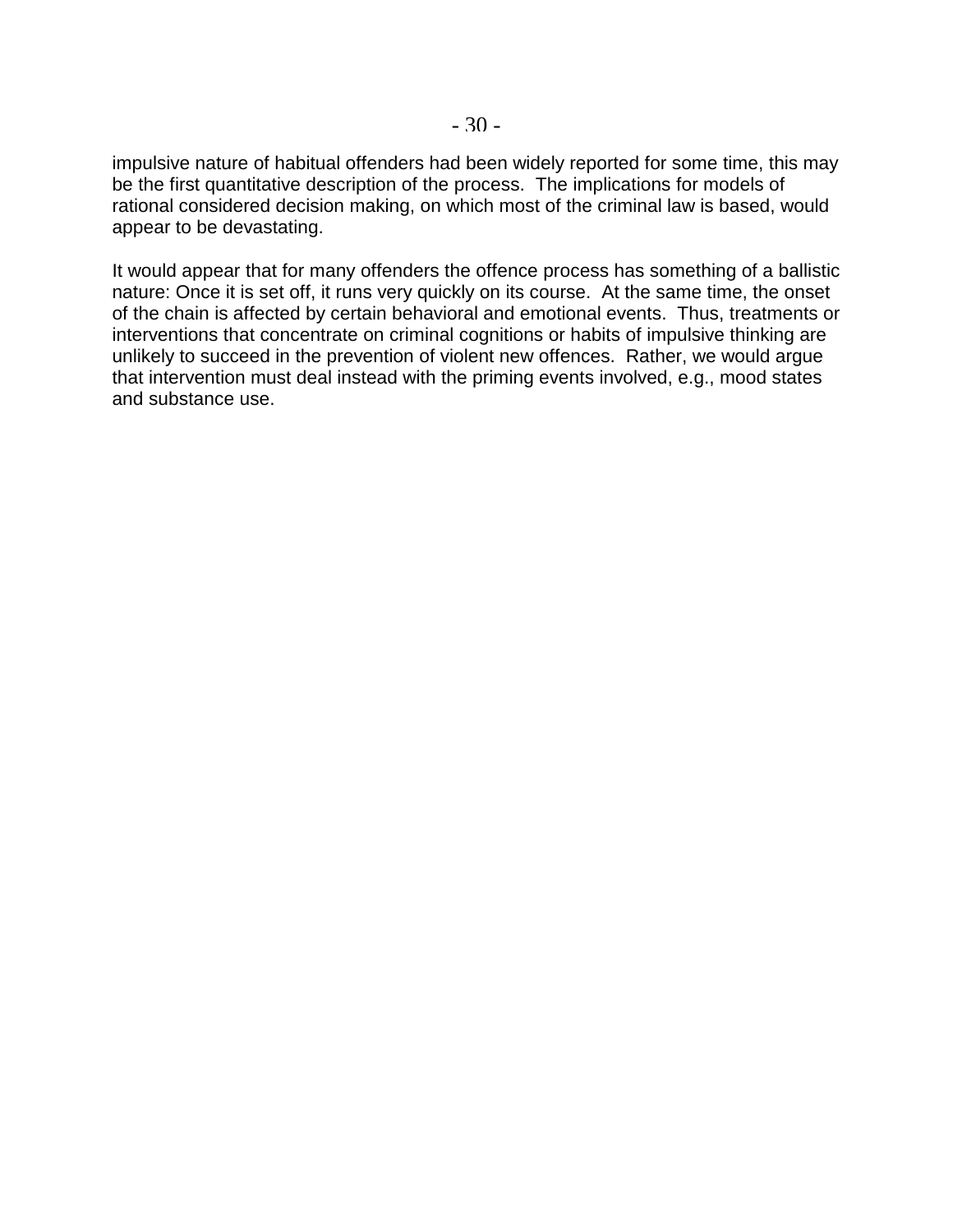impulsive nature of habitual offenders had been widely reported for some time, this may be the first quantitative description of the process. The implications for models of rational considered decision making, on which most of the criminal law is based, would appear to be devastating.

It would appear that for many offenders the offence process has something of a ballistic nature: Once it is set off, it runs very quickly on its course. At the same time, the onset of the chain is affected by certain behavioral and emotional events. Thus, treatments or interventions that concentrate on criminal cognitions or habits of impulsive thinking are unlikely to succeed in the prevention of violent new offences. Rather, we would argue that intervention must deal instead with the priming events involved, e.g., mood states and substance use.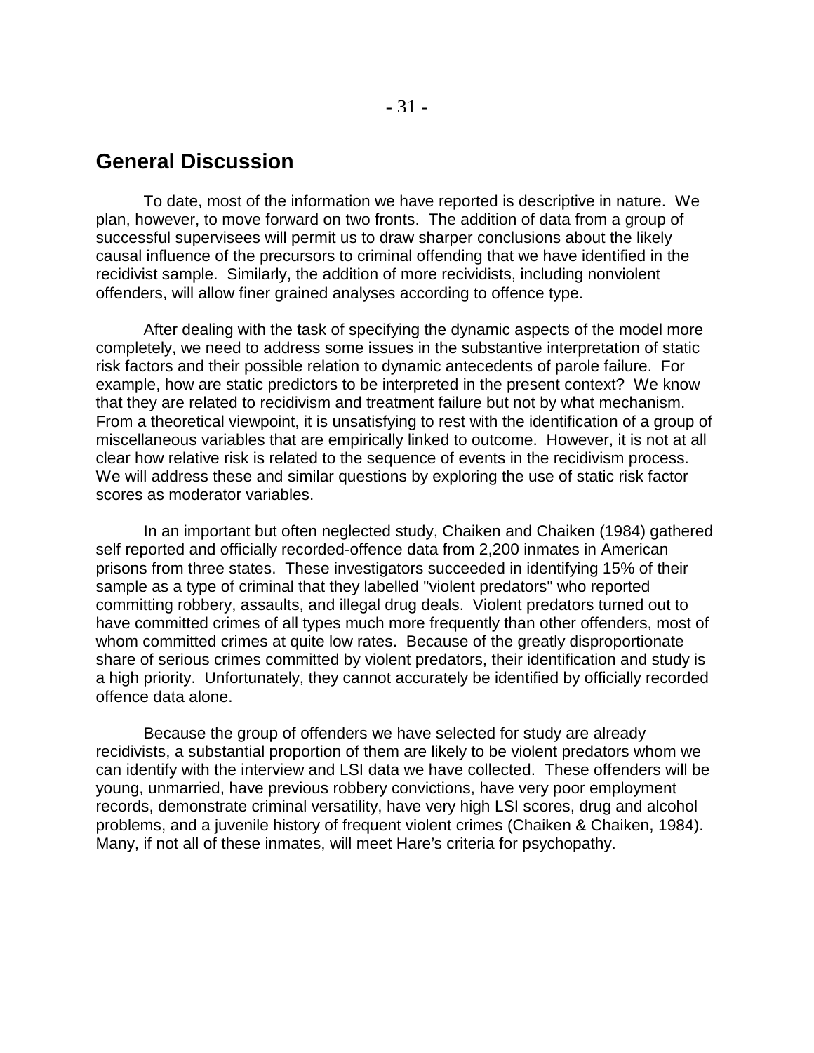## General Discussion

To date, most of the information we have reported is descriptive in nature. We plan, however, to move forward on two fronts. The addition of data from a group of successful supervisees will permit us to draw sharper conclusions about the likely causal influence of the precursors to criminal offending that we have identified in the recidivist sample. Similarly, the addition of more recividists, including nonviolent offenders, will allow finer grained analyses according to offence type.

After dealing with the task of specifying the dynamic aspects of the model more completely, we need to address some issues in the substantive interpretation of static risk factors and their possible relation to dynamic antecedents of parole failure. For example, how are static predictors to be interpreted in the present context? We know that they are related to recidivism and treatment failure but not by what mechanism. From a theoretical viewpoint, it is unsatisfying to rest with the identification of a group of miscellaneous variables that are empirically linked to outcome. However, it is not at all clear how relative risk is related to the sequence of events in the recidivism process. We will address these and similar questions by exploring the use of static risk factor scores as moderator variables.

In an important but often neglected study, Chaiken and Chaiken (1984) gathered self reported and officially recorded-offence data from 2,200 inmates in American prisons from three states. These investigators succeeded in identifying 15% of their sample as a type of criminal that they labelled "violent predators" who reported committing robbery, assaults, and illegal drug deals. Violent predators turned out to have committed crimes of all types much more frequently than other offenders, most of whom committed crimes at quite low rates. Because of the greatly disproportionate share of serious crimes committed by violent predators, their identification and study is a high priority. Unfortunately, they cannot accurately be identified by officially recorded offence data alone.

Because the group of offenders we have selected for study are already recidivists, a substantial proportion of them are likely to be violent predators whom we can identify with the interview and LSI data we have collected. These offenders will be young, unmarried, have previous robbery convictions, have very poor employment records, demonstrate criminal versatility, have very high LSI scores, drug and alcohol problems, and a juvenile history of frequent violent crimes (Chaiken & Chaiken, 1984). Many, if not all of these inmates, will meet Hare's criteria for psychopathy.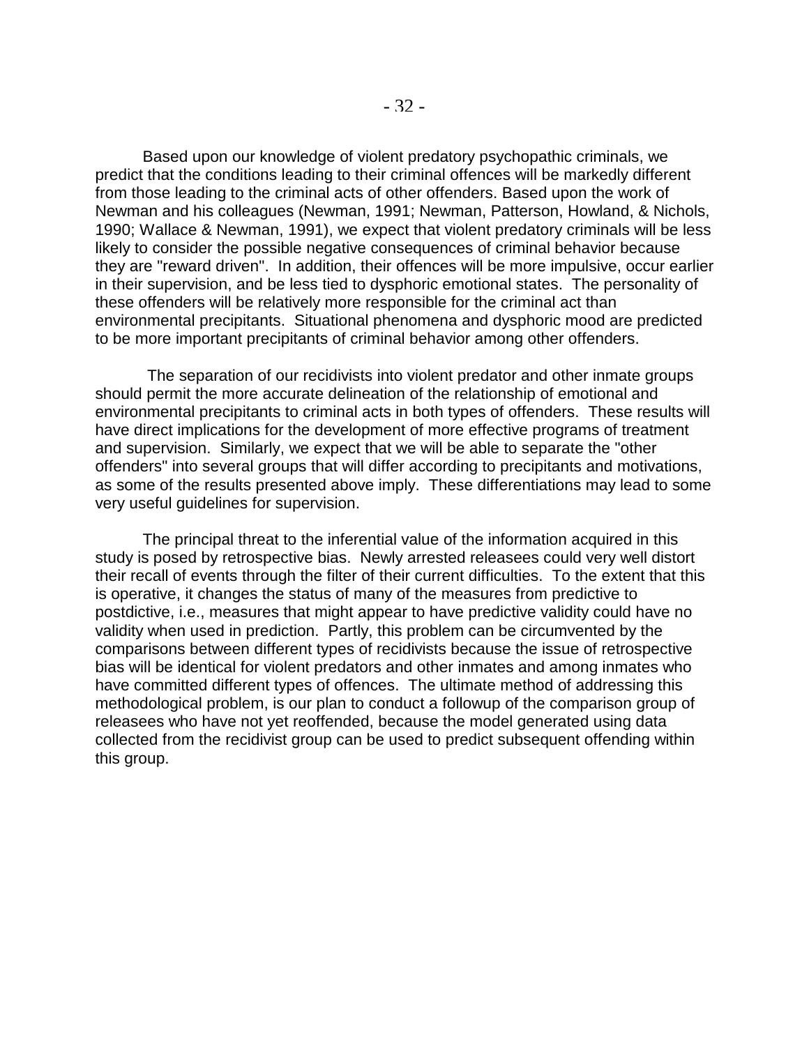Based upon our knowledge of violent predatory psychopathic criminals, we predict that the conditions leading to their criminal offences will be markedly different from those leading to the criminal acts of other offenders. Based upon the work of Newman and his colleagues (Newman, 1991; Newman, Patterson, Howland, & Nichols, 1990; Wallace & Newman, 1991), we expect that violent predatory criminals will be less likely to consider the possible negative consequences of criminal behavior because they are "reward driven". In addition, their offences will be more impulsive, occur earlier in their supervision, and be less tied to dysphoric emotional states. The personality of these offenders will be relatively more responsible for the criminal act than environmental precipitants. Situational phenomena and dysphoric mood are predicted to be more important precipitants of criminal behavior among other offenders.

The separation of our recidivists into violent predator and other inmate groups should permit the more accurate delineation of the relationship of emotional and environmental precipitants to criminal acts in both types of offenders. These results will have direct implications for the development of more effective programs of treatment and supervision. Similarly, we expect that we will be able to separate the "other offenders" into several groups that will differ according to precipitants and motivations, as some of the results presented above imply. These differentiations may lead to some very useful guidelines for supervision.

The principal threat to the inferential value of the information acquired in this study is posed by retrospective bias. Newly arrested releasees could very well distort their recall of events through the filter of their current difficulties. To the extent that this is operative, it changes the status of many of the measures from predictive to postdictive, i.e., measures that might appear to have predictive validity could have no validity when used in prediction. Partly, this problem can be circumvented by the comparisons between different types of recidivists because the issue of retrospective bias will be identical for violent predators and other inmates and among inmates who have committed different types of offences. The ultimate method of addressing this methodological problem, is our plan to conduct a followup of the comparison group of releasees who have not yet reoffended, because the model generated using data collected from the recidivist group can be used to predict subsequent offending within this group.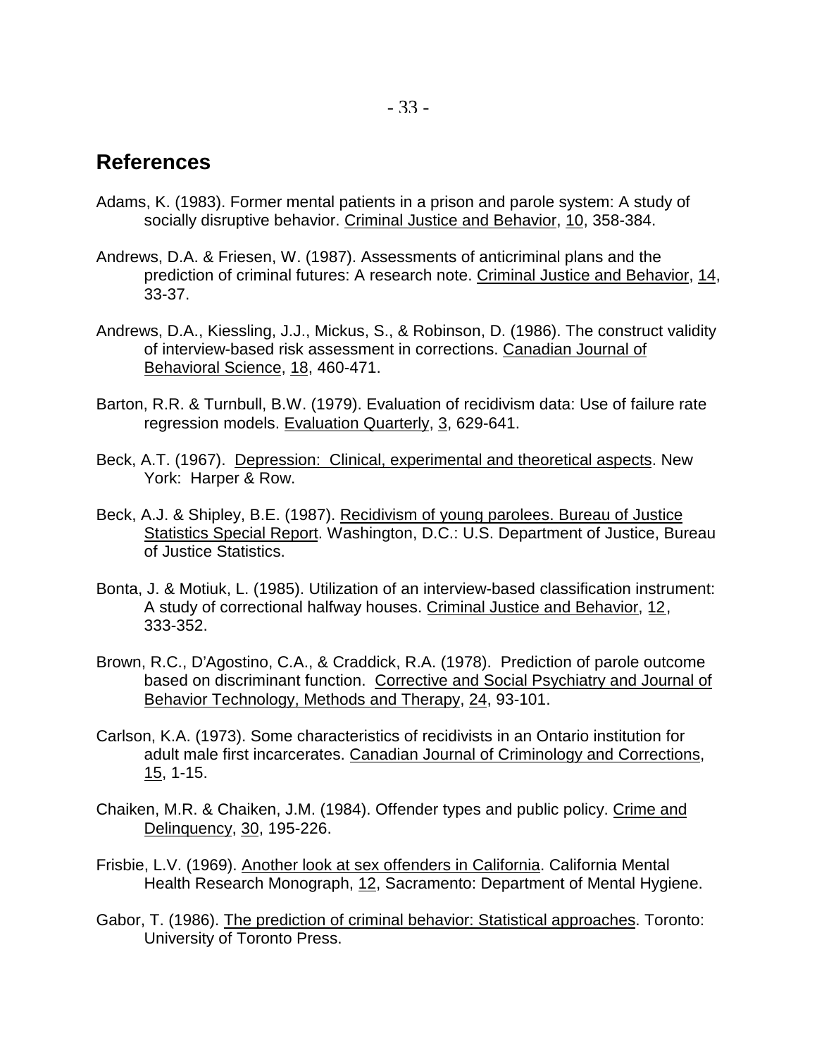## References

Adams, K. (1983). Former mental patients in a prison and parole system: A study of socially disruptive behavior. Criminal Justice and Behavior, 10, 358-384.

Andrews, D.A. & Friesen, W. (1987). Assessments of anticriminal plans and the prediction of criminal futures: A research note. Criminal Justice and Behavior, 14, 33-37.

Andrews, D.A., Kiessling, J.J., Mickus, S., & Robinson, D. (1986). The construct validity of interview-based risk assessment in corrections. Canadian Journal of Behavioral Science, 18, 460-471.

Barton, R.R. & Turnbull, B.W. (1979). Evaluation of recidivism data: Use of failure rate regression models. Evaluation Quarterly, 3, 629-641.

Beck, A.T. (1967). Depression: Clinical, experimental and theoretical aspects. New York: Harper & Row.

Beck, A.J. & Shipley, B.E. (1987). Recidivism of young parolees. Bureau of Justice Statistics Special Report. Washington, D.C.: U.S. Department of Justice, Bureau of Justice Statistics.

Bonta, J. & Motiuk, L. (1985). Utilization of an interview-based classification instrument: A study of correctional halfway houses. Criminal Justice and Behavior, 12, 333-352.

Brown, R.C., D'Agostino, C.A., & Craddick, R.A. (1978). Prediction of parole outcome based on discriminant function. Corrective and Social Psychiatry and Journal of Behavior Technology, Methods and Therapy, 24, 93-101.

Carlson, K.A. (1973). Some characteristics of recidivists in an Ontario institution for adult male first incarcerates. Canadian Journal of Criminology and Corrections, 15, 1-15.

Chaiken, M.R. & Chaiken, J.M. (1984). Offender types and public policy. Crime and Delinquency, 30, 195-226.

Frisbie, L.V. (1969). Another look at sex offenders in California. California Mental Health Research Monograph, 12, Sacramento: Department of Mental Hygiene.

Gabor, T. (1986). The prediction of criminal behavior: Statistical approaches. Toronto: University of Toronto Press.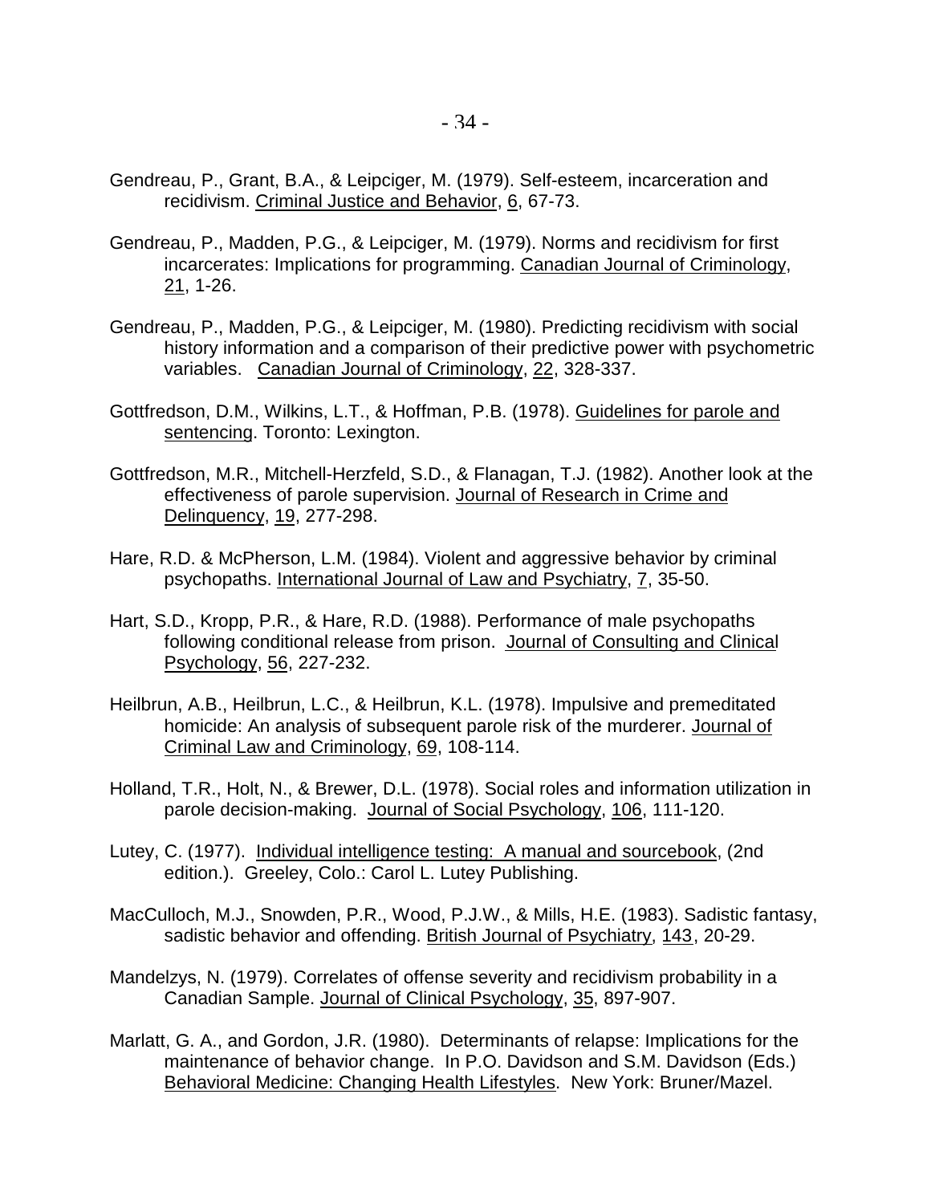Gendreau, P., Grant, B.A., & Leipciger, M. (1979). Self-esteem, incarceration and recidivism. Criminal Justice and Behavior, 6, 67-73.

Gendreau, P., Madden, P.G., & Leipciger, M. (1979). Norms and recidivism for first incarcerates: Implications for programming. Canadian Journal of Criminology, 21, 1-26.

Gendreau, P., Madden, P.G., & Leipciger, M. (1980). Predicting recidivism with social history information and a comparison of their predictive power with psychometric variables. Canadian Journal of Criminology, 22, 328-337.

Gottfredson, D.M., Wilkins, L.T., & Hoffman, P.B. (1978). Guidelines for parole and sentencing. Toronto: Lexington.

Gottfredson, M.R., Mitchell-Herzfeld, S.D., & Flanagan, T.J. (1982). Another look at the effectiveness of parole supervision. Journal of Research in Crime and Delinquency, 19, 277-298.

Hare, R.D. & McPherson, L.M. (1984). Violent and aggressive behavior by criminal psychopaths. International Journal of Law and Psychiatry, 7, 35-50.

Hart, S.D., Kropp, P.R., & Hare, R.D. (1988). Performance of male psychopaths following conditional release from prison. Journal of Consulting and Clinical Psychology, 56, 227-232.

Heilbrun, A.B., Heilbrun, L.C., & Heilbrun, K.L. (1978). Impulsive and premeditated homicide: An analysis of subsequent parole risk of the murderer. Journal of Criminal Law and Criminology, 69, 108-114.

Holland, T.R., Holt, N., & Brewer, D.L. (1978). Social roles and information utilization in parole decision-making. Journal of Social Psychology, 106, 111-120.

Lutey, C. (1977). Individual intelligence testing: A manual and sourcebook, (2nd edition.). Greeley, Colo.: Carol L. Lutey Publishing.

MacCulloch, M.J., Snowden, P.R., Wood, P.J.W., & Mills, H.E. (1983). Sadistic fantasy, sadistic behavior and offending. British Journal of Psychiatry, 143, 20-29.

Mandelzys, N. (1979). Correlates of offense severity and recidivism probability in a Canadian Sample. Journal of Clinical Psychology, 35, 897-907.

Marlatt, G. A., and Gordon, J.R. (1980). Determinants of relapse: Implications for the maintenance of behavior change. In P.O. Davidson and S.M. Davidson (Eds.) Behavioral Medicine: Changing Health Lifestyles. New York: Bruner/Mazel.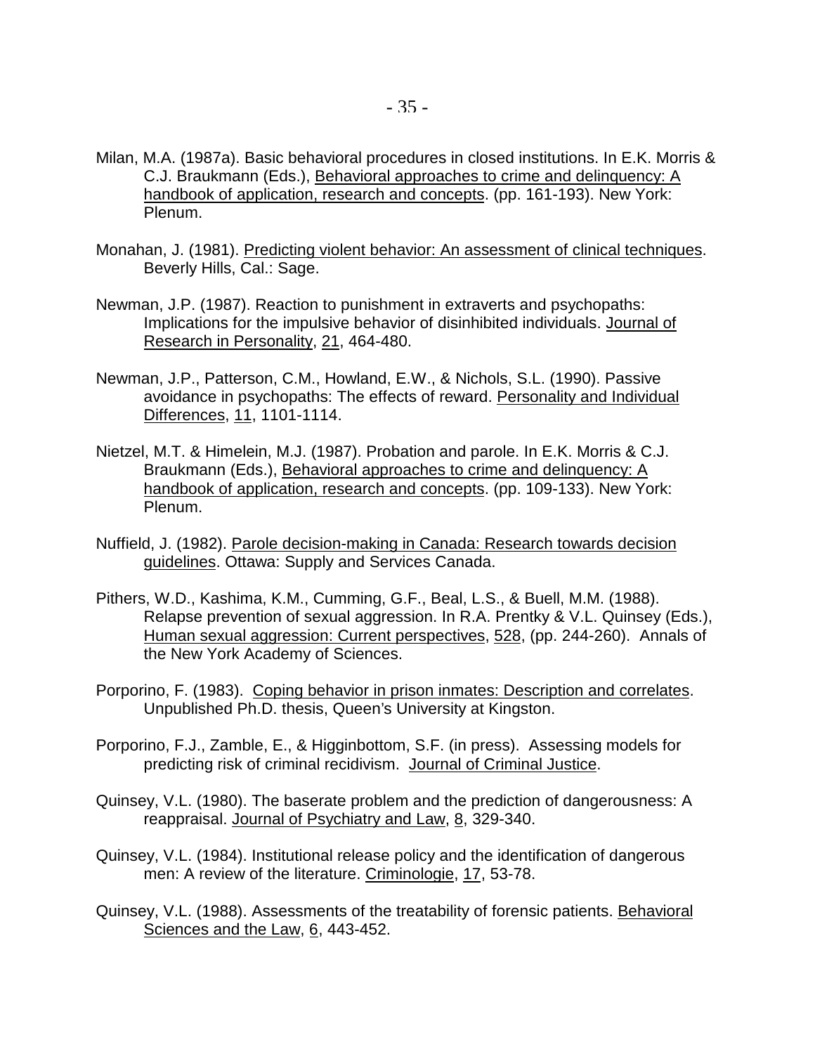Milan, M.A. (1987a). Basic behavioral procedures in closed institutions. In E.K. Morris & C.J. Braukmann (Eds.), Behavioral approaches to crime and delinquency: A handbook of application, research and concepts. (pp. 161-193). New York: Plenum.

Monahan, J. (1981). Predicting violent behavior: An assessment of clinical techniques. Beverly Hills, Cal.: Sage.

Newman, J.P. (1987). Reaction to punishment in extraverts and psychopaths: Implications for the impulsive behavior of disinhibited individuals. Journal of Research in Personality, 21, 464-480.

Newman, J.P., Patterson, C.M., Howland, E.W., & Nichols, S.L. (1990). Passive avoidance in psychopaths: The effects of reward. Personality and Individual Differences, 11, 1101-1114.

Nietzel, M.T. & Himelein, M.J. (1987). Probation and parole. In E.K. Morris & C.J. Braukmann (Eds.), Behavioral approaches to crime and delinquency: A handbook of application, research and concepts. (pp. 109-133). New York: Plenum.

Nuffield, J. (1982). Parole decision-making in Canada: Research towards decision guidelines. Ottawa: Supply and Services Canada.

Pithers, W.D., Kashima, K.M., Cumming, G.F., Beal, L.S., & Buell, M.M. (1988). Relapse prevention of sexual aggression. In R.A. Prentky & V.L. Quinsey (Eds.), Human sexual aggression: Current perspectives, 528, (pp. 244-260). Annals of the New York Academy of Sciences.

Porporino, F. (1983). Coping behavior in prison inmates: Description and correlates. Unpublished Ph.D. thesis, Queen's University at Kingston.

Porporino, F.J., Zamble, E., & Higginbottom, S.F. (in press). Assessing models for predicting risk of criminal recidivism. Journal of Criminal Justice.

Quinsey, V.L. (1980). The baserate problem and the prediction of dangerousness: A reappraisal. Journal of Psychiatry and Law, 8, 329-340.

Quinsey, V.L. (1984). Institutional release policy and the identification of dangerous men: A review of the literature. Criminologie, 17, 53-78.

Quinsey, V.L. (1988). Assessments of the treatability of forensic patients. Behavioral Sciences and the Law, 6, 443-452.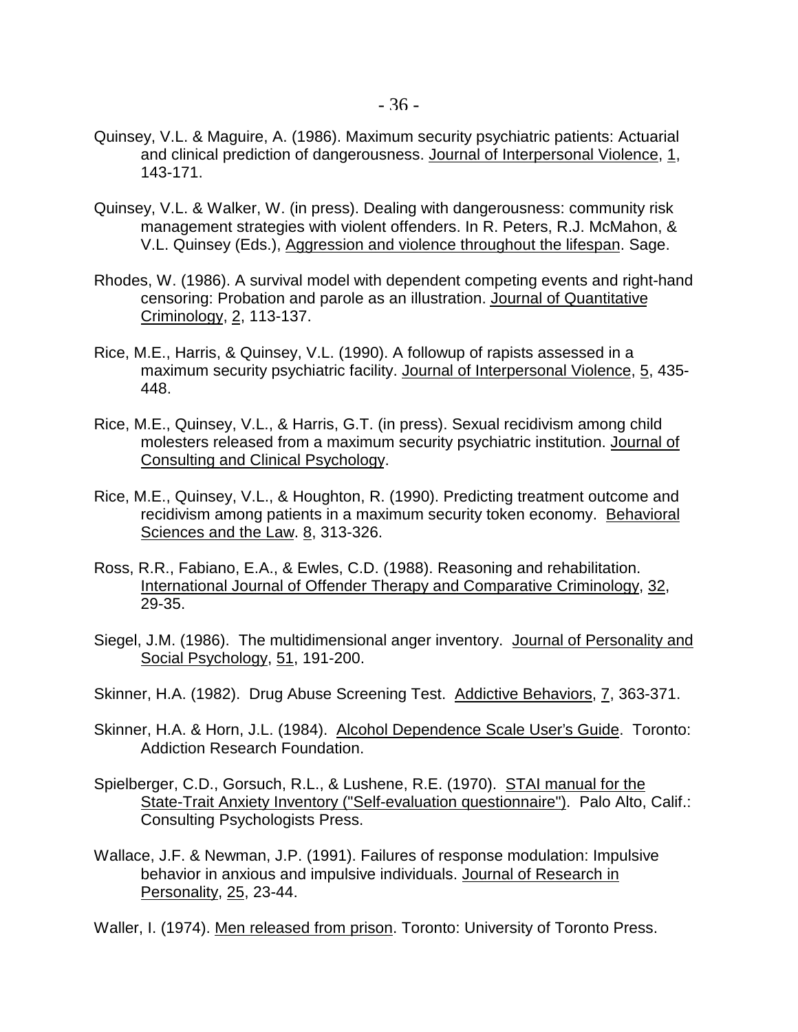Quinsey, V.L. & Maguire, A. (1986). Maximum security psychiatric patients: Actuarial and clinical prediction of dangerousness. Journal of Interpersonal Violence, 1, 143-171.

Quinsey, V.L. & Walker, W. (in press). Dealing with dangerousness: community risk management strategies with violent offenders. In R. Peters, R.J. McMahon, & V.L. Quinsey (Eds.), Aggression and violence throughout the lifespan. Sage.

Rhodes, W. (1986). A survival model with dependent competing events and right-hand censoring: Probation and parole as an illustration. Journal of Quantitative Criminology, 2, 113-137.

Rice, M.E., Harris, & Quinsey, V.L. (1990). A followup of rapists assessed in a maximum security psychiatric facility. Journal of Interpersonal Violence, 5, 435-448.

Rice, M.E., Quinsey, V.L., & Harris, G.T. (in press). Sexual recidivism among child molesters released from a maximum security psychiatric institution. Journal of Consulting and Clinical Psychology.

Rice, M.E., Quinsey, V.L., & Houghton, R. (1990). Predicting treatment outcome and recidivism among patients in a maximum security token economy. Behavioral Sciences and the Law. 8, 313-326.

Ross, R.R., Fabiano, E.A., & Ewles, C.D. (1988). Reasoning and rehabilitation. International Journal of Offender Therapy and Comparative Criminology, 32, 29-35.

Siegel, J.M. (1986). The multidimensional anger inventory. Journal of Personality and Social Psychology, 51, 191-200.

Skinner, H.A. (1982). Drug Abuse Screening Test. Addictive Behaviors, 7, 363-371.

Skinner, H.A. & Horn, J.L. (1984). Alcohol Dependence Scale User's Guide. Toronto: Addiction Research Foundation.

Spielberger, C.D., Gorsuch, R.L., & Lushene, R.E. (1970). STAI manual for the State-Trait Anxiety Inventory ("Self-evaluation questionnaire"). Palo Alto, Calif.: Consulting Psychologists Press.

Wallace, J.F. & Newman, J.P. (1991). Failures of response modulation: Impulsive behavior in anxious and impulsive individuals. Journal of Research in Personality, 25, 23-44.

Waller, I. (1974). Men released from prison. Toronto: University of Toronto Press.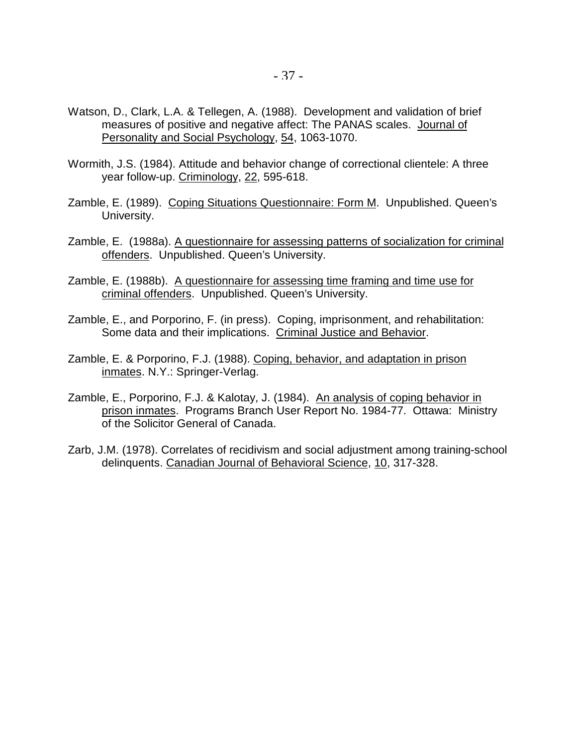Watson, D., Clark, L.A. & Tellegen, A. (1988). Development and validation of brief measures of positive and negative affect: The PANAS scales. Journal of Personality and Social Psychology, 54, 1063-1070.

Wormith, J.S. (1984). Attitude and behavior change of correctional clientele: A three year follow-up. Criminology, 22, 595-618.

Zamble, E. (1989). Coping Situations Questionnaire: Form M. Unpublished. Queen's University.

Zamble, E. (1988a). A questionnaire for assessing patterns of socialization for criminal offenders. Unpublished. Queen's University.

Zamble, E. (1988b). A questionnaire for assessing time framing and time use for criminal offenders. Unpublished. Queen's University.

Zamble, E., and Porporino, F. (in press). Coping, imprisonment, and rehabilitation: Some data and their implications. Criminal Justice and Behavior.

Zamble, E. & Porporino, F.J. (1988). Coping, behavior, and adaptation in prison inmates. N.Y.: Springer-Verlag.

Zamble, E., Porporino, F.J. & Kalotay, J. (1984). An analysis of coping behavior in prison inmates. Programs Branch User Report No. 1984-77. Ottawa: Ministry of the Solicitor General of Canada.

Zarb, J.M. (1978). Correlates of recidivism and social adjustment among training-school delinquents. Canadian Journal of Behavioral Science, 10, 317-328.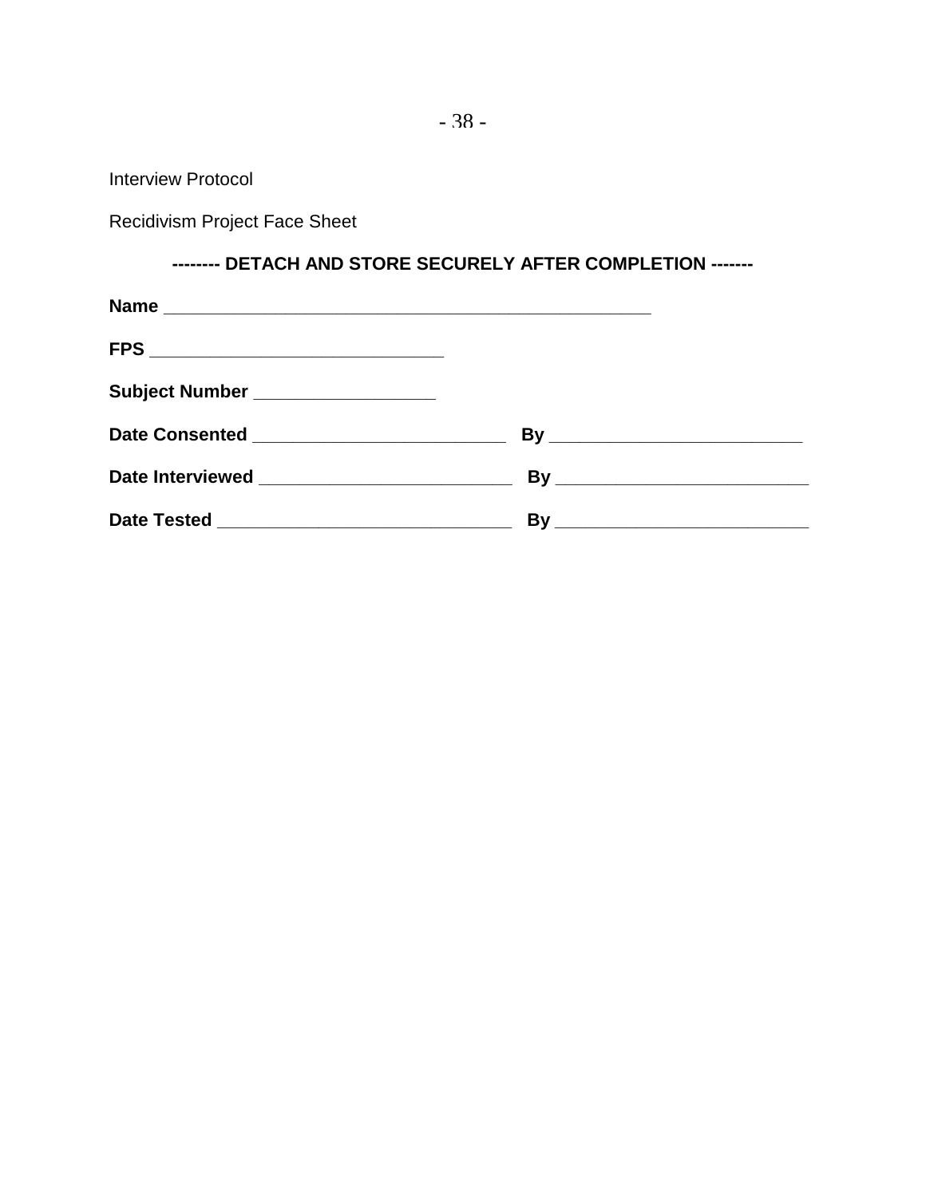Interview Protocol

Recidivism Project Face Sheet

**-------- DETACH AND STORE SECURELY AFTER COMPLETION -------**

**Name** ________________________________________________

**FPS** _____________________________

**Subject Number** __________________

**Date Consented** _________________________ **By** _________________________

**Date Interviewed** _________________________ **By** _________________________

**Date Tested** _____________________________ **By** _________________________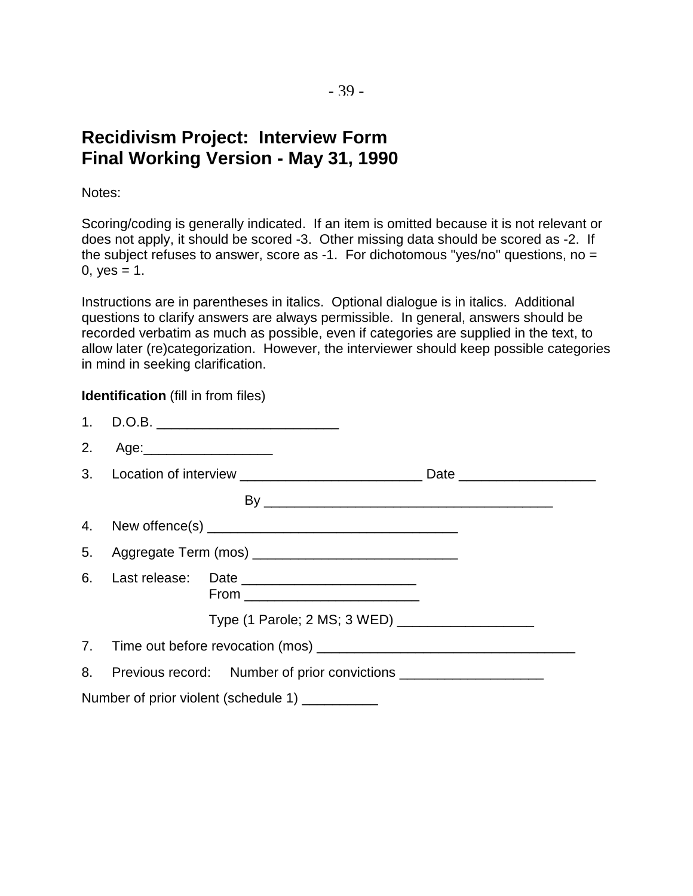# Recidivism Project: Interview Form
# Final Working Version - May 31, 1990

Notes:

Scoring/coding is generally indicated. If an item is omitted because it is not relevant or does not apply, it should be scored -3. Other missing data should be scored as -2. If the subject refuses to answer, score as -1. For dichotomous "yes/no" questions, no = 0, yes = 1.

Instructions are in parentheses in italics. Optional dialogue is in italics. Additional questions to clarify answers are always permissible. In general, answers should be recorded verbatim as much as possible, even if categories are supplied in the text, to allow later (re)categorization. However, the interviewer should keep possible categories in mind in seeking clarification.

**Identification** (fill in from files)

1. D.O.B. ________________________
2. Age:_________________
3. Location of interview ________________________ Date __________________

   By _____________________________________
4. New offence(s) _________________________________
5. Aggregate Term (mos) ___________________________
6. Last release: Date _______________________
   From _______________________

   Type (1 Parole; 2 MS; 3 WED) __________________
7. Time out before revocation (mos) __________________________________
8. Previous record: Number of prior convictions ___________________

Number of prior violent (schedule 1) __________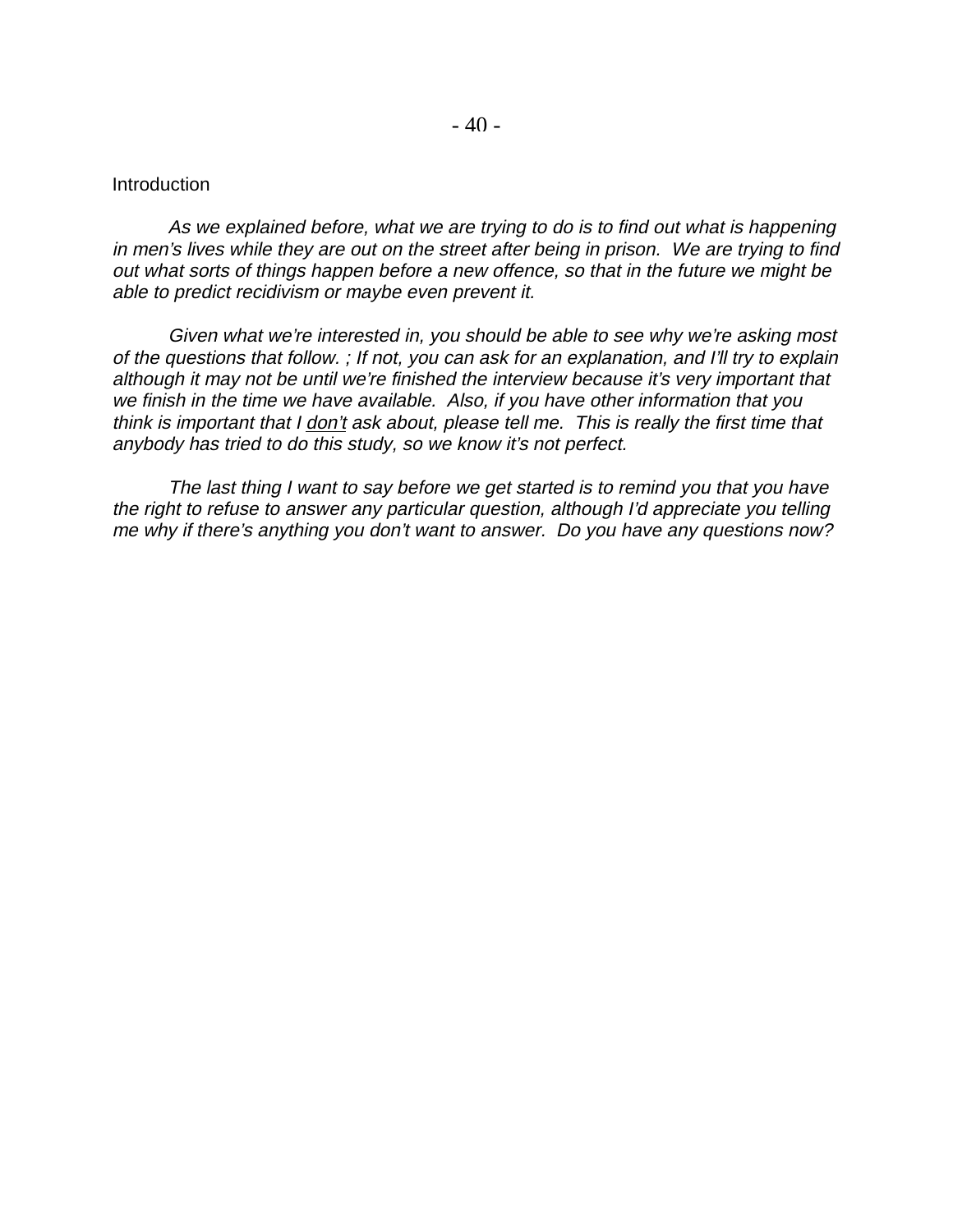Introduction

*As we explained before, what we are trying to do is to find out what is happening in men's lives while they are out on the street after being in prison. We are trying to find out what sorts of things happen before a new offence, so that in the future we might be able to predict recidivism or maybe even prevent it.*

*Given what we're interested in, you should be able to see why we're asking most of the questions that follow. ; If not, you can ask for an explanation, and I'll try to explain although it may not be until we're finished the interview because it's very important that we finish in the time we have available. Also, if you have other information that you think is important that I <u>don't</u> ask about, please tell me. This is really the first time that anybody has tried to do this study, so we know it's not perfect.*

*The last thing I want to say before we get started is to remind you that you have the right to refuse to answer any particular question, although I'd appreciate you telling me why if there's anything you don't want to answer. Do you have any questions now?*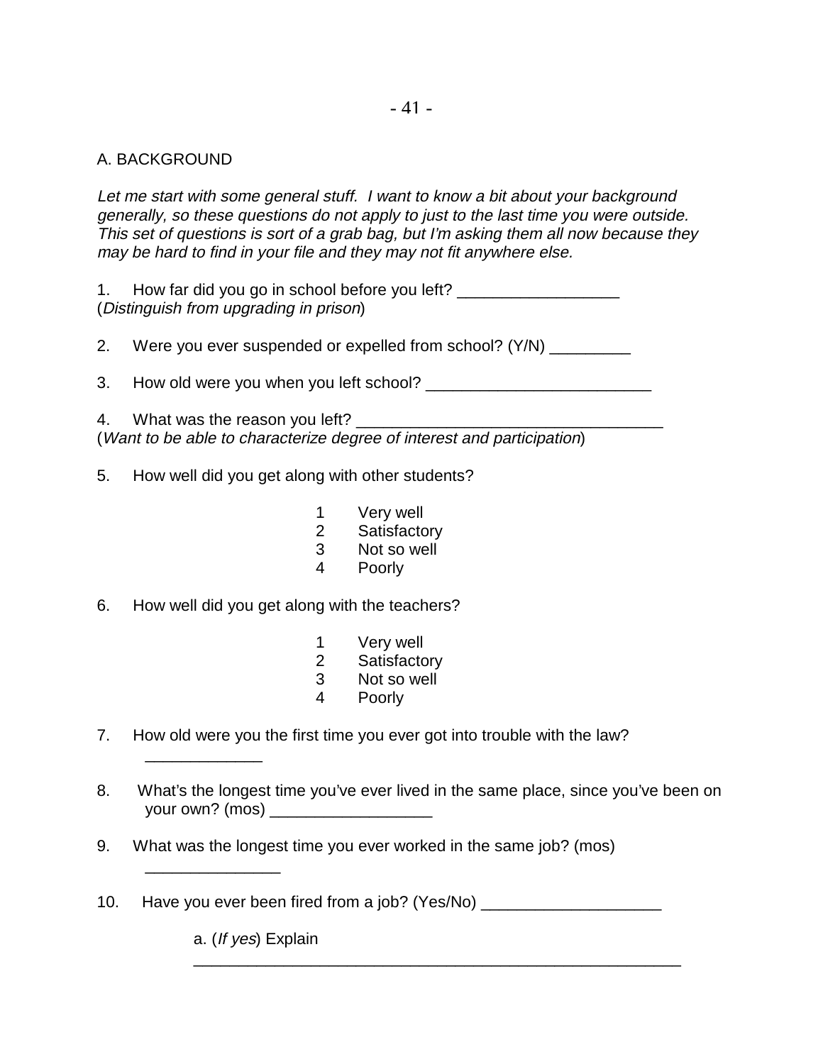## A. BACKGROUND

*Let me start with some general stuff. I want to know a bit about your background generally, so these questions do not apply to just to the last time you were outside. This set of questions is sort of a grab bag, but I'm asking them all now because they may be hard to find in your file and they may not fit anywhere else.*

1. How far did you go in school before you left? __________________
(*Distinguish from upgrading in prison*)

2. Were you ever suspended or expelled from school? (Y/N) _________

3. How old were you when you left school? _________________________

4. What was the reason you left? __________________________________
(*Want to be able to characterize degree of interest and participation*)

5. How well did you get along with other students?

    1 Very well
    2 Satisfactory
    3 Not so well
    4 Poorly

6. How well did you get along with the teachers?

    1 Very well
    2 Satisfactory
    3 Not so well
    4 Poorly

7. How old were you the first time you ever got into trouble with the law? _____________

8. What's the longest time you've ever lived in the same place, since you've been on your own? (mos) __________________

9. What was the longest time you ever worked in the same job? (mos) _______________

10. Have you ever been fired from a job? (Yes/No) ____________________

    a. (*If yes*) Explain
    _________________________________________________________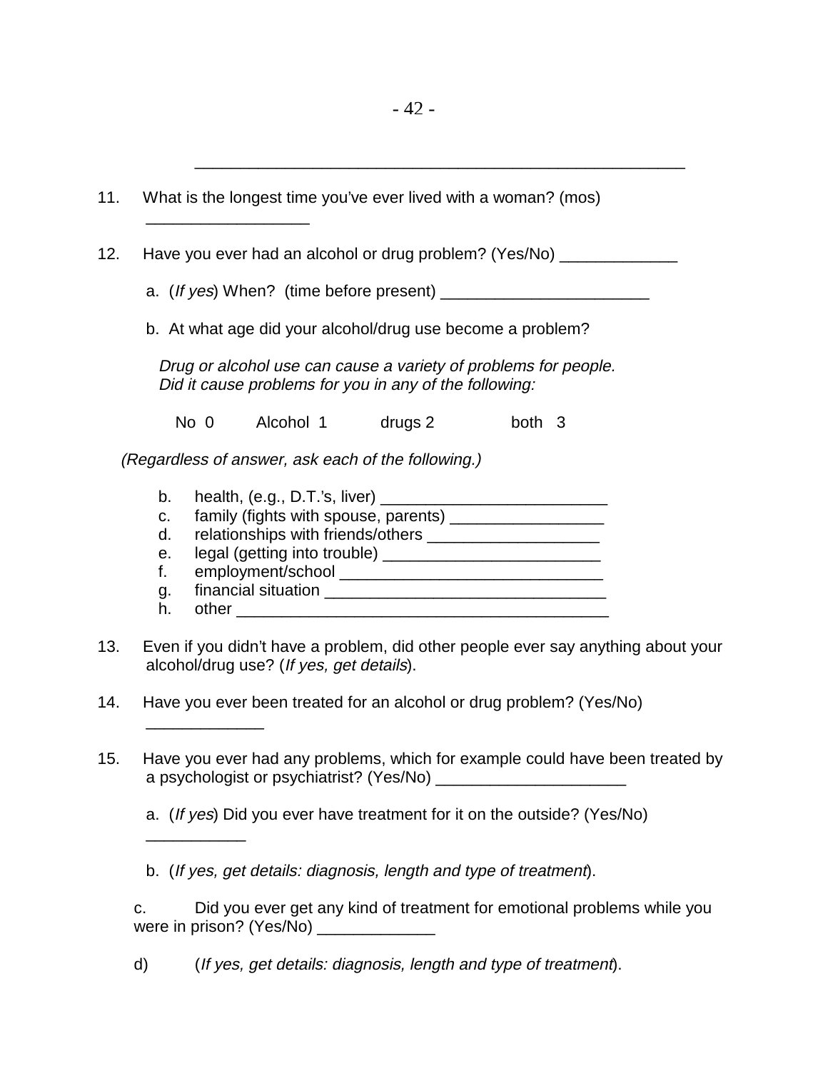______________________________________________________

11. What is the longest time you've ever lived with a woman? (mos) _________________

12. Have you ever had an alcohol or drug problem? (Yes/No) _____________

    a. (*If yes*) When? (time before present) _______________________

    b. At what age did your alcohol/drug use become a problem?

    *Drug or alcohol use can cause a variety of problems for people. Did it cause problems for you in any of the following:*

    No 0 Alcohol 1 drugs 2 both 3

    *(Regardless of answer, ask each of the following.)*

    b. health, (e.g., D.T.'s, liver) _________________________
    c. family (fights with spouse, parents) _________________
    d. relationships with friends/others ___________________
    e. legal (getting into trouble) ________________________
    f. employment/school _____________________________
    g. financial situation _______________________________
    h. other ________________________________________

13. Even if you didn't have a problem, did other people ever say anything about your alcohol/drug use? (*If yes, get details*).

14. Have you ever been treated for an alcohol or drug problem? (Yes/No) _____________

15. Have you ever had any problems, which for example could have been treated by a psychologist or psychiatrist? (Yes/No) _____________________

    a. (*If yes*) Did you ever have treatment for it on the outside? (Yes/No) ___________

    b. (*If yes, get details: diagnosis, length and type of treatment*).

    c. Did you ever get any kind of treatment for emotional problems while you were in prison? (Yes/No) _____________

    d) (*If yes, get details: diagnosis, length and type of treatment*).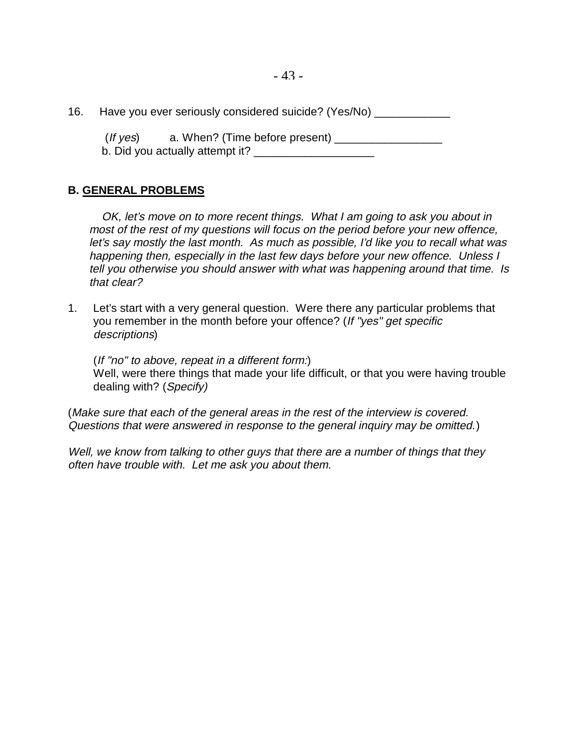16. Have you ever seriously considered suicide? (Yes/No) ____________

(*If yes*) a. When? (Time before present) _________________
b. Did you actually attempt it? ___________________

**B. <u>GENERAL PROBLEMS</u>**

*OK, let's move on to more recent things. What I am going to ask you about in most of the rest of my questions will focus on the period before your new offence, let's say mostly the last month. As much as possible, I'd like you to recall what was happening then, especially in the last few days before your new offence. Unless I tell you otherwise you should answer with what was happening around that time. Is that clear?*

1. Let's start with a very general question. Were there any particular problems that you remember in the month before your offence? (*If "yes" get specific descriptions*)

   (*If "no" to above, repeat in a different form:*)
   Well, were there things that made your life difficult, or that you were having trouble dealing with? (*Specify)*

(*Make sure that each of the general areas in the rest of the interview is covered. Questions that were answered in response to the general inquiry may be omitted.*)

*Well, we know from talking to other guys that there are a number of things that they often have trouble with. Let me ask you about them.*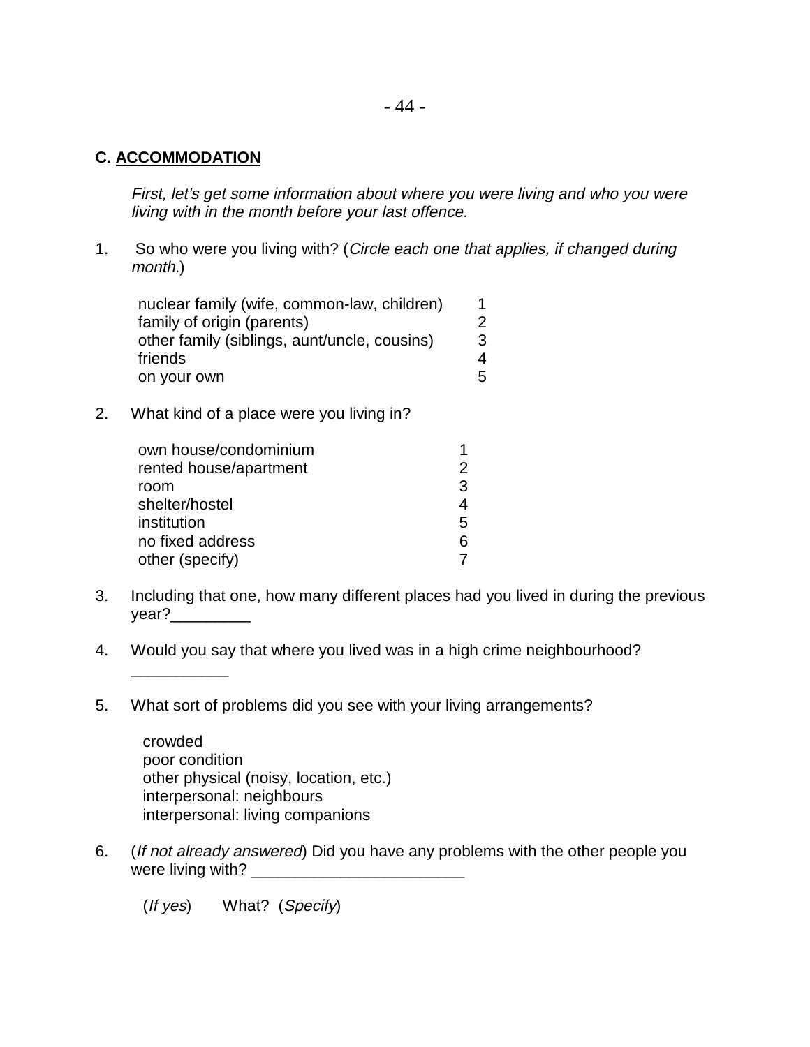## C. ACCOMMODATION

*First, let's get some information about where you were living and who you were living with in the month before your last offence.*

1. So who were you living with? (*Circle each one that applies, if changed during month.*)

| | |
|---|---|
| nuclear family (wife, common-law, children) | 1 |
| family of origin (parents) | 2 |
| other family (siblings, aunt/uncle, cousins) | 3 |
| friends | 4 |
| on your own | 5 |

2. What kind of a place were you living in?

| | |
|---|---|
| own house/condominium | 1 |
| rented house/apartment | 2 |
| room | 3 |
| shelter/hostel | 4 |
| institution | 5 |
| no fixed address | 6 |
| other (specify) | 7 |

3. Including that one, how many different places had you lived in during the previous year?_________

4. Would you say that where you lived was in a high crime neighbourhood? ___________

5. What sort of problems did you see with your living arrangements?

   crowded
   poor condition
   other physical (noisy, location, etc.)
   interpersonal: neighbours
   interpersonal: living companions

6. (*If not already answered*) Did you have any problems with the other people you were living with? ________________________

   (*If yes*) What? (*Specify*)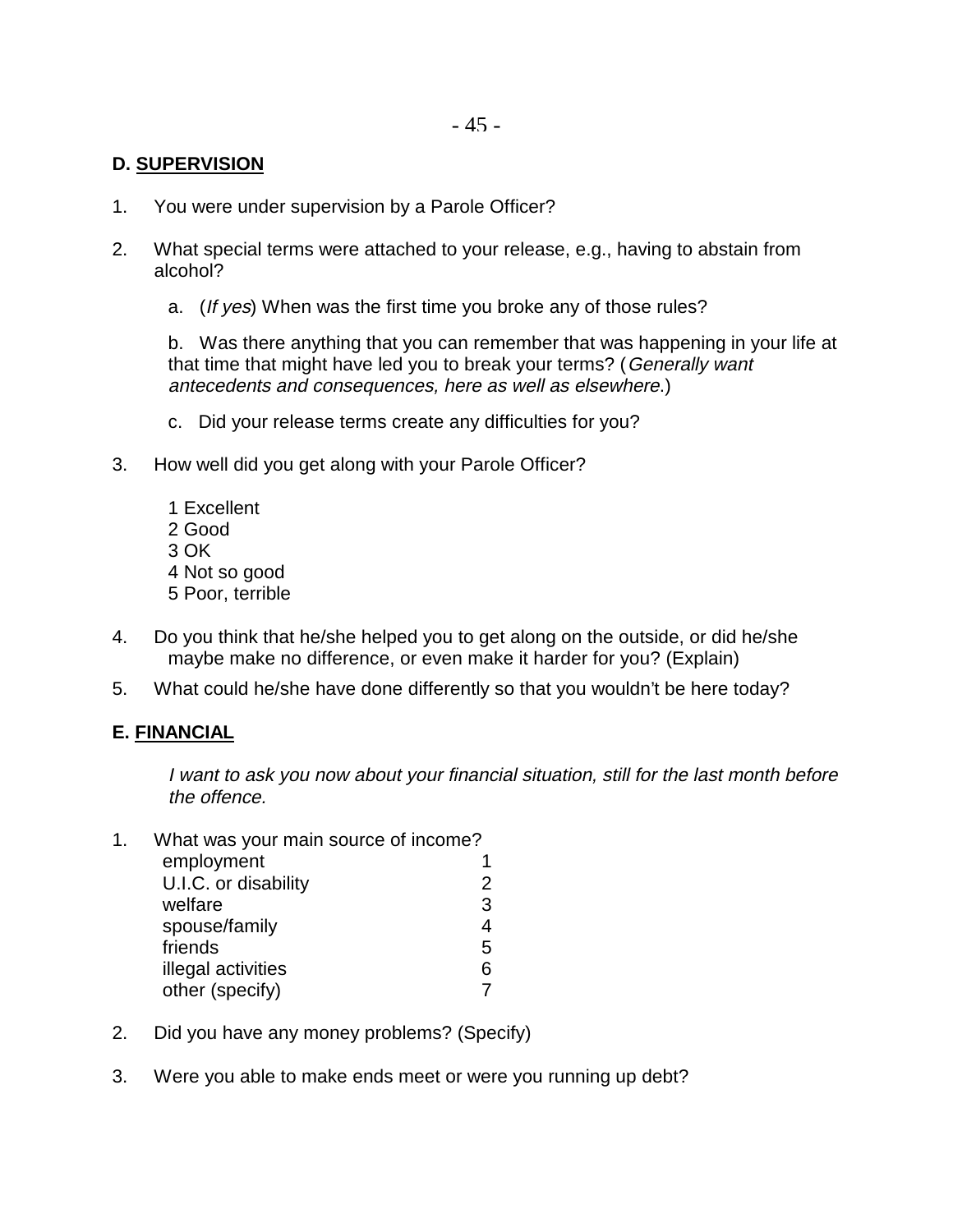**D. <u>SUPERVISION</u>**

1. You were under supervision by a Parole Officer?

2. What special terms were attached to your release, e.g., having to abstain from alcohol?

   a. (*If yes*) When was the first time you broke any of those rules?

   b. Was there anything that you can remember that was happening in your life at that time that might have led you to break your terms? (*Generally want antecedents and consequences, here as well as elsewhere.*)

   c. Did your release terms create any difficulties for you?

3. How well did you get along with your Parole Officer?

   1 Excellent
   2 Good
   3 OK
   4 Not so good
   5 Poor, terrible

4. Do you think that he/she helped you to get along on the outside, or did he/she maybe make no difference, or even make it harder for you? (Explain)

5. What could he/she have done differently so that you wouldn't be here today?

**E. <u>FINANCIAL</u>**

*I want to ask you now about your financial situation, still for the last month before the offence.*

1. What was your main source of income?

| | |
|---|---|
| employment | 1 |
| U.I.C. or disability | 2 |
| welfare | 3 |
| spouse/family | 4 |
| friends | 5 |
| illegal activities | 6 |
| other (specify) | 7 |

2. Did you have any money problems? (Specify)

3. Were you able to make ends meet or were you running up debt?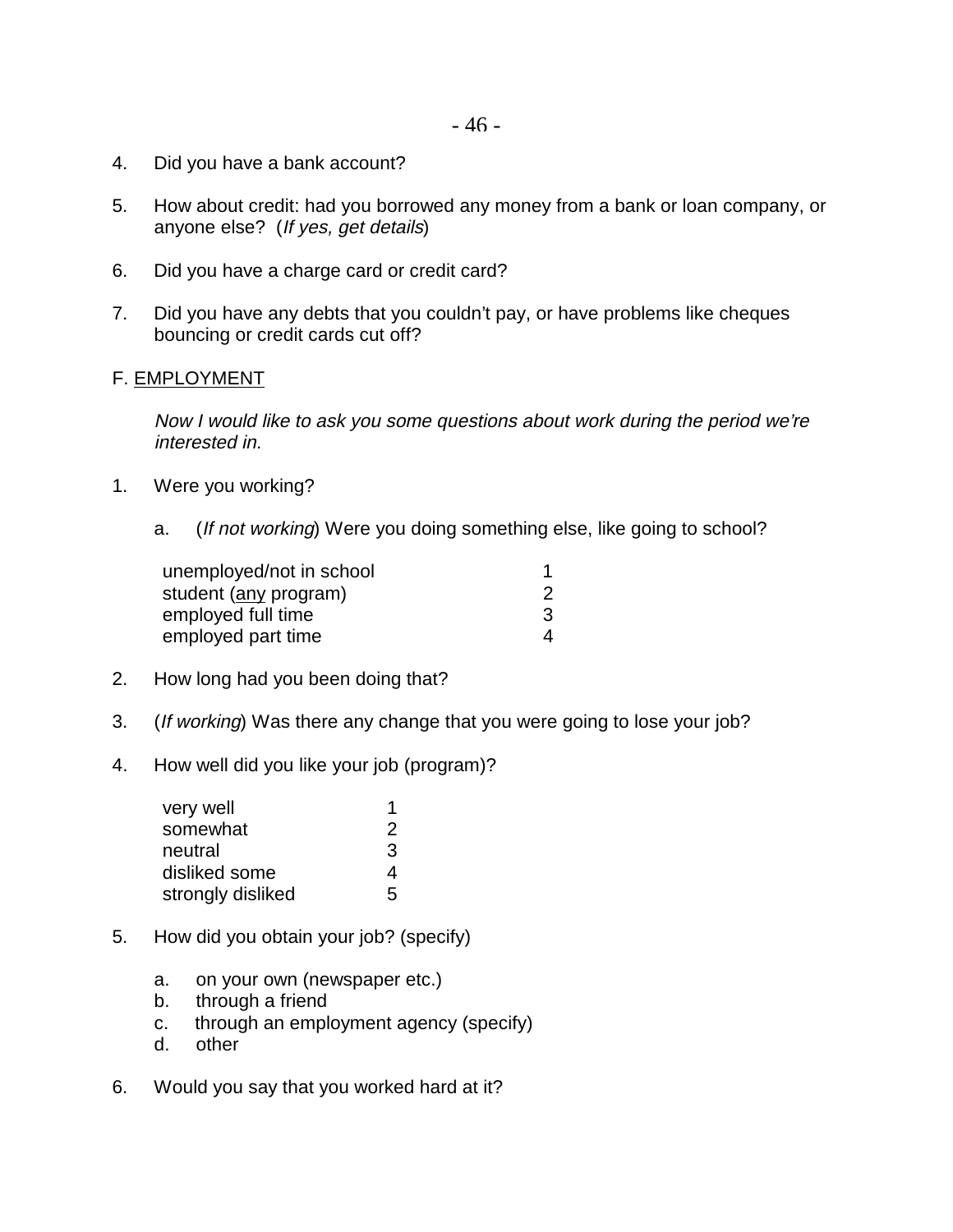4. Did you have a bank account?

5. How about credit: had you borrowed any money from a bank or loan company, or anyone else? (*If yes, get details*)

6. Did you have a charge card or credit card?

7. Did you have any debts that you couldn't pay, or have problems like cheques bouncing or credit cards cut off?

F. <u>EMPLOYMENT</u>

*Now I would like to ask you some questions about work during the period we're interested in.*

1. Were you working?

   a. (*If not working*) Were you doing something else, like going to school?

| | |
|---|---|
| unemployed/not in school | 1 |
| student (<u>any</u> program) | 2 |
| employed full time | 3 |
| employed part time | 4 |

2. How long had you been doing that?

3. (*If working*) Was there any change that you were going to lose your job?

4. How well did you like your job (program)?

| | |
|---|---|
| very well | 1 |
| somewhat | 2 |
| neutral | 3 |
| disliked some | 4 |
| strongly disliked | 5 |

5. How did you obtain your job? (specify)

   a. on your own (newspaper etc.)
   b. through a friend
   c. through an employment agency (specify)
   d. other

6. Would you say that you worked hard at it?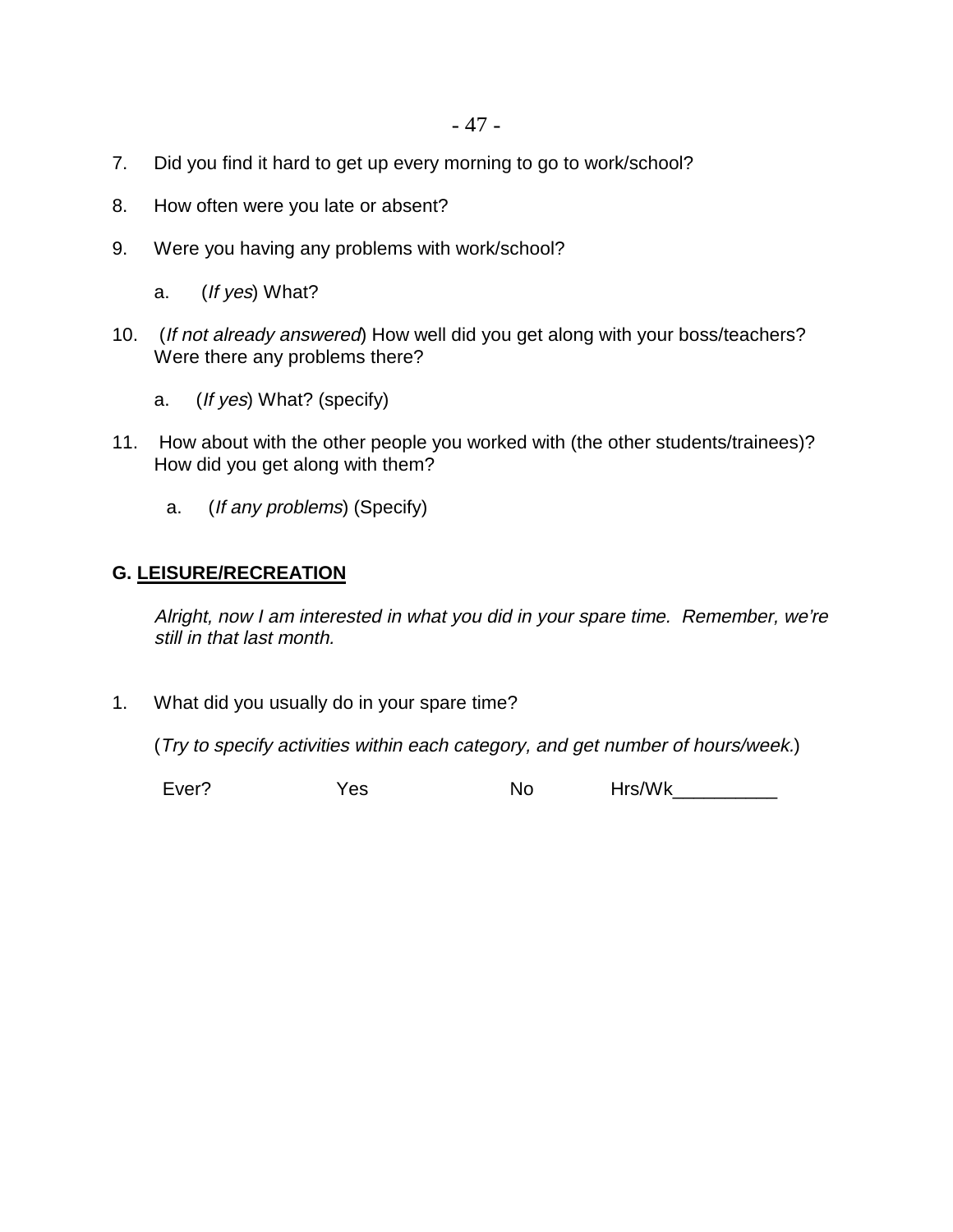7. Did you find it hard to get up every morning to go to work/school?

8. How often were you late or absent?

9. Were you having any problems with work/school?

   a. (*If yes*) What?

10. (*If not already answered*) How well did you get along with your boss/teachers? Were there any problems there?

    a. (*If yes*) What? (specify)

11. How about with the other people you worked with (the other students/trainees)? How did you get along with them?

    a. (*If any problems*) (Specify)

## G. LEISURE/RECREATION

*Alright, now I am interested in what you did in your spare time. Remember, we're still in that last month.*

1. What did you usually do in your spare time?

   (*Try to specify activities within each category, and get number of hours/week.*)

   Ever? Yes No Hrs/Wk__________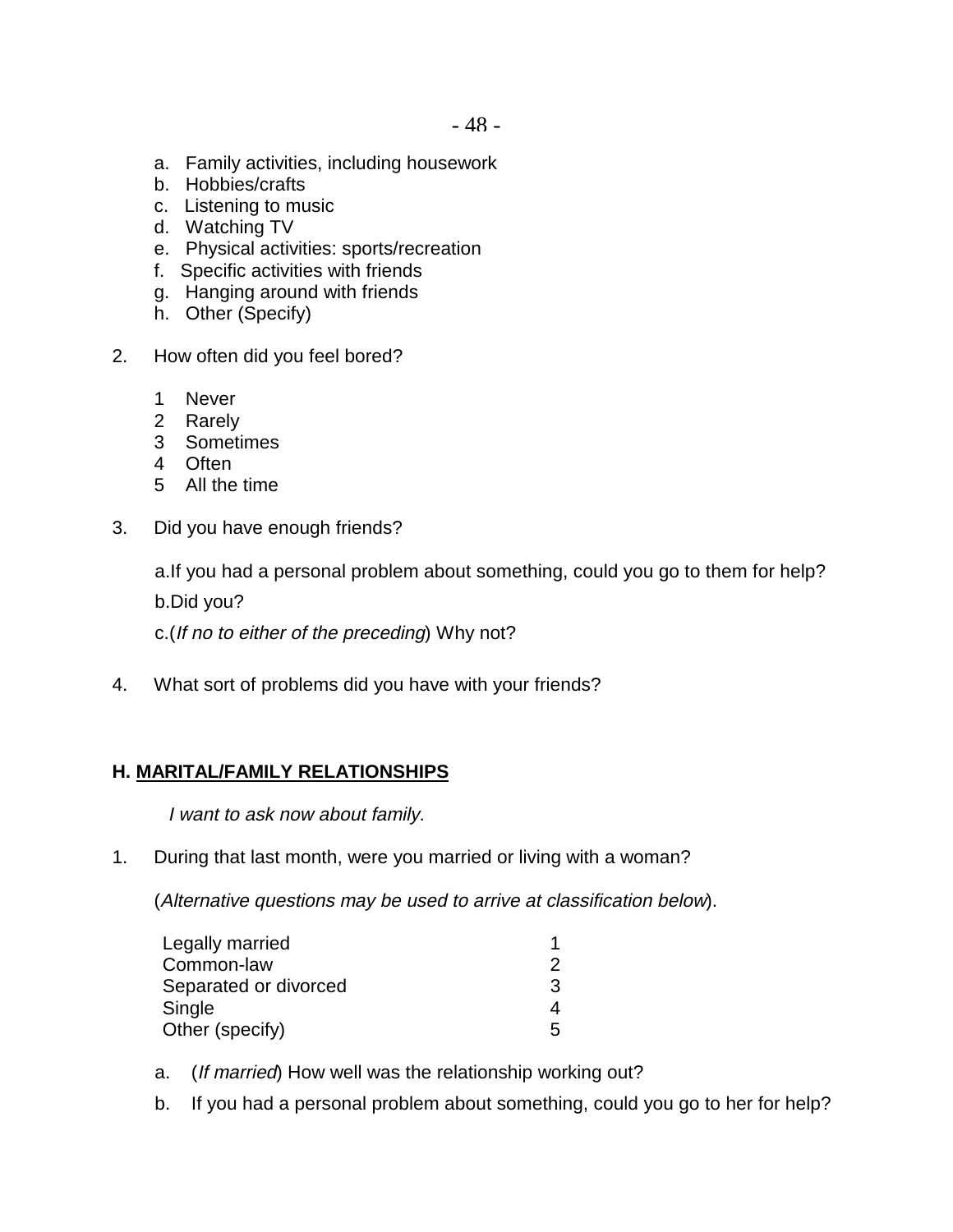a. Family activities, including housework
b. Hobbies/crafts
c. Listening to music
d. Watching TV
e. Physical activities: sports/recreation
f. Specific activities with friends
g. Hanging around with friends
h. Other (Specify)

2. How often did you feel bored?

   1 Never
   2 Rarely
   3 Sometimes
   4 Often
   5 All the time

3. Did you have enough friends?

   a. If you had a personal problem about something, could you go to them for help?

   b. Did you?

   c. (*If no to either of the preceding*) Why not?

4. What sort of problems did you have with your friends?

**H. <u>MARITAL/FAMILY RELATIONSHIPS</u>**

*I want to ask now about family.*

1. During that last month, were you married or living with a woman?

   (*Alternative questions may be used to arrive at classification below*).

| | |
|---|---|
| Legally married | 1 |
| Common-law | 2 |
| Separated or divorced | 3 |
| Single | 4 |
| Other (specify) | 5 |

   a. (*If married*) How well was the relationship working out?

   b. If you had a personal problem about something, could you go to her for help?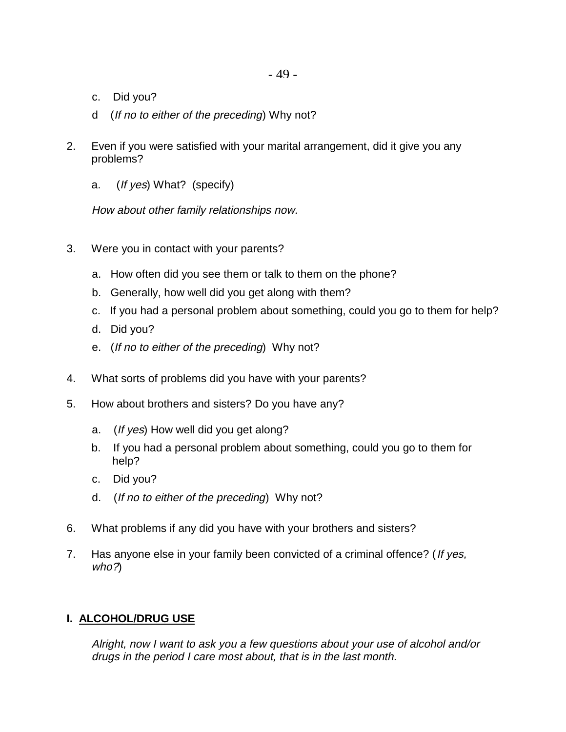c. Did you?

d (*If no to either of the preceding*) Why not?

2. Even if you were satisfied with your marital arrangement, did it give you any problems?

   a. (*If yes*) What? (specify)

   *How about other family relationships now.*

3. Were you in contact with your parents?

   a. How often did you see them or talk to them on the phone?

   b. Generally, how well did you get along with them?

   c. If you had a personal problem about something, could you go to them for help?

   d. Did you?

   e. (*If no to either of the preceding*) Why not?

4. What sorts of problems did you have with your parents?

5. How about brothers and sisters? Do you have any?

   a. (*If yes*) How well did you get along?

   b. If you had a personal problem about something, could you go to them for help?

   c. Did you?

   d. (*If no to either of the preceding*) Why not?

6. What problems if any did you have with your brothers and sisters?

7. Has anyone else in your family been convicted of a criminal offence? (*If yes, who?*)

## I. ALCOHOL/DRUG USE

*Alright, now I want to ask you a few questions about your use of alcohol and/or drugs in the period I care most about, that is in the last month.*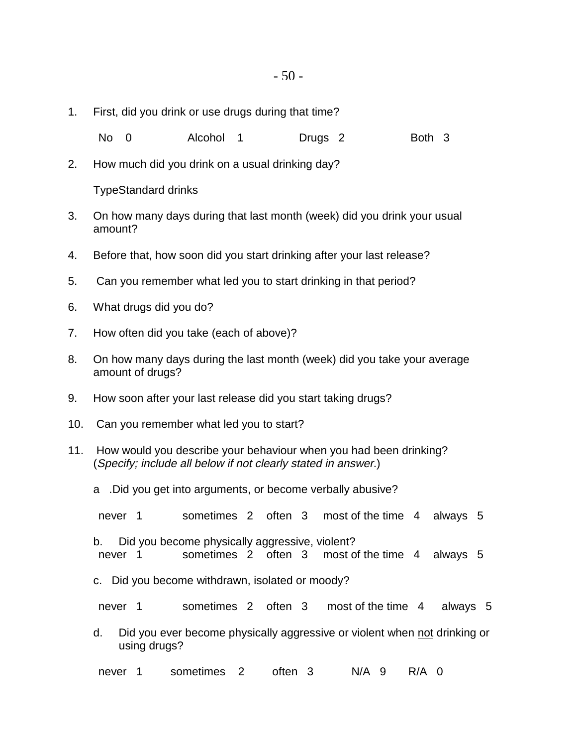1. First, did you drink or use drugs during that time?

   No 0 Alcohol 1 Drugs 2 Both 3

2. How much did you drink on a usual drinking day?

   TypeStandard drinks

3. On how many days during that last month (week) did you drink your usual amount?

4. Before that, how soon did you start drinking after your last release?

5. Can you remember what led you to start drinking in that period?

6. What drugs did you do?

7. How often did you take (each of above)?

8. On how many days during the last month (week) did you take your average amount of drugs?

9. How soon after your last release did you start taking drugs?

10. Can you remember what led you to start?

11. How would you describe your behaviour when you had been drinking? (*Specify; include all below if not clearly stated in answer.*)

    a .Did you get into arguments, or become verbally abusive?

    never 1 sometimes 2 often 3 most of the time 4 always 5

    b. Did you become physically aggressive, violent?
    never 1 sometimes 2 often 3 most of the time 4 always 5

    c. Did you become withdrawn, isolated or moody?

    never 1 sometimes 2 often 3 most of the time 4 always 5

    d. Did you ever become physically aggressive or violent when <u>not</u> drinking or using drugs?

    never 1 sometimes 2 often 3 N/A 9 R/A 0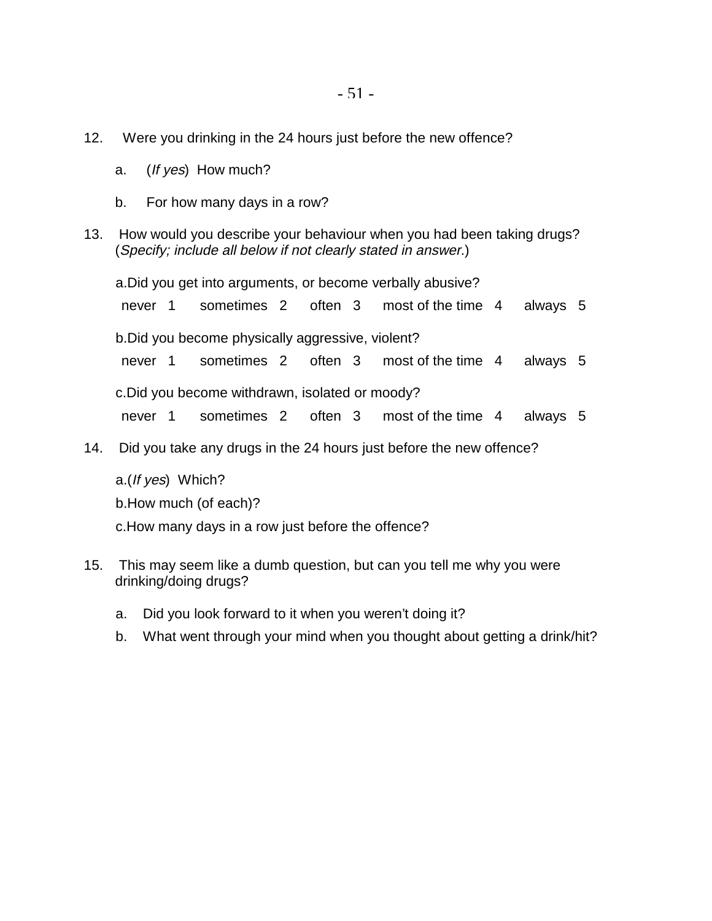12. Were you drinking in the 24 hours just before the new offence?

    a. (*If yes*) How much?

    b. For how many days in a row?

13. How would you describe your behaviour when you had been taking drugs? (*Specify; include all below if not clearly stated in answer.*)

    a. Did you get into arguments, or become verbally abusive?

    never 1 sometimes 2 often 3 most of the time 4 always 5

    b. Did you become physically aggressive, violent?

    never 1 sometimes 2 often 3 most of the time 4 always 5

    c. Did you become withdrawn, isolated or moody?

    never 1 sometimes 2 often 3 most of the time 4 always 5

14. Did you take any drugs in the 24 hours just before the new offence?

    a. (*If yes*) Which?

    b. How much (of each)?

    c. How many days in a row just before the offence?

15. This may seem like a dumb question, but can you tell me why you were drinking/doing drugs?

    a. Did you look forward to it when you weren't doing it?

    b. What went through your mind when you thought about getting a drink/hit?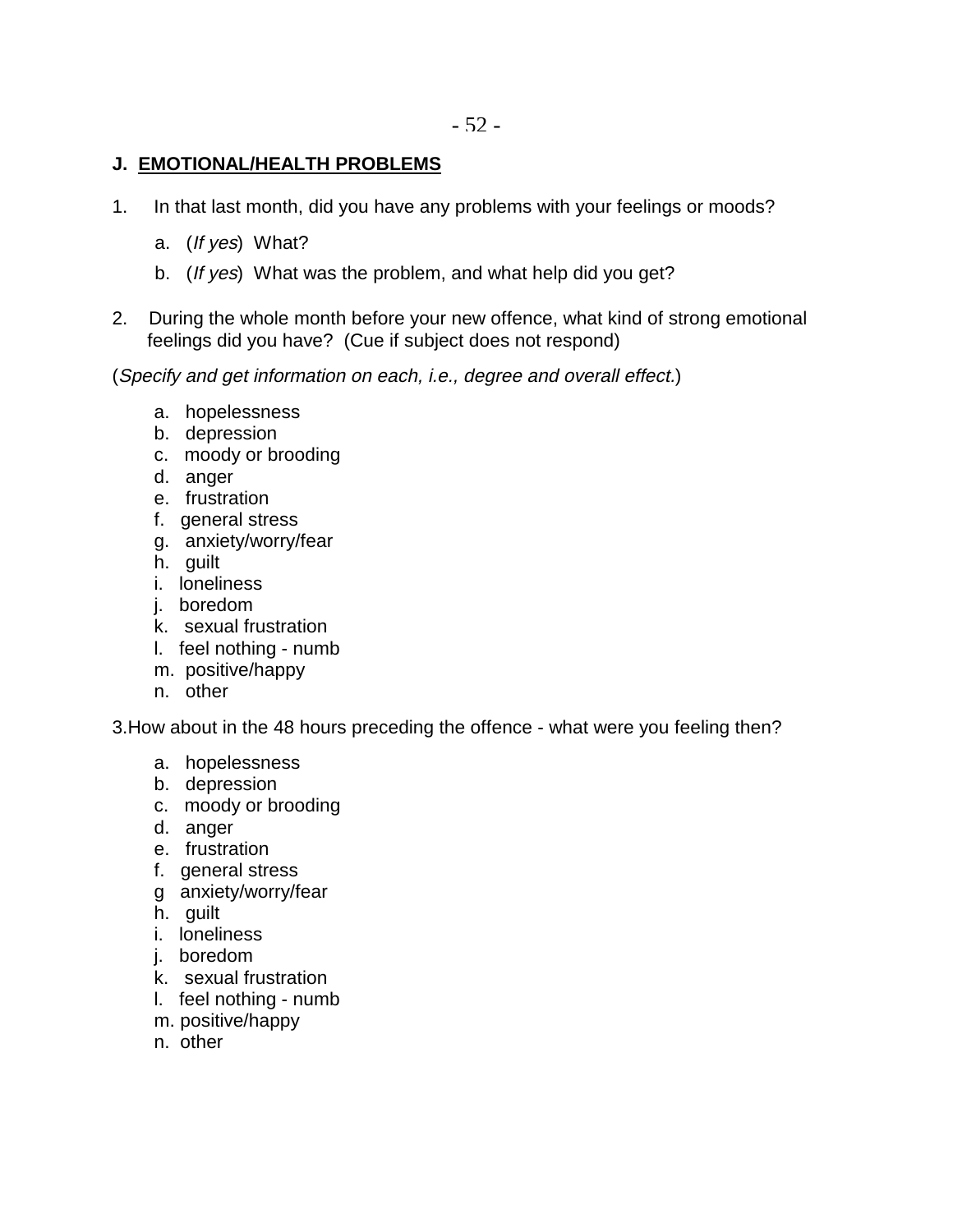## J. EMOTIONAL/HEALTH PROBLEMS

1. In that last month, did you have any problems with your feelings or moods?

   a. (*If yes*) What?

   b. (*If yes*) What was the problem, and what help did you get?

2. During the whole month before your new offence, what kind of strong emotional feelings did you have? (Cue if subject does not respond)

(*Specify and get information on each, i.e., degree and overall effect.*)

   a. hopelessness
   b. depression
   c. moody or brooding
   d. anger
   e. frustration
   f. general stress
   g. anxiety/worry/fear
   h. guilt
   i. loneliness
   j. boredom
   k. sexual frustration
   l. feel nothing - numb
   m. positive/happy
   n. other

3. How about in the 48 hours preceding the offence - what were you feeling then?

   a. hopelessness
   b. depression
   c. moody or brooding
   d. anger
   e. frustration
   f. general stress
   g anxiety/worry/fear
   h. guilt
   i. loneliness
   j. boredom
   k. sexual frustration
   l. feel nothing - numb
   m. positive/happy
   n. other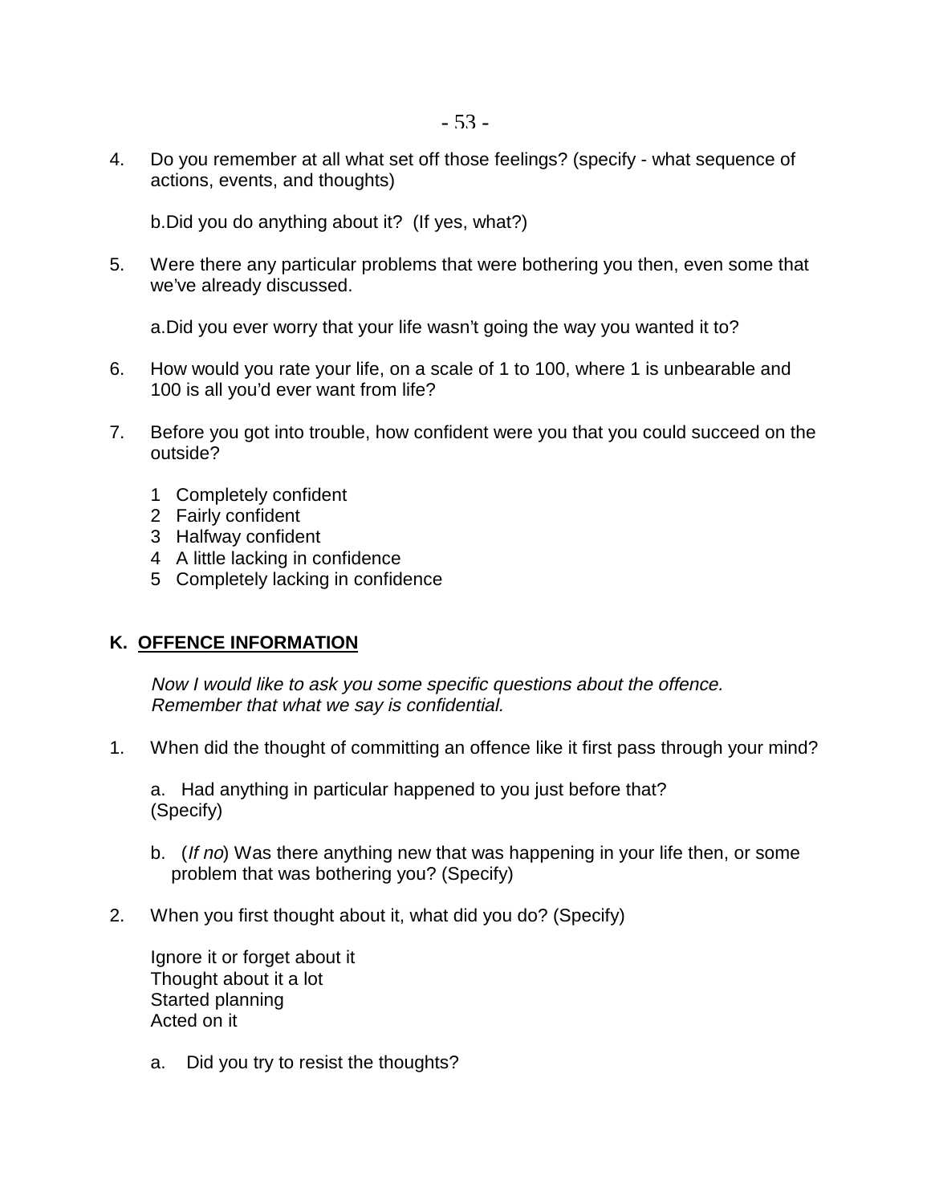4. Do you remember at all what set off those feelings? (specify - what sequence of actions, events, and thoughts)

   b. Did you do anything about it? (If yes, what?)

5. Were there any particular problems that were bothering you then, even some that we've already discussed.

   a. Did you ever worry that your life wasn't going the way you wanted it to?

6. How would you rate your life, on a scale of 1 to 100, where 1 is unbearable and 100 is all you'd ever want from life?

7. Before you got into trouble, how confident were you that you could succeed on the outside?

   1 Completely confident
   2 Fairly confident
   3 Halfway confident
   4 A little lacking in confidence
   5 Completely lacking in confidence

**K. <u>OFFENCE INFORMATION</u>**

*Now I would like to ask you some specific questions about the offence. Remember that what we say is confidential.*

1. When did the thought of committing an offence like it first pass through your mind?

   a. Had anything in particular happened to you just before that? (Specify)

   b. (*If no*) Was there anything new that was happening in your life then, or some problem that was bothering you? (Specify)

2. When you first thought about it, what did you do? (Specify)

   Ignore it or forget about it
   Thought about it a lot
   Started planning
   Acted on it

   a. Did you try to resist the thoughts?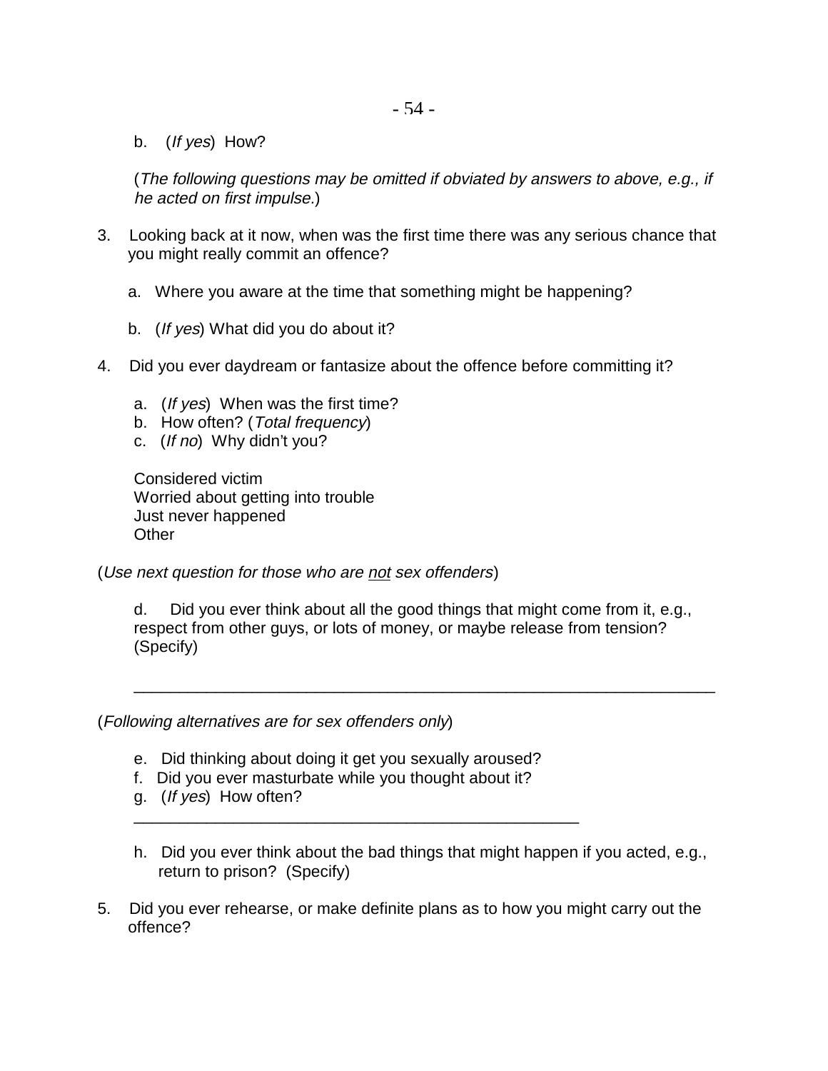b. (*If yes*) How?

(*The following questions may be omitted if obviated by answers to above, e.g., if he acted on first impulse.*)

3. Looking back at it now, when was the first time there was any serious chance that you might really commit an offence?

   a. Where you aware at the time that something might be happening?

   b. (*If yes*) What did you do about it?

4. Did you ever daydream or fantasize about the offence before committing it?

   a. (*If yes*) When was the first time?
   b. How often? (*Total frequency*)
   c. (*If no*) Why didn't you?

   Considered victim
   Worried about getting into trouble
   Just never happened
   Other

(*Use next question for those who are <u>not</u> sex offenders*)

   d. Did you ever think about all the good things that might come from it, e.g., respect from other guys, or lots of money, or maybe release from tension? (Specify)

   ________________________________________________________________

(*Following alternatives are for sex offenders only*)

   e. Did thinking about doing it get you sexually aroused?
   f. Did you ever masturbate while you thought about it?
   g. (*If yes*) How often?

   ______________________________________________

   h. Did you ever think about the bad things that might happen if you acted, e.g., return to prison? (Specify)

5. Did you ever rehearse, or make definite plans as to how you might carry out the offence?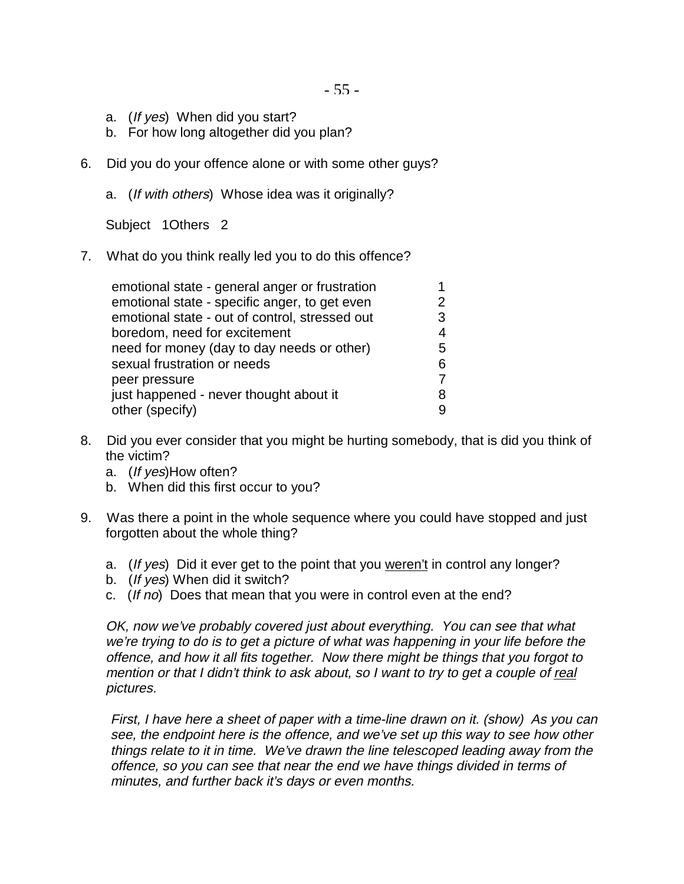a. (*If yes*) When did you start?
b. For how long altogether did you plan?

6. Did you do your offence alone or with some other guys?

   a. (*If with others*) Whose idea was it originally?

   Subject 1Others 2

7. What do you think really led you to do this offence?

| | |
|---|---|
| emotional state - general anger or frustration | 1 |
| emotional state - specific anger, to get even | 2 |
| emotional state - out of control, stressed out | 3 |
| boredom, need for excitement | 4 |
| need for money (day to day needs or other) | 5 |
| sexual frustration or needs | 6 |
| peer pressure | 7 |
| just happened - never thought about it | 8 |
| other (specify) | 9 |

8. Did you ever consider that you might be hurting somebody, that is did you think of the victim?
   a. (*If yes*)How often?
   b. When did this first occur to you?

9. Was there a point in the whole sequence where you could have stopped and just forgotten about the whole thing?

   a. (*If yes*) Did it ever get to the point that you <u>weren't</u> in control any longer?
   b. (*If yes*) When did it switch?
   c. (*If no*) Does that mean that you were in control even at the end?

*OK, now we've probably covered just about everything. You can see that what we're trying to do is to get a picture of what was happening in your life before the offence, and how it all fits together. Now there might be things that you forgot to mention or that I didn't think to ask about, so I want to try to get a couple of <u>real</u> pictures.*

*First, I have here a sheet of paper with a time-line drawn on it. (show) As you can see, the endpoint here is the offence, and we've set up this way to see how other things relate to it in time. We've drawn the line telescoped leading away from the offence, so you can see that near the end we have things divided in terms of minutes, and further back it's days or even months.*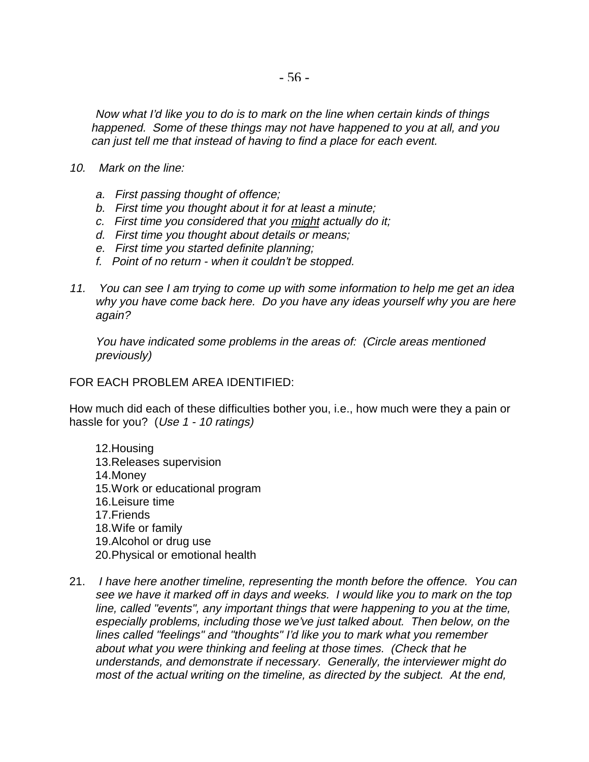*Now what I'd like you to do is to mark on the line when certain kinds of things happened. Some of these things may not have happened to you at all, and you can just tell me that instead of having to find a place for each event.*

*10. Mark on the line:*

- *a. First passing thought of offence;*
- *b. First time you thought about it for at least a minute;*
- *c. First time you considered that you <u>might</u> actually do it;*
- *d. First time you thought about details or means;*
- *e. First time you started definite planning;*
- *f. Point of no return - when it couldn't be stopped.*

*11. You can see I am trying to come up with some information to help me get an idea why you have come back here. Do you have any ideas yourself why you are here again?*

*You have indicated some problems in the areas of: (Circle areas mentioned previously)*

FOR EACH PROBLEM AREA IDENTIFIED:

How much did each of these difficulties bother you, i.e., how much were they a pain or hassle for you? (*Use 1 - 10 ratings)*

12. Housing
13. Releases supervision
14. Money
15. Work or educational program
16. Leisure time
17. Friends
18. Wife or family
19. Alcohol or drug use
20. Physical or emotional health

21. *I have here another timeline, representing the month before the offence. You can see we have it marked off in days and weeks. I would like you to mark on the top line, called "events", any important things that were happening to you at the time, especially problems, including those we've just talked about. Then below, on the lines called "feelings" and "thoughts" I'd like you to mark what you remember about what you were thinking and feeling at those times. (Check that he understands, and demonstrate if necessary. Generally, the interviewer might do most of the actual writing on the timeline, as directed by the subject. At the end,*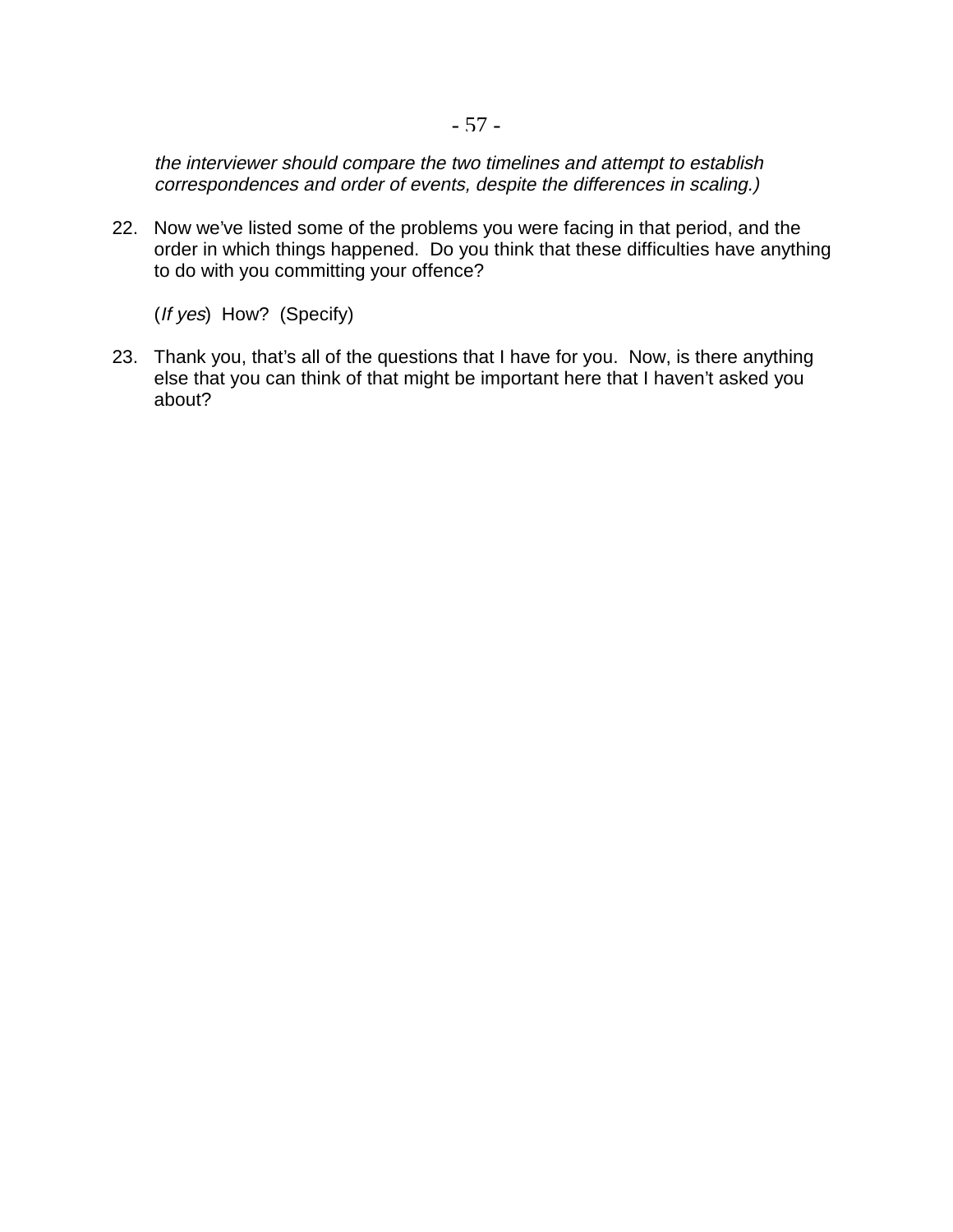*the interviewer should compare the two timelines and attempt to establish correspondences and order of events, despite the differences in scaling.)*

22. Now we've listed some of the problems you were facing in that period, and the order in which things happened. Do you think that these difficulties have anything to do with you committing your offence?

    (*If yes*) How? (Specify)

23. Thank you, that's all of the questions that I have for you. Now, is there anything else that you can think of that might be important here that I haven't asked you about?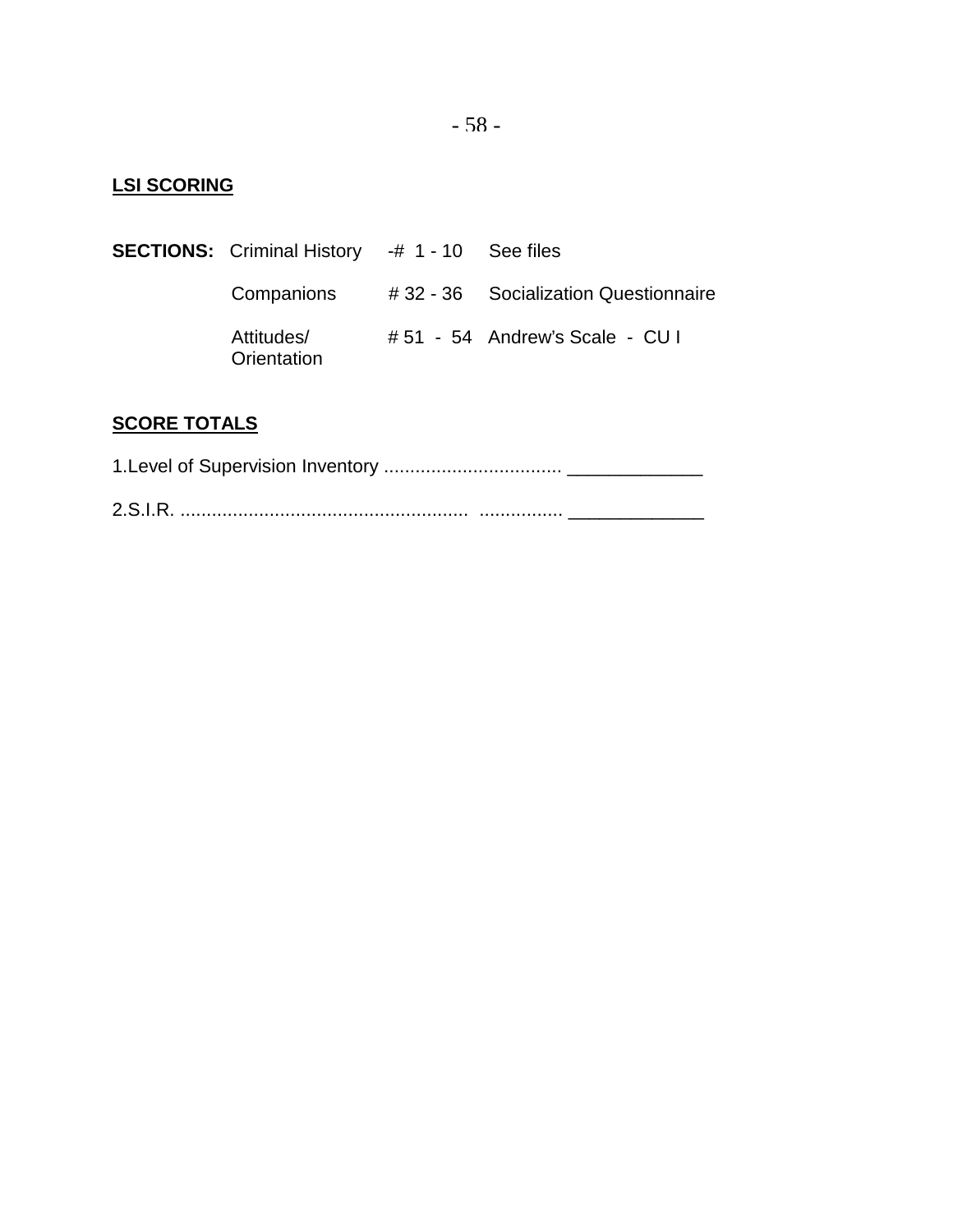**LSI SCORING**

| **SECTIONS:** | Criminal History | -# 1 - 10 | See files |
|---|---|---|---|
| | Companions | # 32 - 36 | Socialization Questionnaire |
| | Attitudes/ Orientation | # 51 - 54 | Andrew's Scale - CU I |

**SCORE TOTALS**

1.Level of Supervision Inventory .................................. _____________

2.S.I.R. ....................................................... ................ _____________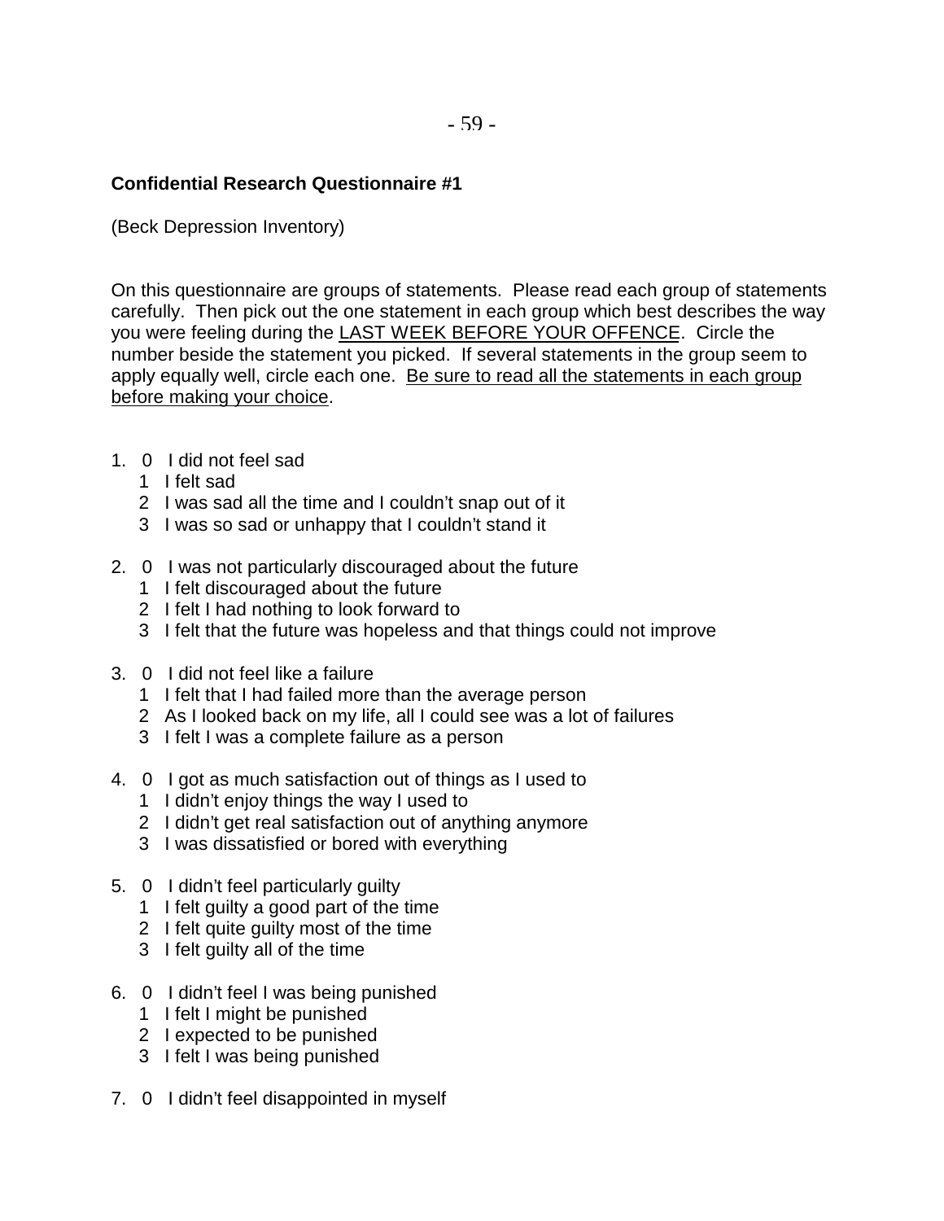**Confidential Research Questionnaire #1**

(Beck Depression Inventory)

On this questionnaire are groups of statements. Please read each group of statements carefully. Then pick out the one statement in each group which best describes the way you were feeling during the <u>LAST WEEK BEFORE YOUR OFFENCE</u>. Circle the number beside the statement you picked. If several statements in the group seem to apply equally well, circle each one. <u>Be sure to read all the statements in each group before making your choice</u>.

1. 0 I did not feel sad
   1 I felt sad
   2 I was sad all the time and I couldn't snap out of it
   3 I was so sad or unhappy that I couldn't stand it

2. 0 I was not particularly discouraged about the future
   1 I felt discouraged about the future
   2 I felt I had nothing to look forward to
   3 I felt that the future was hopeless and that things could not improve

3. 0 I did not feel like a failure
   1 I felt that I had failed more than the average person
   2 As I looked back on my life, all I could see was a lot of failures
   3 I felt I was a complete failure as a person

4. 0 I got as much satisfaction out of things as I used to
   1 I didn't enjoy things the way I used to
   2 I didn't get real satisfaction out of anything anymore
   3 I was dissatisfied or bored with everything

5. 0 I didn't feel particularly guilty
   1 I felt guilty a good part of the time
   2 I felt quite guilty most of the time
   3 I felt guilty all of the time

6. 0 I didn't feel I was being punished
   1 I felt I might be punished
   2 I expected to be punished
   3 I felt I was being punished

7. 0 I didn't feel disappointed in myself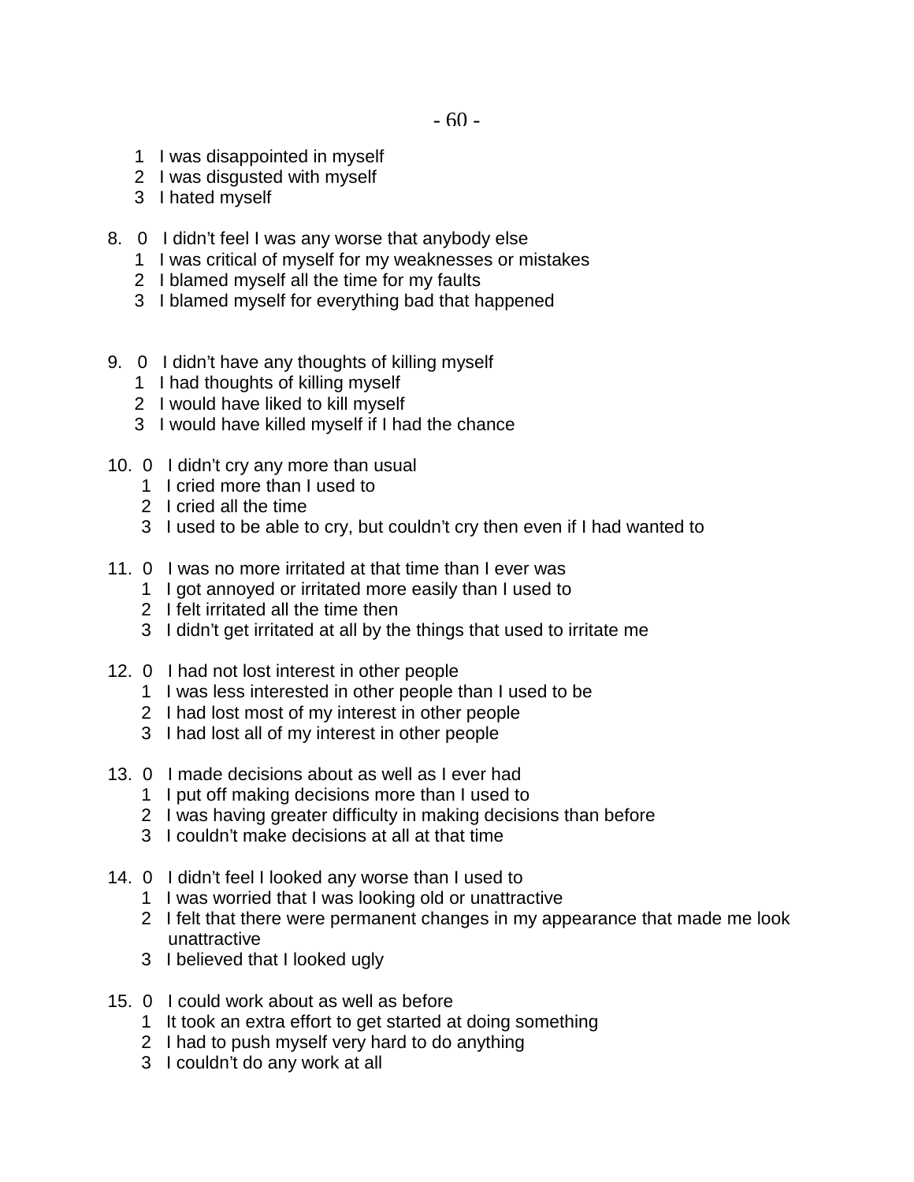1 I was disappointed in myself
2 I was disgusted with myself
3 I hated myself

8. 0 I didn't feel I was any worse that anybody else
   1 I was critical of myself for my weaknesses or mistakes
   2 I blamed myself all the time for my faults
   3 I blamed myself for everything bad that happened

9. 0 I didn't have any thoughts of killing myself
   1 I had thoughts of killing myself
   2 I would have liked to kill myself
   3 I would have killed myself if I had the chance

10. 0 I didn't cry any more than usual
    1 I cried more than I used to
    2 I cried all the time
    3 I used to be able to cry, but couldn't cry then even if I had wanted to

11. 0 I was no more irritated at that time than I ever was
    1 I got annoyed or irritated more easily than I used to
    2 I felt irritated all the time then
    3 I didn't get irritated at all by the things that used to irritate me

12. 0 I had not lost interest in other people
    1 I was less interested in other people than I used to be
    2 I had lost most of my interest in other people
    3 I had lost all of my interest in other people

13. 0 I made decisions about as well as I ever had
    1 I put off making decisions more than I used to
    2 I was having greater difficulty in making decisions than before
    3 I couldn't make decisions at all at that time

14. 0 I didn't feel I looked any worse than I used to
    1 I was worried that I was looking old or unattractive
    2 I felt that there were permanent changes in my appearance that made me look unattractive
    3 I believed that I looked ugly

15. 0 I could work about as well as before
    1 It took an extra effort to get started at doing something
    2 I had to push myself very hard to do anything
    3 I couldn't do any work at all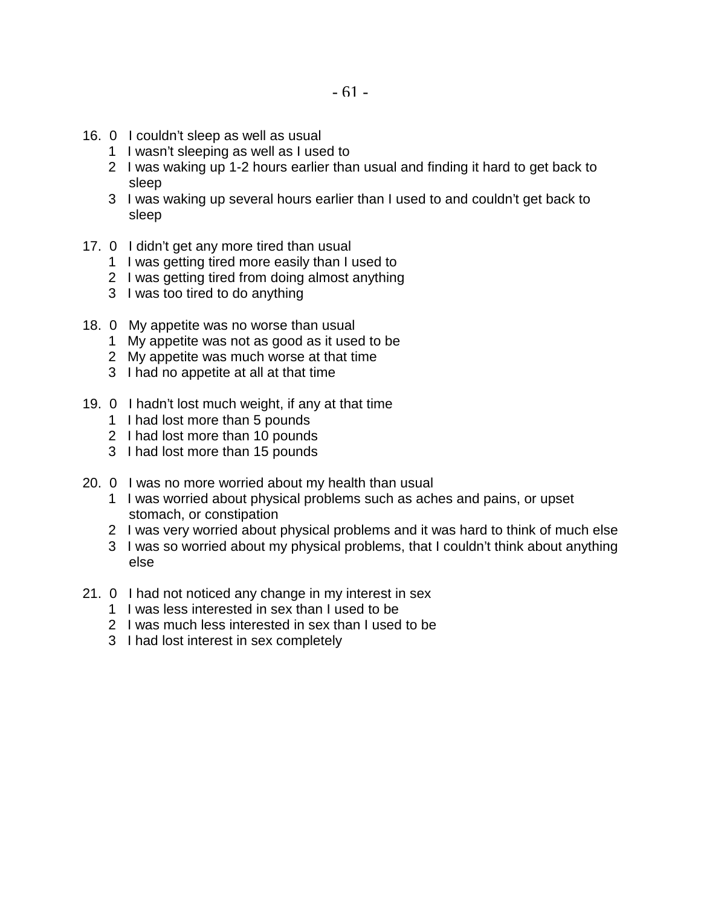16. 0 I couldn't sleep as well as usual
    1 I wasn't sleeping as well as I used to
    2 I was waking up 1-2 hours earlier than usual and finding it hard to get back to sleep
    3 I was waking up several hours earlier than I used to and couldn't get back to sleep

17. 0 I didn't get any more tired than usual
    1 I was getting tired more easily than I used to
    2 I was getting tired from doing almost anything
    3 I was too tired to do anything

18. 0 My appetite was no worse than usual
    1 My appetite was not as good as it used to be
    2 My appetite was much worse at that time
    3 I had no appetite at all at that time

19. 0 I hadn't lost much weight, if any at that time
    1 I had lost more than 5 pounds
    2 I had lost more than 10 pounds
    3 I had lost more than 15 pounds

20. 0 I was no more worried about my health than usual
    1 I was worried about physical problems such as aches and pains, or upset stomach, or constipation
    2 I was very worried about physical problems and it was hard to think of much else
    3 I was so worried about my physical problems, that I couldn't think about anything else

21. 0 I had not noticed any change in my interest in sex
    1 I was less interested in sex than I used to be
    2 I was much less interested in sex than I used to be
    3 I had lost interest in sex completely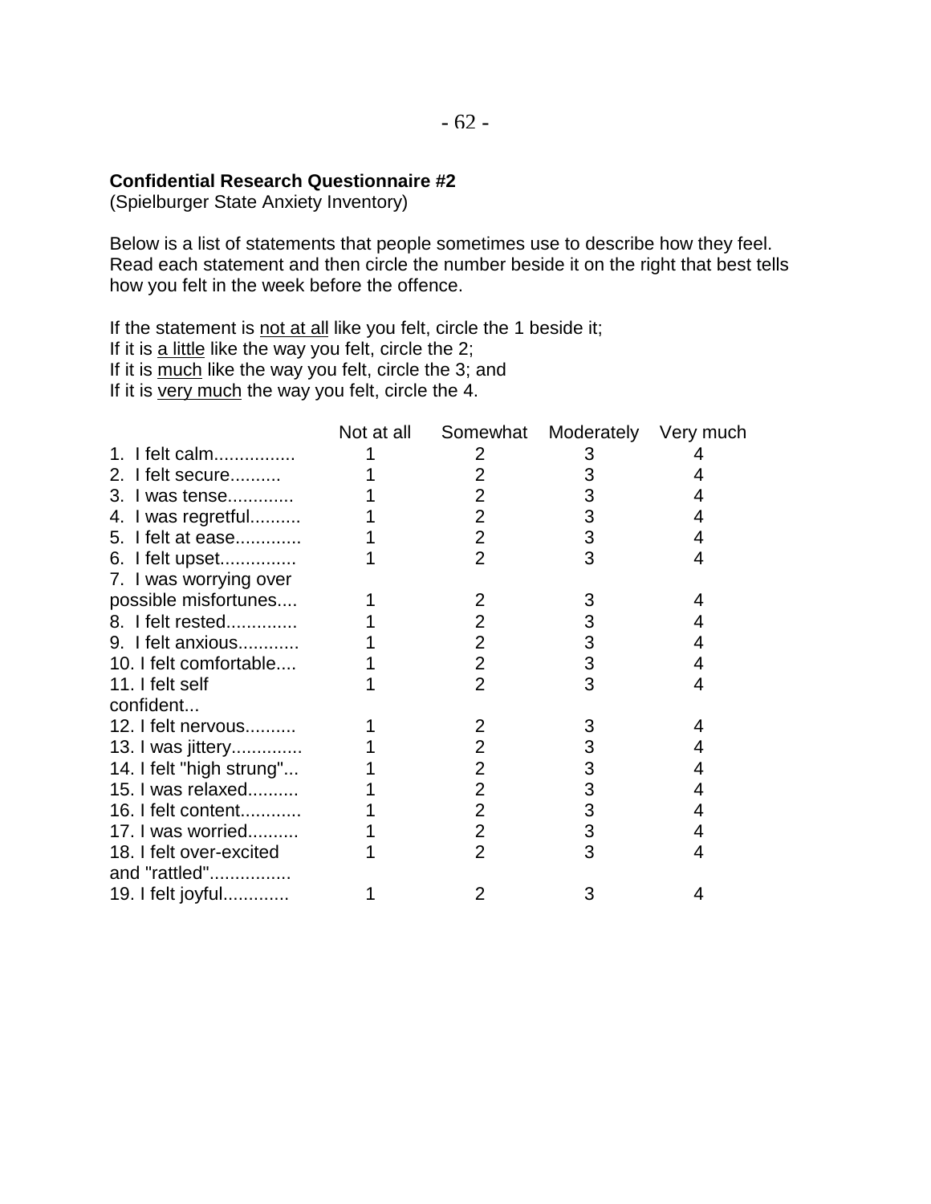**Confidential Research Questionnaire #2**
(Spielburger State Anxiety Inventory)

Below is a list of statements that people sometimes use to describe how they feel. Read each statement and then circle the number beside it on the right that best tells how you felt in the week before the offence.

If the statement is <u>not at all</u> like you felt, circle the 1 beside it;
If it is <u>a little</u> like the way you felt, circle the 2;
If it is <u>much</u> like the way you felt, circle the 3; and
If it is <u>very much</u> the way you felt, circle the 4.

| | Not at all | Somewhat | Moderately | Very much |
|---|---|---|---|---|
| 1. I felt calm................ | 1 | 2 | 3 | 4 |
| 2. I felt secure.......... | 1 | 2 | 3 | 4 |
| 3. I was tense............. | 1 | 2 | 3 | 4 |
| 4. I was regretful.......... | 1 | 2 | 3 | 4 |
| 5. I felt at ease............. | 1 | 2 | 3 | 4 |
| 6. I felt upset............... | 1 | 2 | 3 | 4 |
| 7. I was worrying over possible misfortunes.... | 1 | 2 | 3 | 4 |
| 8. I felt rested.............. | 1 | 2 | 3 | 4 |
| 9. I felt anxious............ | 1 | 2 | 3 | 4 |
| 10. I felt comfortable.... | 1 | 2 | 3 | 4 |
| 11. I felt self confident... | 1 | 2 | 3 | 4 |
| 12. I felt nervous.......... | 1 | 2 | 3 | 4 |
| 13. I was jittery.............. | 1 | 2 | 3 | 4 |
| 14. I felt "high strung"... | 1 | 2 | 3 | 4 |
| 15. I was relaxed.......... | 1 | 2 | 3 | 4 |
| 16. I felt content............ | 1 | 2 | 3 | 4 |
| 17. I was worried.......... | 1 | 2 | 3 | 4 |
| 18. I felt over-excited and "rattled"................ | 1 | 2 | 3 | 4 |
| 19. I felt joyful............. | 1 | 2 | 3 | 4 |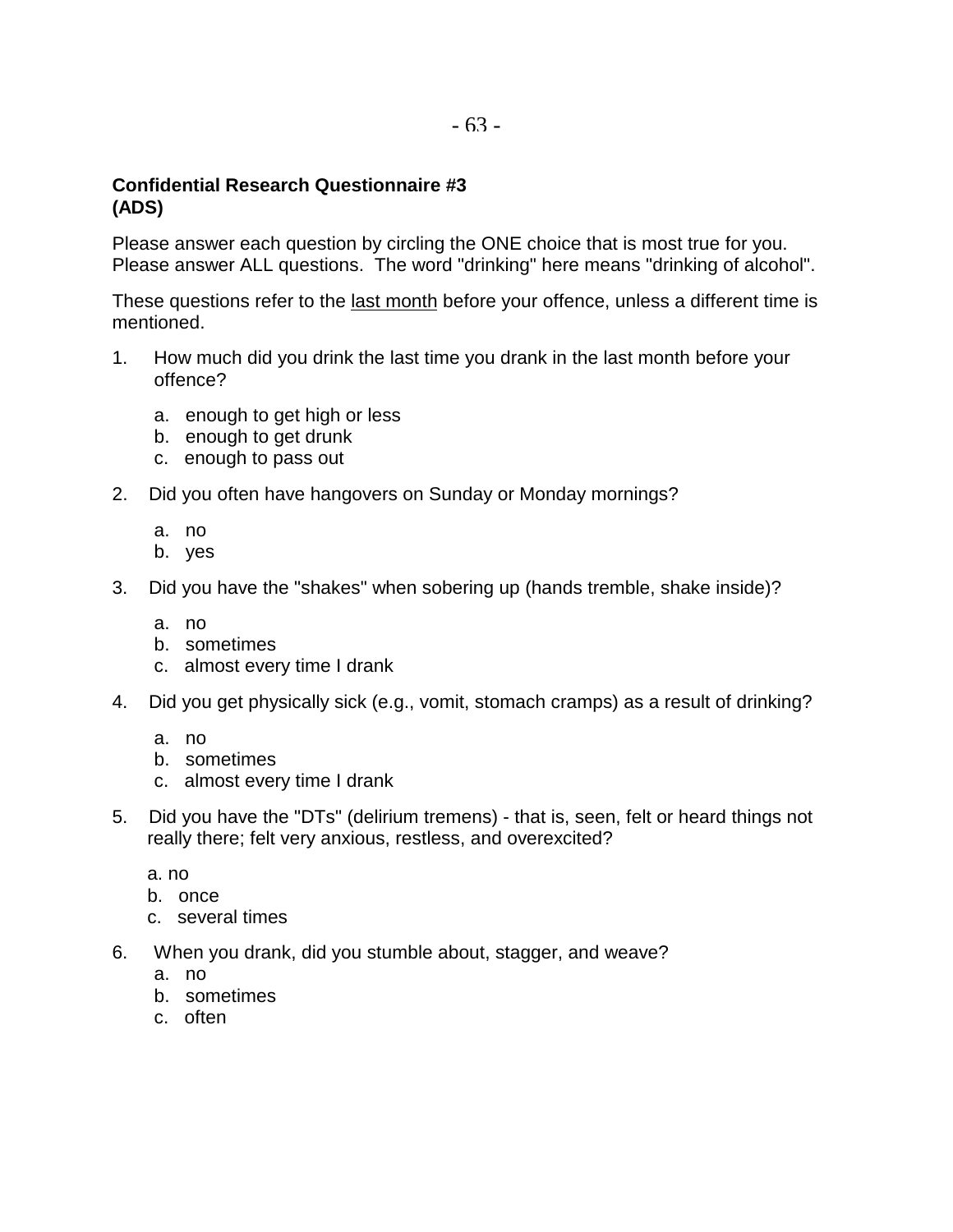**Confidential Research Questionnaire #3**
**(ADS)**

Please answer each question by circling the ONE choice that is most true for you. Please answer ALL questions. The word "drinking" here means "drinking of alcohol".

These questions refer to the <u>last month</u> before your offence, unless a different time is mentioned.

1. How much did you drink the last time you drank in the last month before your offence?

   a. enough to get high or less
   b. enough to get drunk
   c. enough to pass out

2. Did you often have hangovers on Sunday or Monday mornings?

   a. no
   b. yes

3. Did you have the "shakes" when sobering up (hands tremble, shake inside)?

   a. no
   b. sometimes
   c. almost every time I drank

4. Did you get physically sick (e.g., vomit, stomach cramps) as a result of drinking?

   a. no
   b. sometimes
   c. almost every time I drank

5. Did you have the "DTs" (delirium tremens) - that is, seen, felt or heard things not really there; felt very anxious, restless, and overexcited?

   a. no
   b. once
   c. several times

6. When you drank, did you stumble about, stagger, and weave?
   a. no
   b. sometimes
   c. often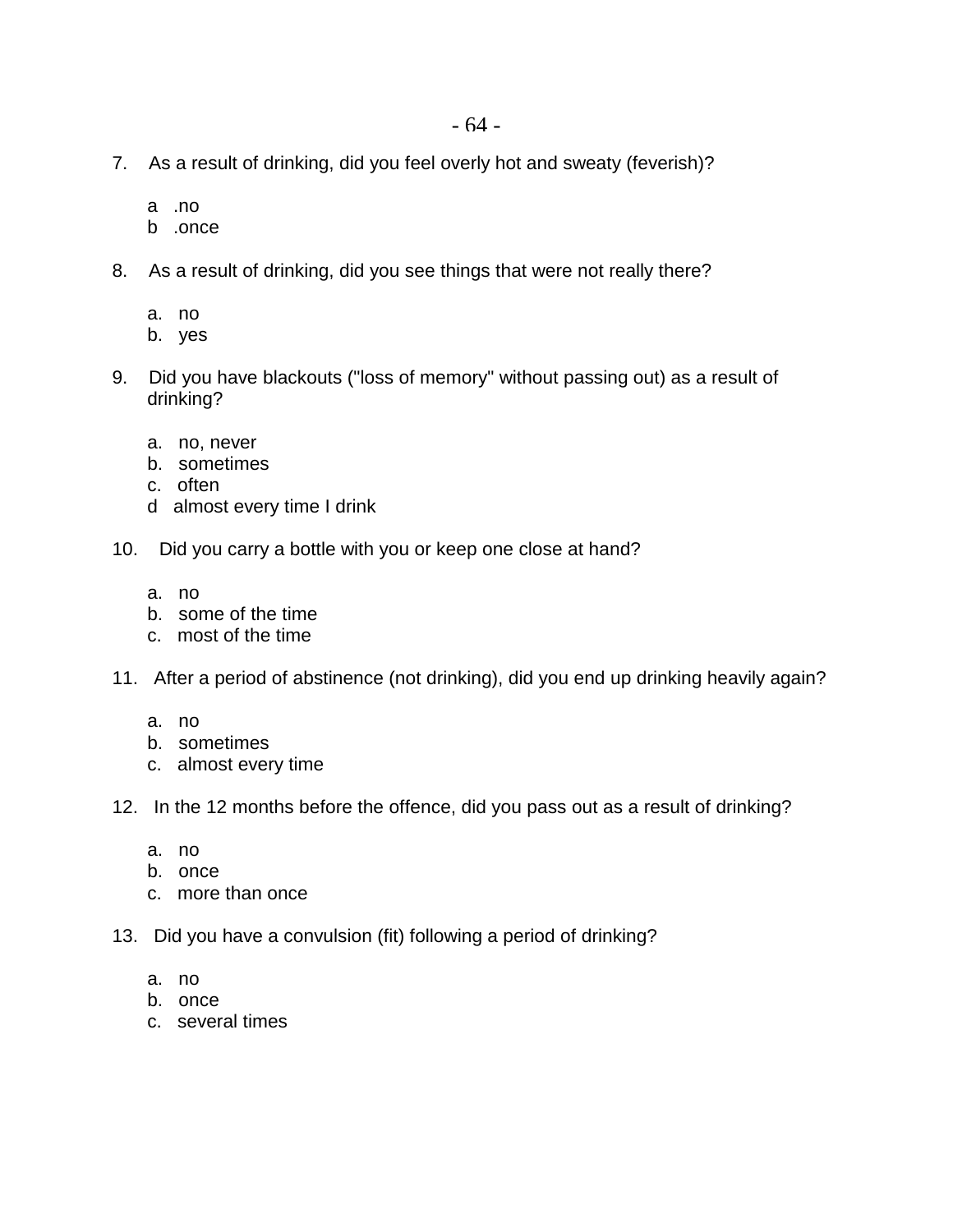7. As a result of drinking, did you feel overly hot and sweaty (feverish)?

   a .no
   b .once

8. As a result of drinking, did you see things that were not really there?

   a. no
   b. yes

9. Did you have blackouts ("loss of memory" without passing out) as a result of drinking?

   a. no, never
   b. sometimes
   c. often
   d almost every time I drink

10. Did you carry a bottle with you or keep one close at hand?

    a. no
    b. some of the time
    c. most of the time

11. After a period of abstinence (not drinking), did you end up drinking heavily again?

    a. no
    b. sometimes
    c. almost every time

12. In the 12 months before the offence, did you pass out as a result of drinking?

    a. no
    b. once
    c. more than once

13. Did you have a convulsion (fit) following a period of drinking?

    a. no
    b. once
    c. several times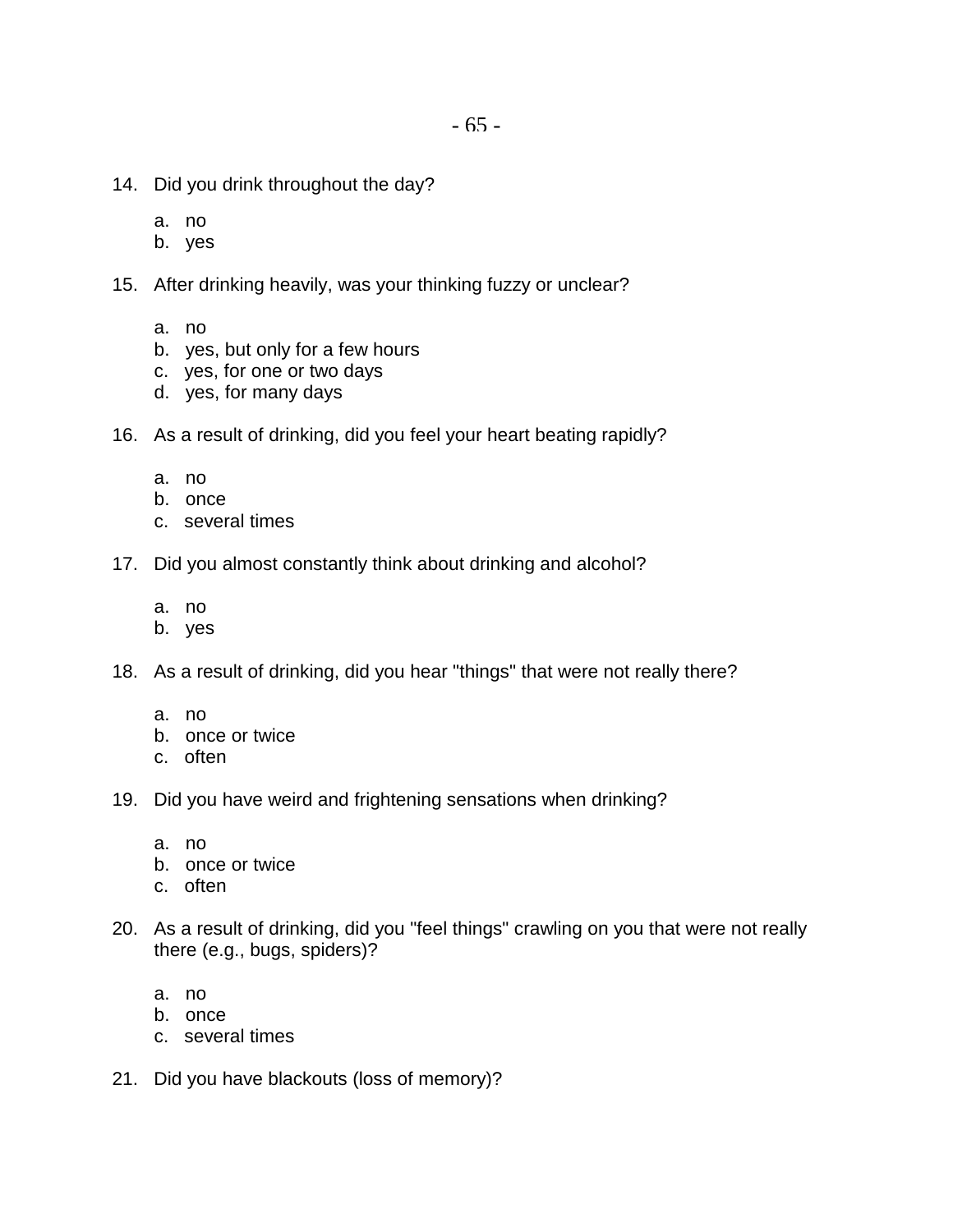14. Did you drink throughout the day?

    a. no
    b. yes

15. After drinking heavily, was your thinking fuzzy or unclear?

    a. no
    b. yes, but only for a few hours
    c. yes, for one or two days
    d. yes, for many days

16. As a result of drinking, did you feel your heart beating rapidly?

    a. no
    b. once
    c. several times

17. Did you almost constantly think about drinking and alcohol?

    a. no
    b. yes

18. As a result of drinking, did you hear "things" that were not really there?

    a. no
    b. once or twice
    c. often

19. Did you have weird and frightening sensations when drinking?

    a. no
    b. once or twice
    c. often

20. As a result of drinking, did you "feel things" crawling on you that were not really there (e.g., bugs, spiders)?

    a. no
    b. once
    c. several times

21. Did you have blackouts (loss of memory)?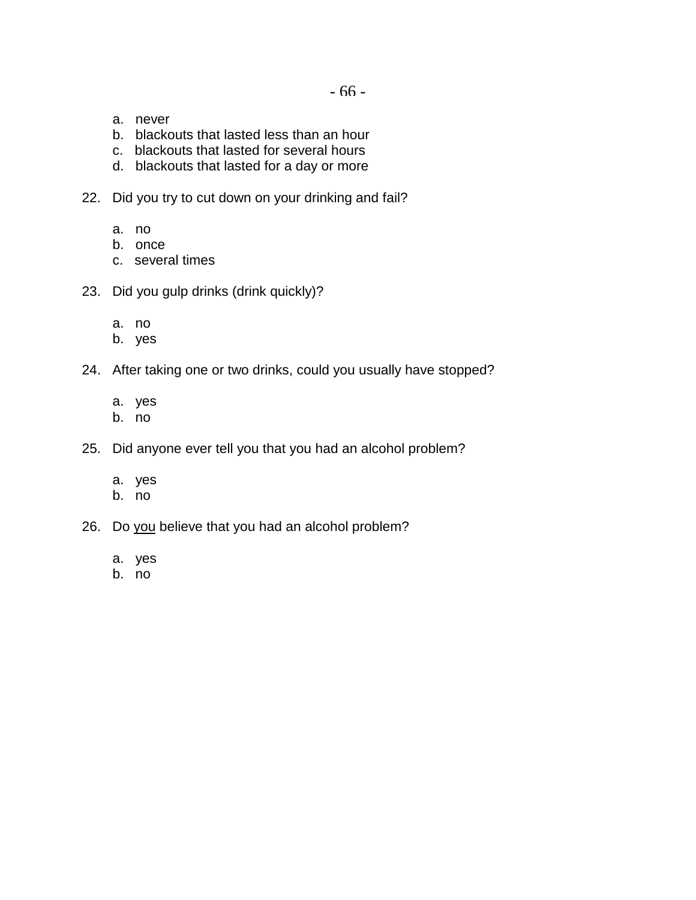a. never
b. blackouts that lasted less than an hour
c. blackouts that lasted for several hours
d. blackouts that lasted for a day or more

22. Did you try to cut down on your drinking and fail?

    a. no
    b. once
    c. several times

23. Did you gulp drinks (drink quickly)?

    a. no
    b. yes

24. After taking one or two drinks, could you usually have stopped?

    a. yes
    b. no

25. Did anyone ever tell you that you had an alcohol problem?

    a. yes
    b. no

26. Do <u>you</u> believe that you had an alcohol problem?

    a. yes
    b. no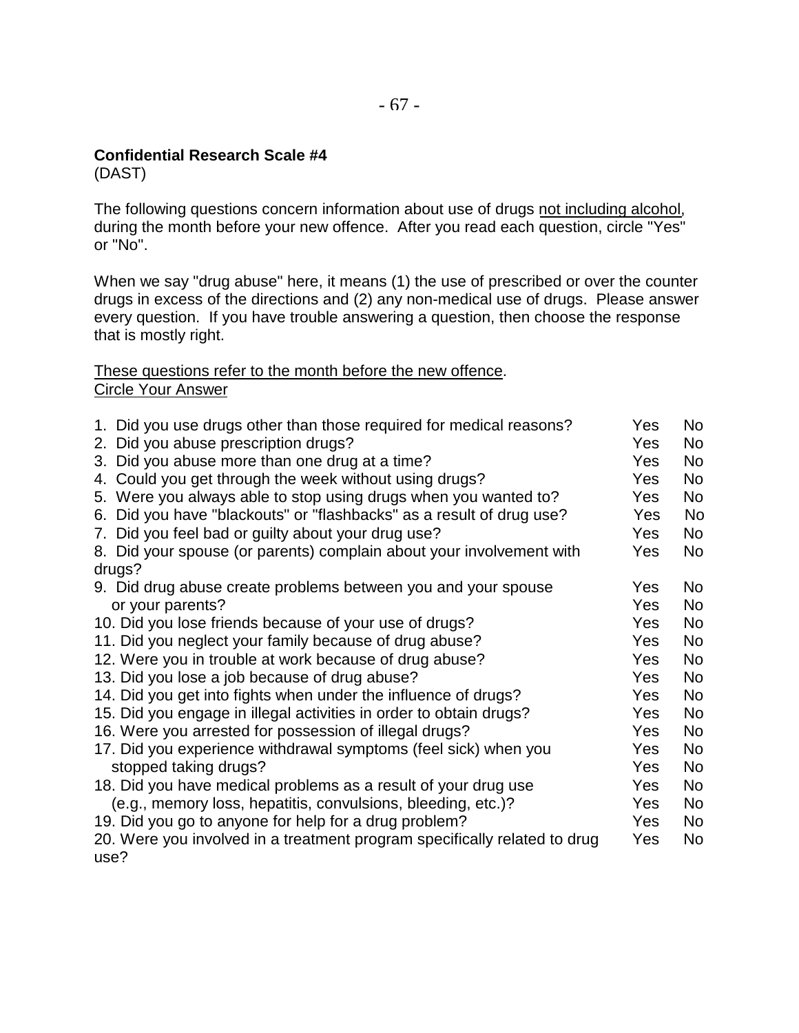**Confidential Research Scale #4**
(DAST)

The following questions concern information about use of drugs <u>not including alcohol</u>, during the month before your new offence. After you read each question, circle "Yes" or "No".

When we say "drug abuse" here, it means (1) the use of prescribed or over the counter drugs in excess of the directions and (2) any non-medical use of drugs. Please answer every question. If you have trouble answering a question, then choose the response that is mostly right.

<u>These questions refer to the month before the new offence</u>.
<u>Circle Your Answer</u>

| | | |
|---|---|---|
| 1. Did you use drugs other than those required for medical reasons? | Yes | No |
| 2. Did you abuse prescription drugs? | Yes | No |
| 3. Did you abuse more than one drug at a time? | Yes | No |
| 4. Could you get through the week without using drugs? | Yes | No |
| 5. Were you always able to stop using drugs when you wanted to? | Yes | No |
| 6. Did you have "blackouts" or "flashbacks" as a result of drug use? | Yes | No |
| 7. Did you feel bad or guilty about your drug use? | Yes | No |
| 8. Did your spouse (or parents) complain about your involvement with drugs? | Yes | No |
| 9. Did drug abuse create problems between you and your spouse | Yes | No |
| or your parents? | Yes | No |
| 10. Did you lose friends because of your use of drugs? | Yes | No |
| 11. Did you neglect your family because of drug abuse? | Yes | No |
| 12. Were you in trouble at work because of drug abuse? | Yes | No |
| 13. Did you lose a job because of drug abuse? | Yes | No |
| 14. Did you get into fights when under the influence of drugs? | Yes | No |
| 15. Did you engage in illegal activities in order to obtain drugs? | Yes | No |
| 16. Were you arrested for possession of illegal drugs? | Yes | No |
| 17. Did you experience withdrawal symptoms (feel sick) when you | Yes | No |
| stopped taking drugs? | Yes | No |
| 18. Did you have medical problems as a result of your drug use | Yes | No |
| (e.g., memory loss, hepatitis, convulsions, bleeding, etc.)? | Yes | No |
| 19. Did you go to anyone for help for a drug problem? | Yes | No |
| 20. Were you involved in a treatment program specifically related to drug use? | Yes | No |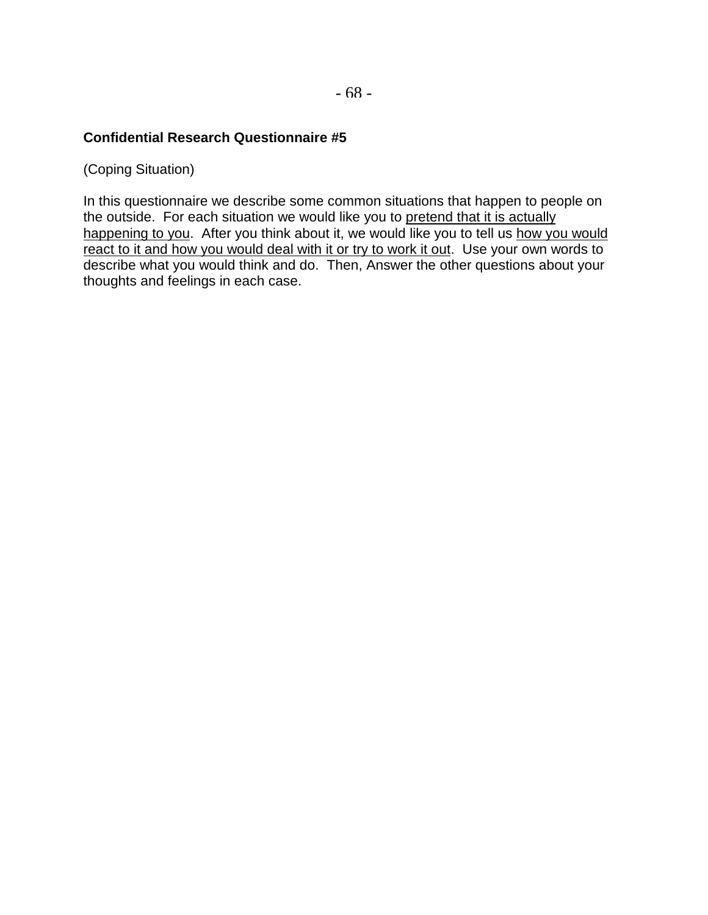**Confidential Research Questionnaire #5**

(Coping Situation)

In this questionnaire we describe some common situations that happen to people on the outside. For each situation we would like you to <u>pretend that it is actually happening to you</u>. After you think about it, we would like you to tell us <u>how you would react to it and how you would deal with it or try to work it out</u>. Use your own words to describe what you would think and do. Then, Answer the other questions about your thoughts and feelings in each case.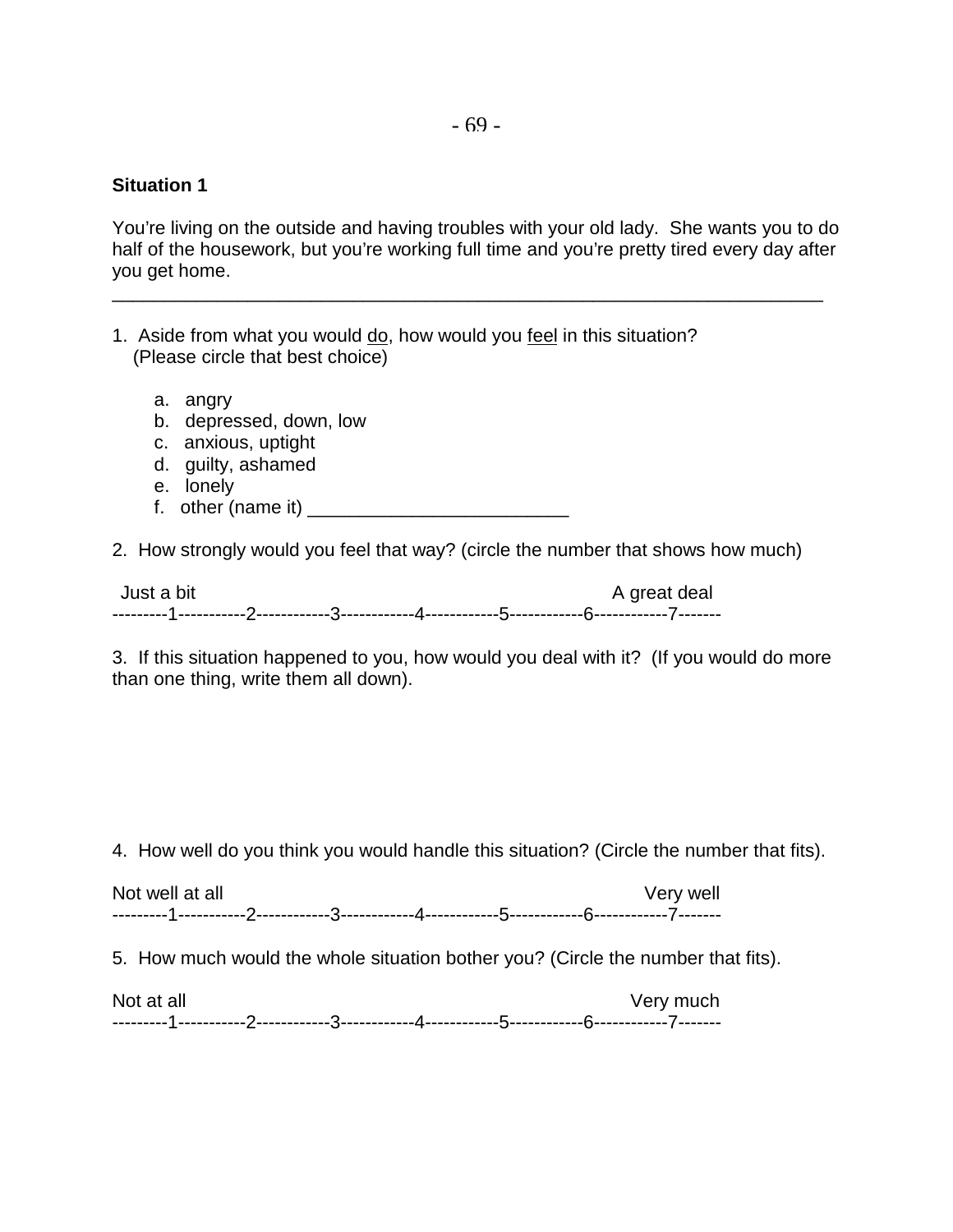**Situation 1**

You're living on the outside and having troubles with your old lady. She wants you to do half of the housework, but you're working full time and you're pretty tired every day after you get home.

---

1. Aside from what you would <u>do</u>, how would you <u>feel</u> in this situation?
   (Please circle that best choice)

   a. angry
   b. depressed, down, low
   c. anxious, uptight
   d. guilty, ashamed
   e. lonely
   f. other (name it) _________________________

2. How strongly would you feel that way? (circle the number that shows how much)

Just a bit                                                                                    A great deal
---------1-----------2------------3------------4------------5------------6------------7-------

3. If this situation happened to you, how would you deal with it? (If you would do more than one thing, write them all down).

4. How well do you think you would handle this situation? (Circle the number that fits).

Not well at all                                                                                    Very well
---------1-----------2------------3------------4------------5------------6------------7-------

5. How much would the whole situation bother you? (Circle the number that fits).

Not at all                                                                                    Very much
---------1-----------2------------3------------4------------5------------6------------7-------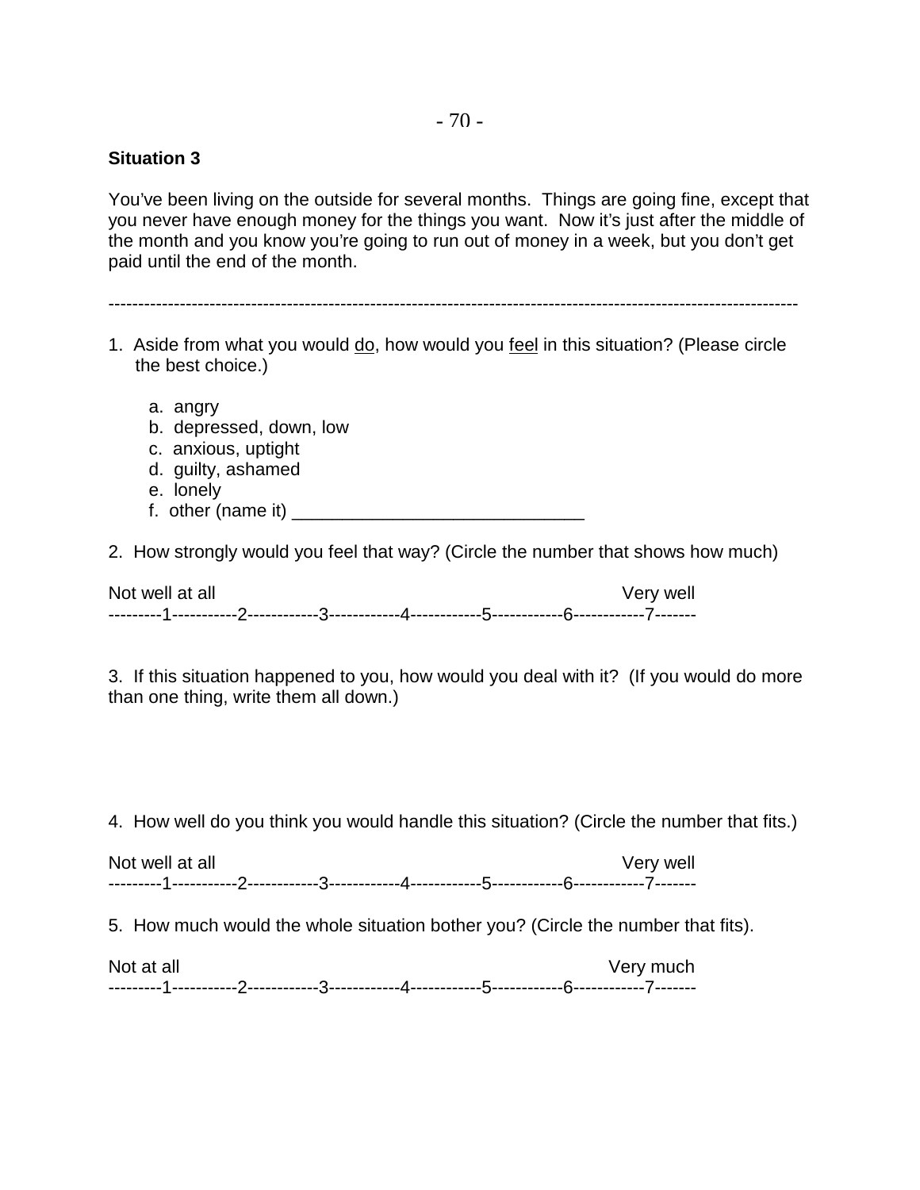**Situation 3**

You've been living on the outside for several months. Things are going fine, except that you never have enough money for the things you want. Now it's just after the middle of the month and you know you're going to run out of money in a week, but you don't get paid until the end of the month.

---

1. Aside from what you would <u>do</u>, how would you <u>feel</u> in this situation? (Please circle the best choice.)

   a. angry
   b. depressed, down, low
   c. anxious, uptight
   d. guilty, ashamed
   e. lonely
   f. other (name it) ______________________________

2. How strongly would you feel that way? (Circle the number that shows how much)

Not well at all                                                                                Very well
---------1-----------2------------3------------4------------5------------6------------7-------

3. If this situation happened to you, how would you deal with it? (If you would do more than one thing, write them all down.)

4. How well do you think you would handle this situation? (Circle the number that fits.)

Not well at all                                                                                Very well
---------1-----------2------------3------------4------------5------------6------------7-------

5. How much would the whole situation bother you? (Circle the number that fits).

Not at all                                                                                Very much
---------1-----------2------------3------------4------------5------------6------------7-------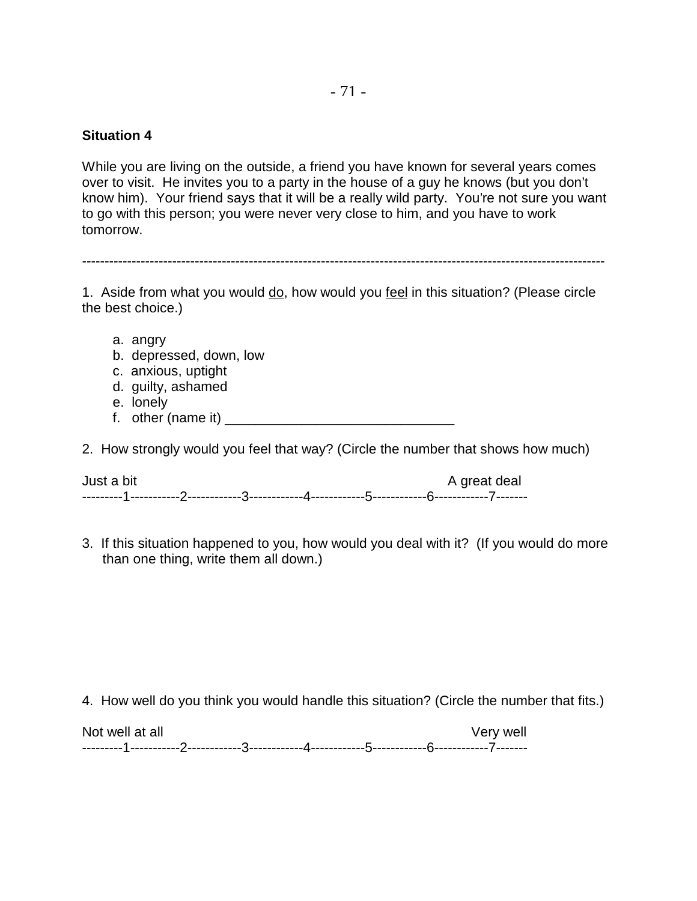**Situation 4**

While you are living on the outside, a friend you have known for several years comes over to visit. He invites you to a party in the house of a guy he knows (but you don't know him). Your friend says that it will be a really wild party. You're not sure you want to go with this person; you were never very close to him, and you have to work tomorrow.

---

1. Aside from what you would <u>do</u>, how would you <u>feel</u> in this situation? (Please circle the best choice.)

   a. angry
   b. depressed, down, low
   c. anxious, uptight
   d. guilty, ashamed
   e. lonely
   f. other (name it) ______________________________

2. How strongly would you feel that way? (Circle the number that shows how much)

Just a bit                                                                 A great deal
---------1-----------2------------3------------4------------5------------6------------7-------

3. If this situation happened to you, how would you deal with it? (If you would do more than one thing, write them all down.)

4. How well do you think you would handle this situation? (Circle the number that fits.)

Not well at all                                                                 Very well
---------1-----------2------------3------------4------------5------------6------------7-------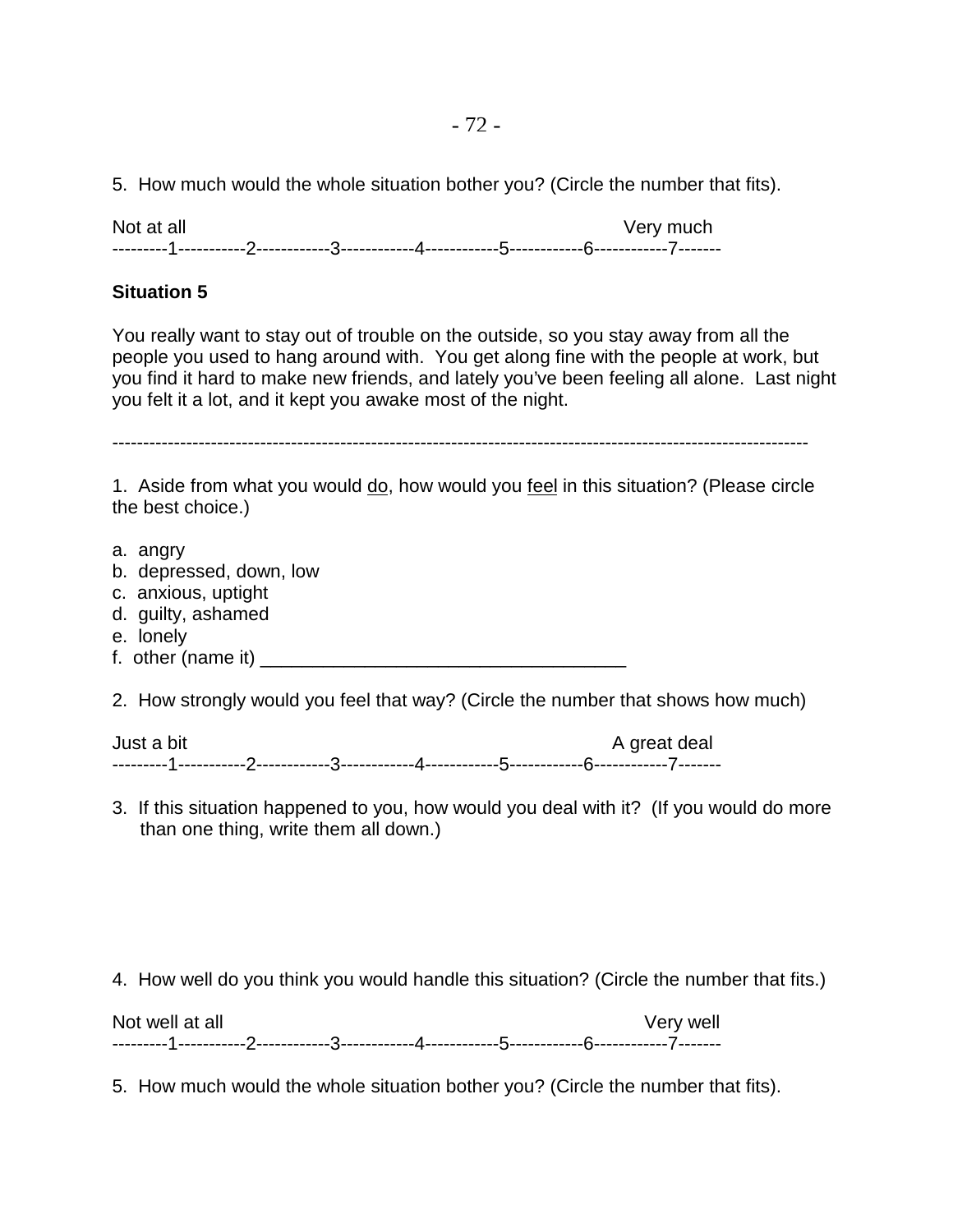5. How much would the whole situation bother you? (Circle the number that fits).

Not at all                                                                Very much
---------1-----------2------------3------------4------------5------------6------------7-------

**Situation 5**

You really want to stay out of trouble on the outside, so you stay away from all the people you used to hang around with. You get along fine with the people at work, but you find it hard to make new friends, and lately you've been feeling all alone. Last night you felt it a lot, and it kept you awake most of the night.

---

1. Aside from what you would <u>do</u>, how would you <u>feel</u> in this situation? (Please circle the best choice.)

a. angry
b. depressed, down, low
c. anxious, uptight
d. guilty, ashamed
e. lonely
f. other (name it) ___________________________________

2. How strongly would you feel that way? (Circle the number that shows how much)

Just a bit                                                                A great deal
---------1-----------2------------3------------4------------5------------6------------7-------

3. If this situation happened to you, how would you deal with it? (If you would do more than one thing, write them all down.)

4. How well do you think you would handle this situation? (Circle the number that fits.)

Not well at all                                                                Very well
---------1-----------2------------3------------4------------5------------6------------7-------

5. How much would the whole situation bother you? (Circle the number that fits).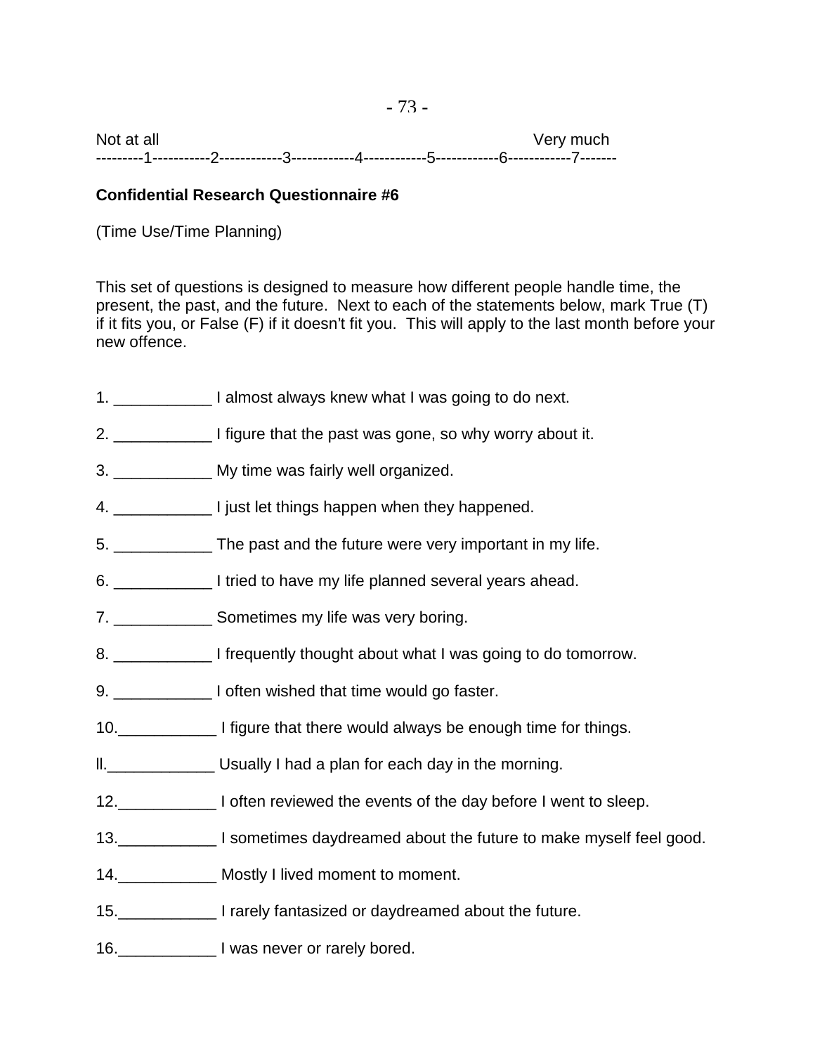Not at all Very much
---------1-----------2------------3------------4------------5------------6------------7-------

**Confidential Research Questionnaire #6**

(Time Use/Time Planning)

This set of questions is designed to measure how different people handle time, the present, the past, and the future. Next to each of the statements below, mark True (T) if it fits you, or False (F) if it doesn't fit you. This will apply to the last month before your new offence.

1. ___________ I almost always knew what I was going to do next.
2. ___________ I figure that the past was gone, so why worry about it.
3. ___________ My time was fairly well organized.
4. ___________ I just let things happen when they happened.
5. ___________ The past and the future were very important in my life.
6. ___________ I tried to have my life planned several years ahead.
7. ___________ Sometimes my life was very boring.
8. ___________ I frequently thought about what I was going to do tomorrow.
9. ___________ I often wished that time would go faster.
10. ___________ I figure that there would always be enough time for things.
11. ____________ Usually I had a plan for each day in the morning.
12. ___________ I often reviewed the events of the day before I went to sleep.
13. ___________ I sometimes daydreamed about the future to make myself feel good.
14. ___________ Mostly I lived moment to moment.
15. ___________ I rarely fantasized or daydreamed about the future.
16. ___________ I was never or rarely bored.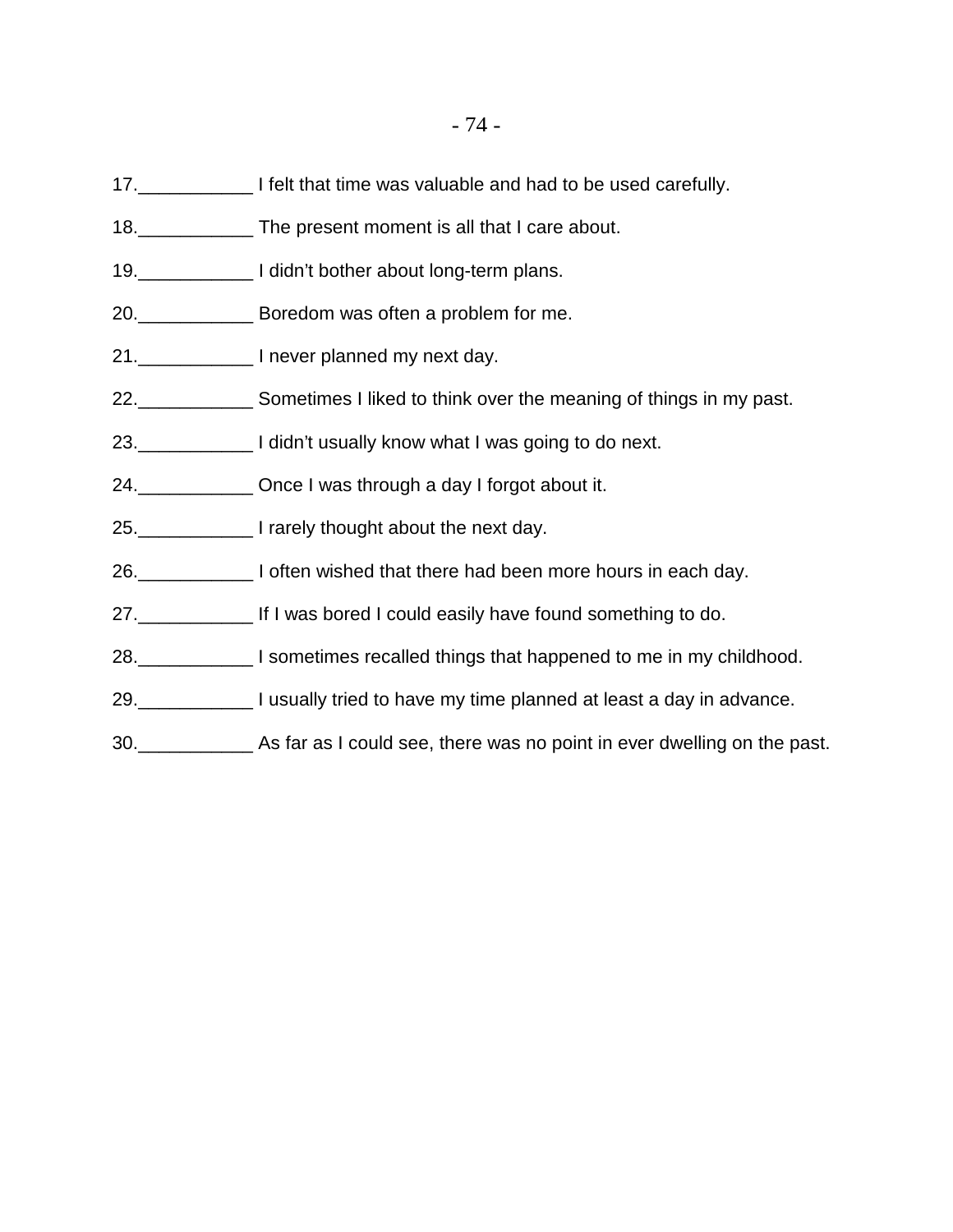17.___________ I felt that time was valuable and had to be used carefully.

18.___________ The present moment is all that I care about.

19.___________ I didn't bother about long-term plans.

20.___________ Boredom was often a problem for me.

21.___________ I never planned my next day.

22.___________ Sometimes I liked to think over the meaning of things in my past.

23.___________ I didn't usually know what I was going to do next.

24.___________ Once I was through a day I forgot about it.

25.___________ I rarely thought about the next day.

26.___________ I often wished that there had been more hours in each day.

27.___________ If I was bored I could easily have found something to do.

28.___________ I sometimes recalled things that happened to me in my childhood.

29.___________ I usually tried to have my time planned at least a day in advance.

30.___________ As far as I could see, there was no point in ever dwelling on the past.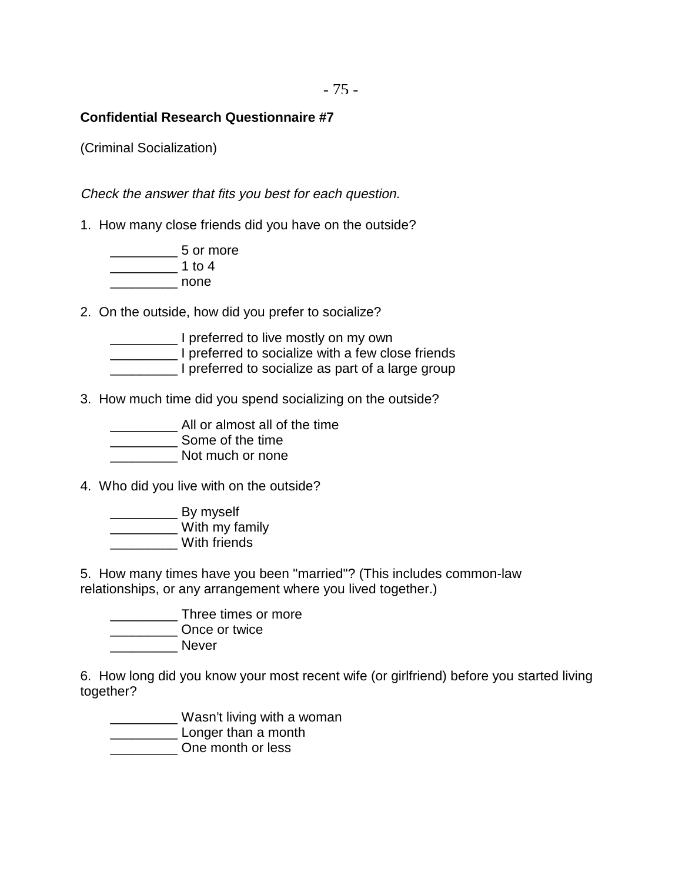**Confidential Research Questionnaire #7**

(Criminal Socialization)

*Check the answer that fits you best for each question.*

1. How many close friends did you have on the outside?

    _________ 5 or more
    _________ 1 to 4
    _________ none

2. On the outside, how did you prefer to socialize?

    _________ I preferred to live mostly on my own
    _________ I preferred to socialize with a few close friends
    _________ I preferred to socialize as part of a large group

3. How much time did you spend socializing on the outside?

    _________ All or almost all of the time
    _________ Some of the time
    _________ Not much or none

4. Who did you live with on the outside?

    _________ By myself
    _________ With my family
    _________ With friends

5. How many times have you been "married"? (This includes common-law relationships, or any arrangement where you lived together.)

    _________ Three times or more
    _________ Once or twice
    _________ Never

6. How long did you know your most recent wife (or girlfriend) before you started living together?

    _________ Wasn't living with a woman
    _________ Longer than a month
    _________ One month or less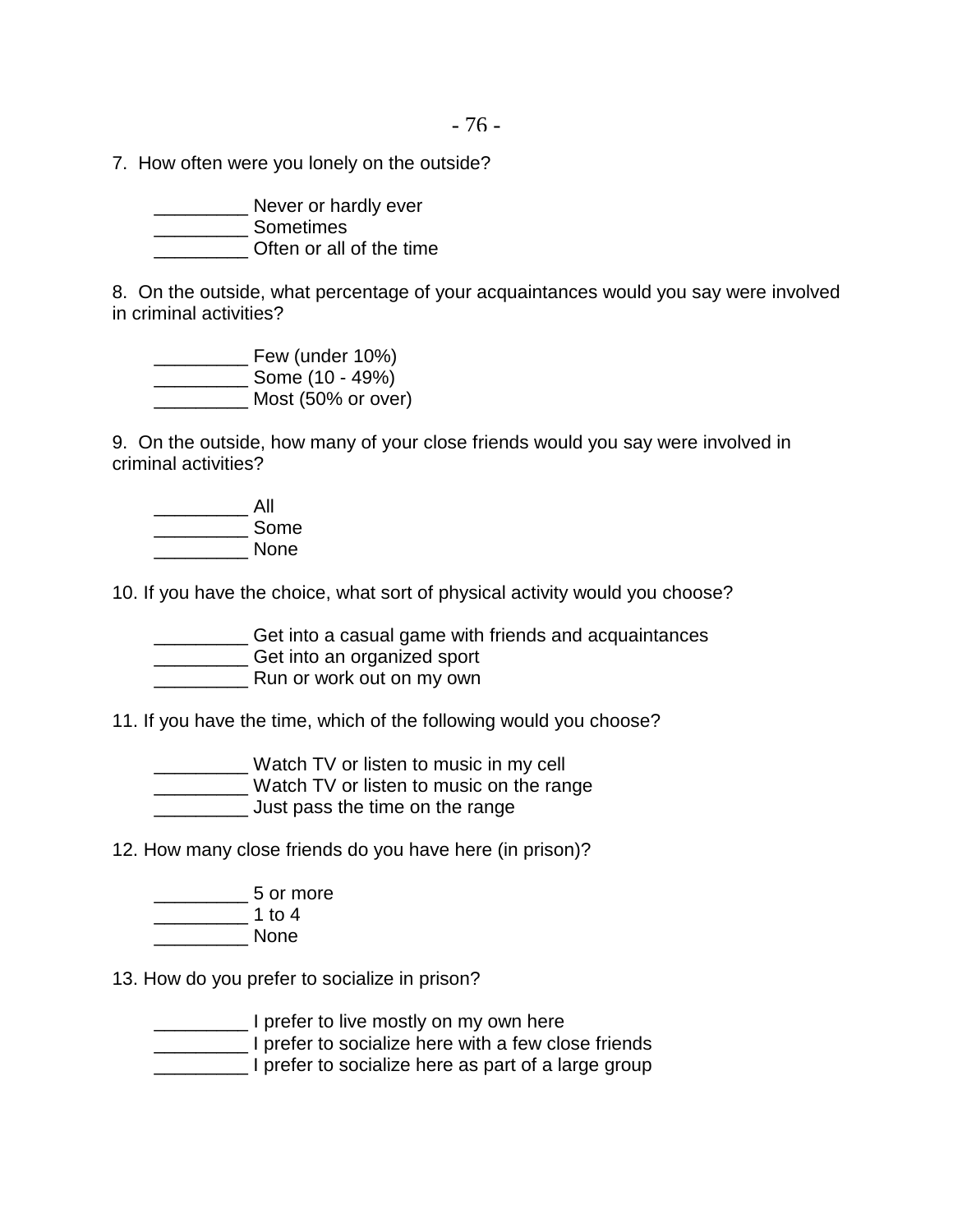7. How often were you lonely on the outside?

_________ Never or hardly ever
_________ Sometimes
_________ Often or all of the time

8. On the outside, what percentage of your acquaintances would you say were involved in criminal activities?

_________ Few (under 10%)
_________ Some (10 - 49%)
_________ Most (50% or over)

9. On the outside, how many of your close friends would you say were involved in criminal activities?

_________ All
_________ Some
_________ None

10. If you have the choice, what sort of physical activity would you choose?

_________ Get into a casual game with friends and acquaintances
_________ Get into an organized sport
_________ Run or work out on my own

11. If you have the time, which of the following would you choose?

_________ Watch TV or listen to music in my cell
_________ Watch TV or listen to music on the range
_________ Just pass the time on the range

12. How many close friends do you have here (in prison)?

_________ 5 or more
_________ 1 to 4
_________ None

13. How do you prefer to socialize in prison?

_________ I prefer to live mostly on my own here
_________ I prefer to socialize here with a few close friends
_________ I prefer to socialize here as part of a large group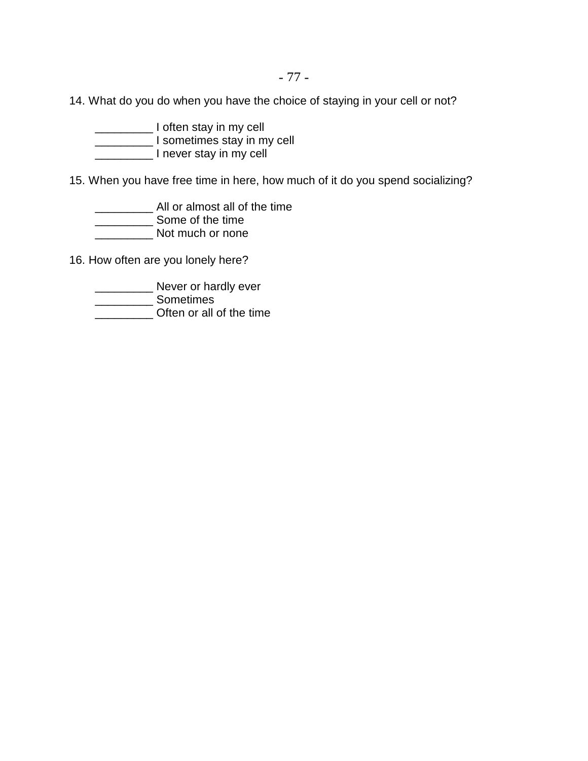14. What do you do when you have the choice of staying in your cell or not?

    _________ I often stay in my cell
    _________ I sometimes stay in my cell
    _________ I never stay in my cell

15. When you have free time in here, how much of it do you spend socializing?

    _________ All or almost all of the time
    _________ Some of the time
    _________ Not much or none

16. How often are you lonely here?

    _________ Never or hardly ever
    _________ Sometimes
    _________ Often or all of the time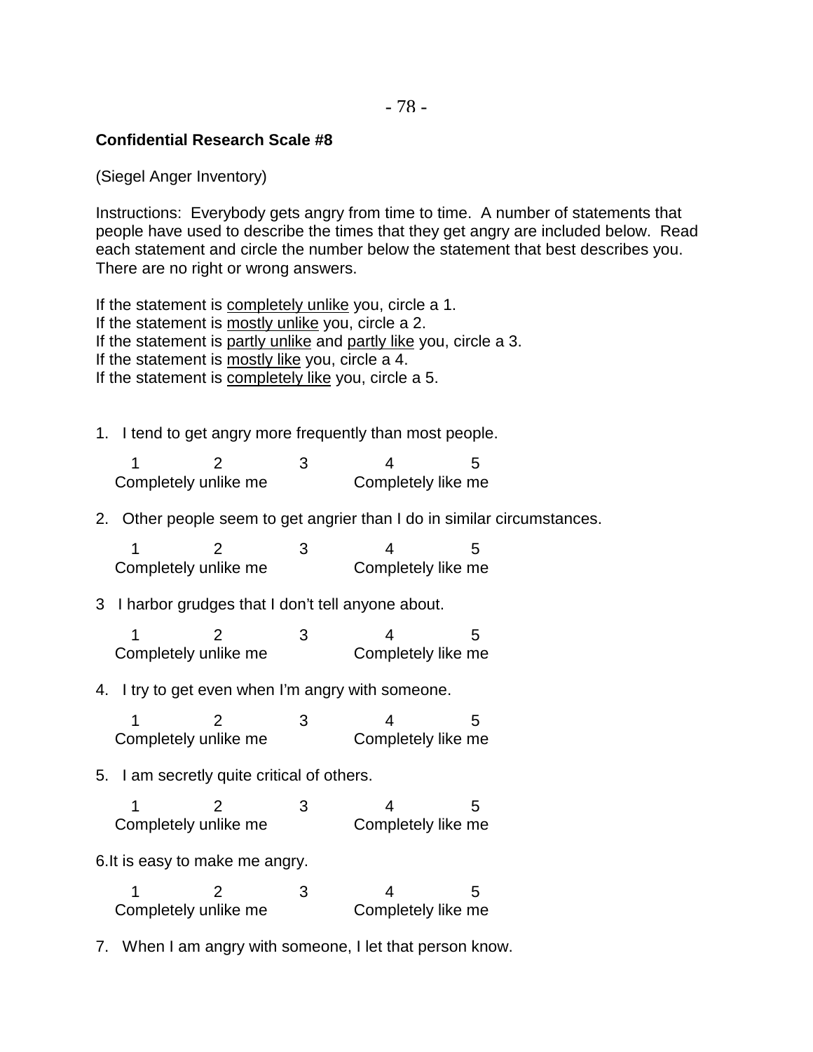**Confidential Research Scale #8**

(Siegel Anger Inventory)

Instructions: Everybody gets angry from time to time. A number of statements that people have used to describe the times that they get angry are included below. Read each statement and circle the number below the statement that best describes you. There are no right or wrong answers.

If the statement is <u>completely unlike</u> you, circle a 1.
If the statement is <u>mostly unlike</u> you, circle a 2.
If the statement is <u>partly unlike</u> and <u>partly like</u> you, circle a 3.
If the statement is <u>mostly like</u> you, circle a 4.
If the statement is <u>completely like</u> you, circle a 5.

1. I tend to get angry more frequently than most people.

   1 2 3 4 5
   Completely unlike me Completely like me

2. Other people seem to get angrier than I do in similar circumstances.

   1 2 3 4 5
   Completely unlike me Completely like me

3 I harbor grudges that I don't tell anyone about.

   1 2 3 4 5
   Completely unlike me Completely like me

4. I try to get even when I'm angry with someone.

   1 2 3 4 5
   Completely unlike me Completely like me

5. I am secretly quite critical of others.

   1 2 3 4 5
   Completely unlike me Completely like me

6.It is easy to make me angry.

   1 2 3 4 5
   Completely unlike me Completely like me

7. When I am angry with someone, I let that person know.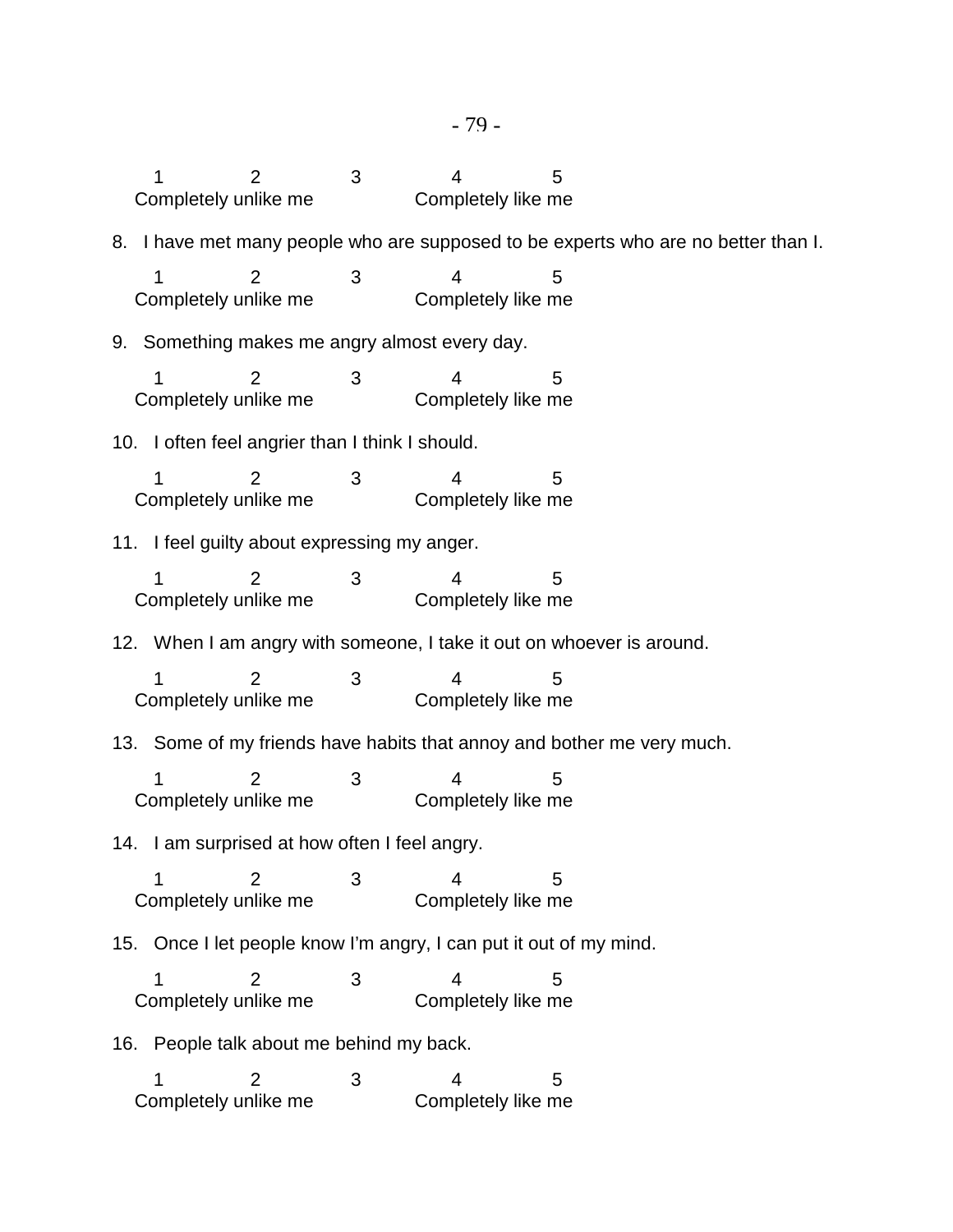1 2 3 4 5
Completely unlike me Completely like me

8. I have met many people who are supposed to be experts who are no better than I.

1 2 3 4 5
Completely unlike me Completely like me

9. Something makes me angry almost every day.

1 2 3 4 5
Completely unlike me Completely like me

10. I often feel angrier than I think I should.

1 2 3 4 5
Completely unlike me Completely like me

11. I feel guilty about expressing my anger.

1 2 3 4 5
Completely unlike me Completely like me

12. When I am angry with someone, I take it out on whoever is around.

1 2 3 4 5
Completely unlike me Completely like me

13. Some of my friends have habits that annoy and bother me very much.

1 2 3 4 5
Completely unlike me Completely like me

14. I am surprised at how often I feel angry.

1 2 3 4 5
Completely unlike me Completely like me

15. Once I let people know I'm angry, I can put it out of my mind.

1 2 3 4 5
Completely unlike me Completely like me

16. People talk about me behind my back.

1 2 3 4 5
Completely unlike me Completely like me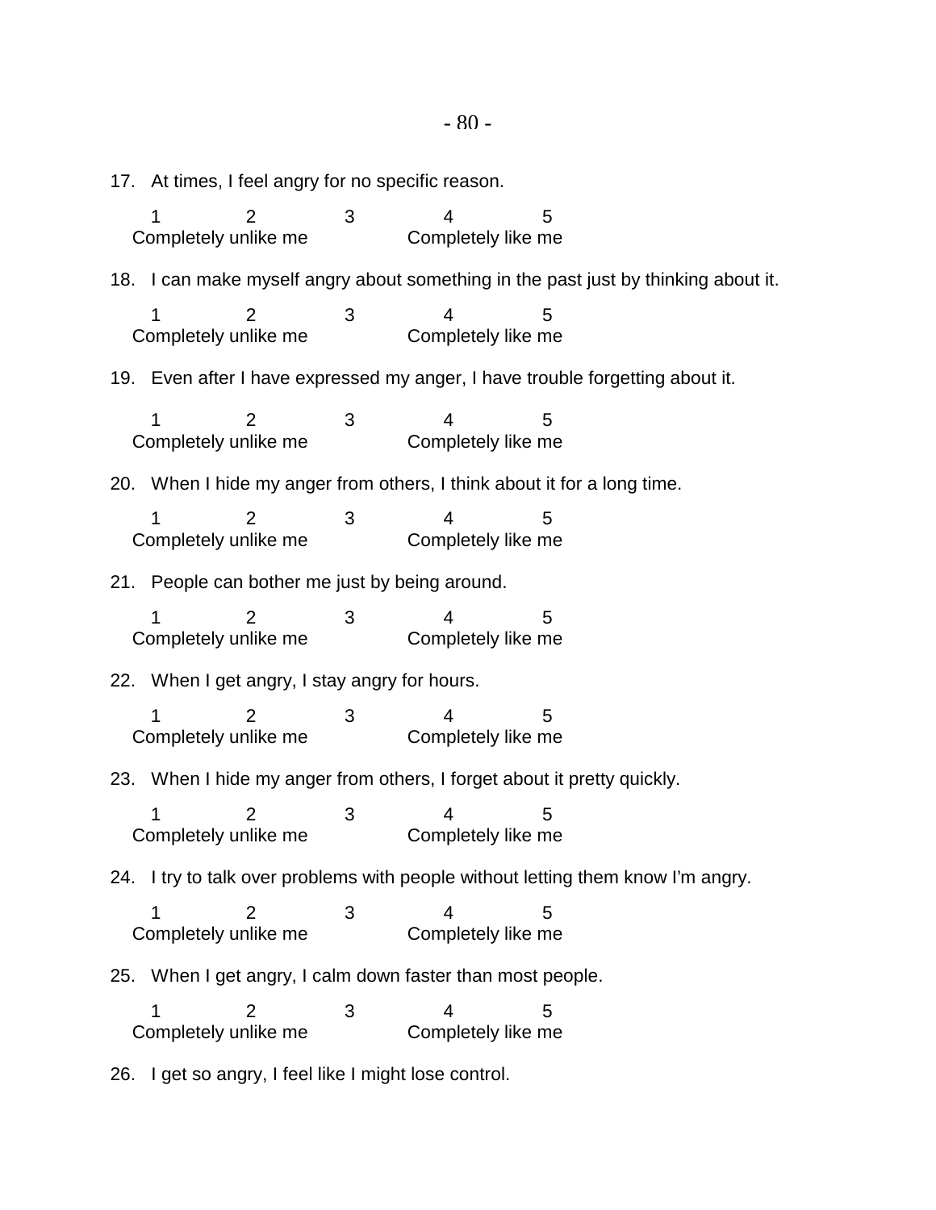17. At times, I feel angry for no specific reason.

1 2 3 4 5
Completely unlike me Completely like me

18. I can make myself angry about something in the past just by thinking about it.

1 2 3 4 5
Completely unlike me Completely like me

19. Even after I have expressed my anger, I have trouble forgetting about it.

1 2 3 4 5
Completely unlike me Completely like me

20. When I hide my anger from others, I think about it for a long time.

1 2 3 4 5
Completely unlike me Completely like me

21. People can bother me just by being around.

1 2 3 4 5
Completely unlike me Completely like me

22. When I get angry, I stay angry for hours.

1 2 3 4 5
Completely unlike me Completely like me

23. When I hide my anger from others, I forget about it pretty quickly.

1 2 3 4 5
Completely unlike me Completely like me

24. I try to talk over problems with people without letting them know I'm angry.

1 2 3 4 5
Completely unlike me Completely like me

25. When I get angry, I calm down faster than most people.

1 2 3 4 5
Completely unlike me Completely like me

26. I get so angry, I feel like I might lose control.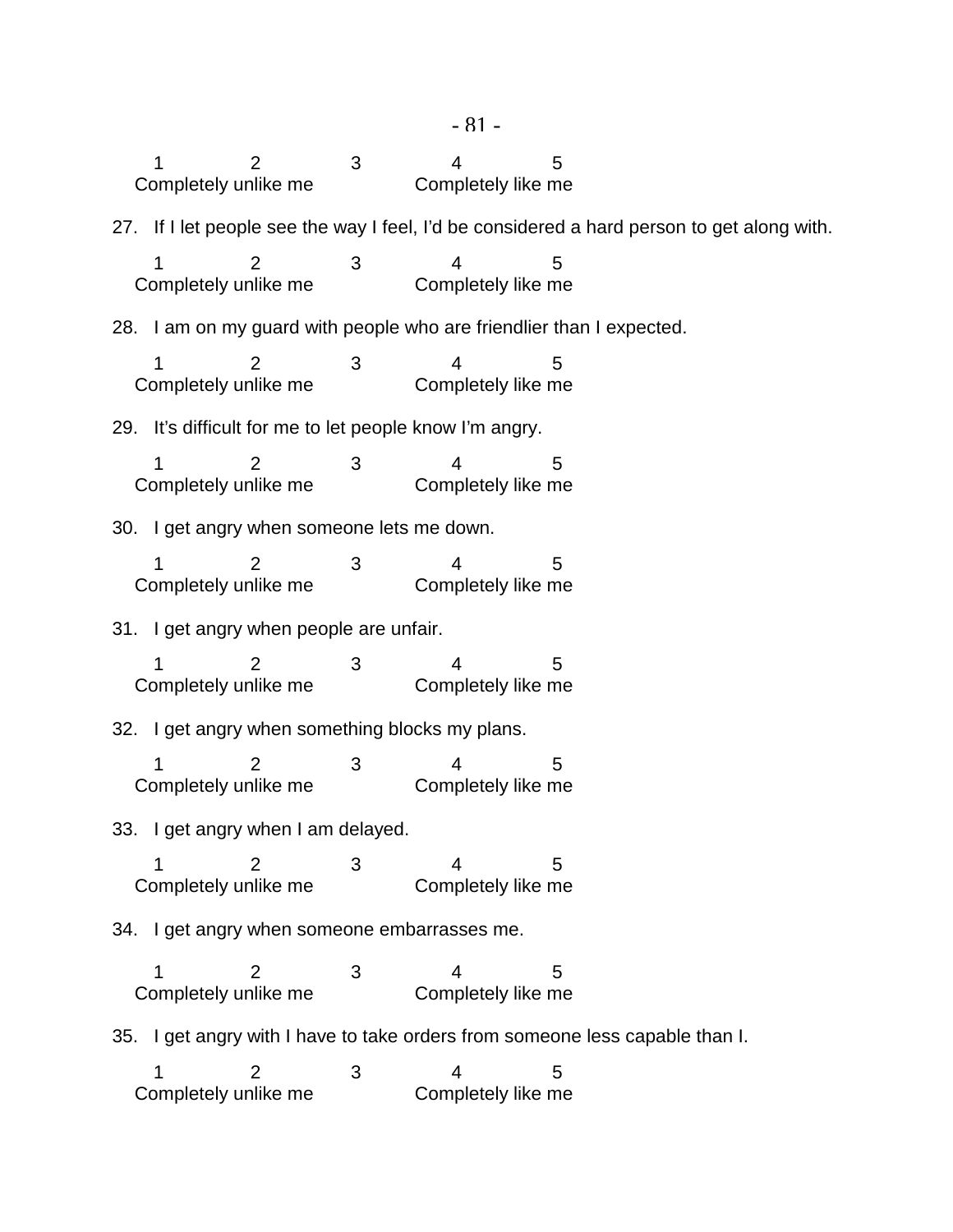1 2 3 4 5
Completely unlike me Completely like me

27. If I let people see the way I feel, I'd be considered a hard person to get along with.

1 2 3 4 5
Completely unlike me Completely like me

28. I am on my guard with people who are friendlier than I expected.

1 2 3 4 5
Completely unlike me Completely like me

29. It's difficult for me to let people know I'm angry.

1 2 3 4 5
Completely unlike me Completely like me

30. I get angry when someone lets me down.

1 2 3 4 5
Completely unlike me Completely like me

31. I get angry when people are unfair.

1 2 3 4 5
Completely unlike me Completely like me

32. I get angry when something blocks my plans.

1 2 3 4 5
Completely unlike me Completely like me

33. I get angry when I am delayed.

1 2 3 4 5
Completely unlike me Completely like me

34. I get angry when someone embarrasses me.

1 2 3 4 5
Completely unlike me Completely like me

35. I get angry with I have to take orders from someone less capable than I.

1 2 3 4 5
Completely unlike me Completely like me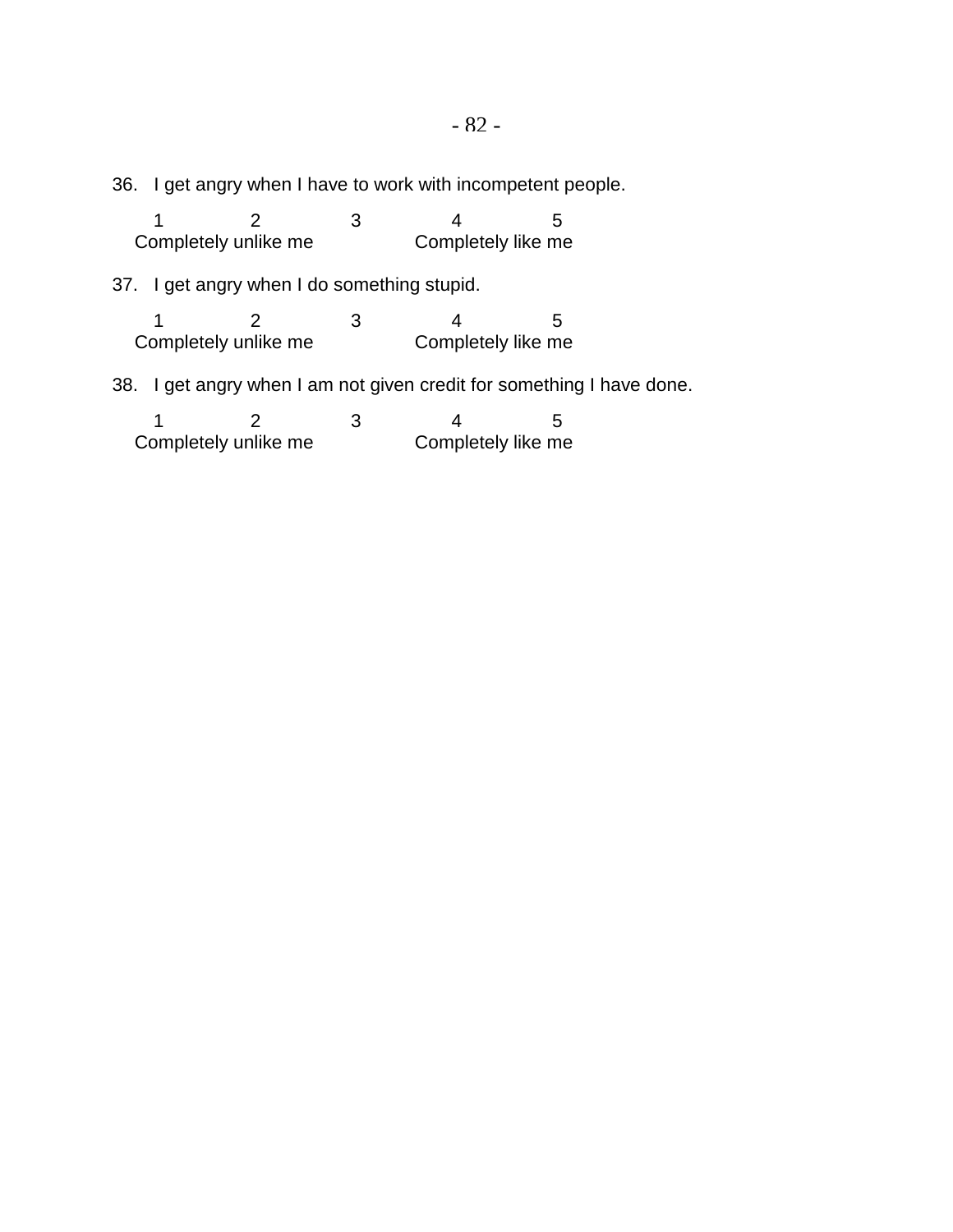36. I get angry when I have to work with incompetent people.

1 2 3 4 5
Completely unlike me Completely like me

37. I get angry when I do something stupid.

1 2 3 4 5
Completely unlike me Completely like me

38. I get angry when I am not given credit for something I have done.

1 2 3 4 5
Completely unlike me Completely like me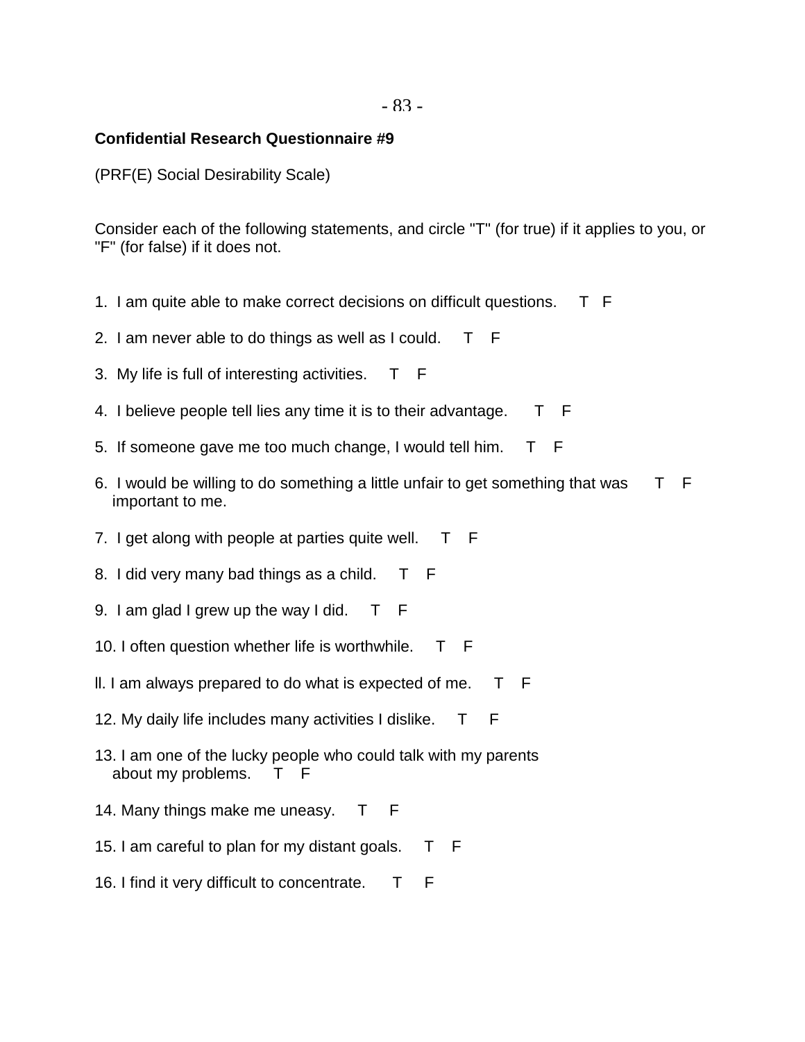**Confidential Research Questionnaire #9**

(PRF(E) Social Desirability Scale)

Consider each of the following statements, and circle "T" (for true) if it applies to you, or "F" (for false) if it does not.

1. I am quite able to make correct decisions on difficult questions. T F

2. I am never able to do things as well as I could. T F

3. My life is full of interesting activities. T F

4. I believe people tell lies any time it is to their advantage. T F

5. If someone gave me too much change, I would tell him. T F

6. I would be willing to do something a little unfair to get something that was important to me. T F

7. I get along with people at parties quite well. T F

8. I did very many bad things as a child. T F

9. I am glad I grew up the way I did. T F

10. I often question whether life is worthwhile. T F

ll. I am always prepared to do what is expected of me. T F

12. My daily life includes many activities I dislike. T F

13. I am one of the lucky people who could talk with my parents about my problems. T F

14. Many things make me uneasy. T F

15. I am careful to plan for my distant goals. T F

16. I find it very difficult to concentrate. T F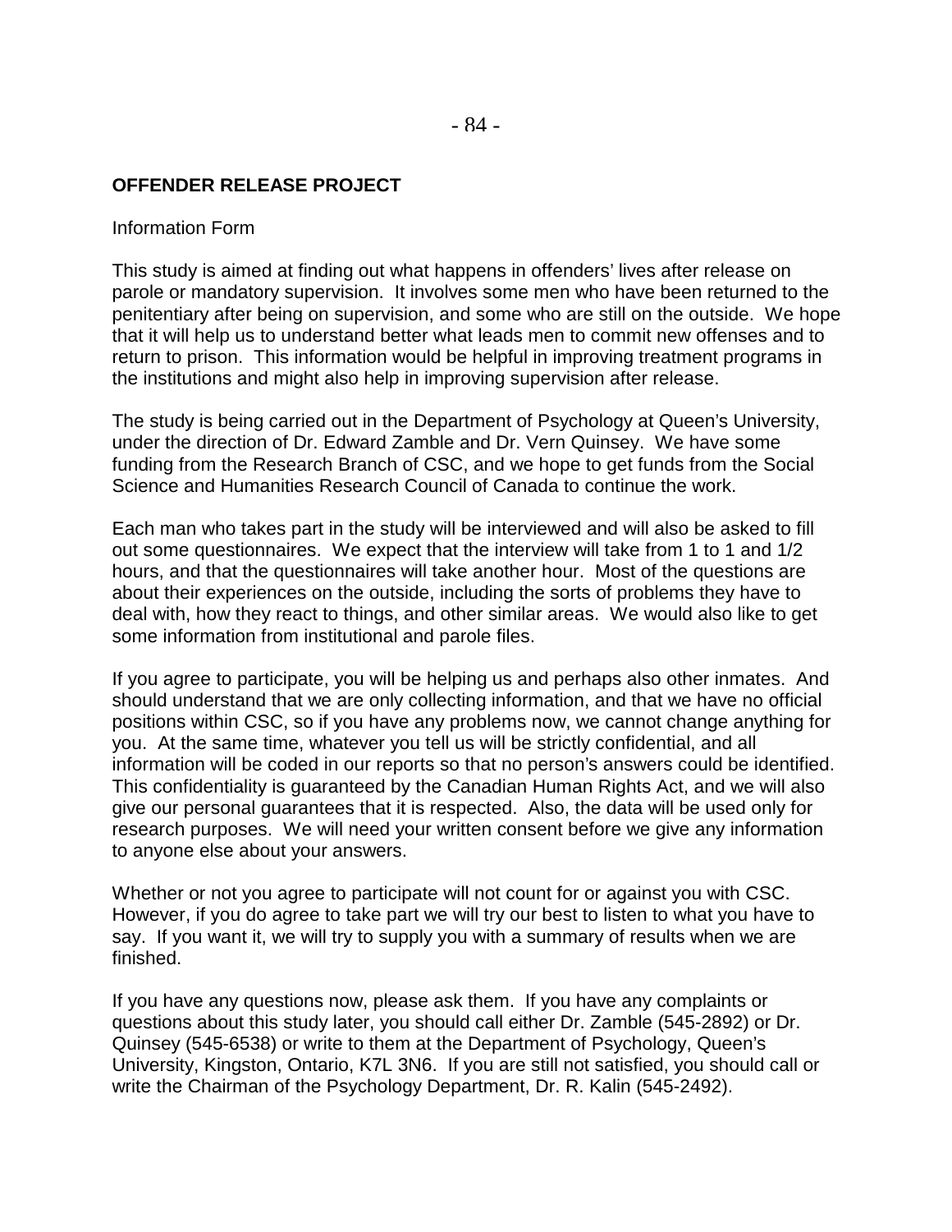**OFFENDER RELEASE PROJECT**

Information Form

This study is aimed at finding out what happens in offenders' lives after release on parole or mandatory supervision. It involves some men who have been returned to the penitentiary after being on supervision, and some who are still on the outside. We hope that it will help us to understand better what leads men to commit new offenses and to return to prison. This information would be helpful in improving treatment programs in the institutions and might also help in improving supervision after release.

The study is being carried out in the Department of Psychology at Queen's University, under the direction of Dr. Edward Zamble and Dr. Vern Quinsey. We have some funding from the Research Branch of CSC, and we hope to get funds from the Social Science and Humanities Research Council of Canada to continue the work.

Each man who takes part in the study will be interviewed and will also be asked to fill out some questionnaires. We expect that the interview will take from 1 to 1 and 1/2 hours, and that the questionnaires will take another hour. Most of the questions are about their experiences on the outside, including the sorts of problems they have to deal with, how they react to things, and other similar areas. We would also like to get some information from institutional and parole files.

If you agree to participate, you will be helping us and perhaps also other inmates. And should understand that we are only collecting information, and that we have no official positions within CSC, so if you have any problems now, we cannot change anything for you. At the same time, whatever you tell us will be strictly confidential, and all information will be coded in our reports so that no person's answers could be identified. This confidentiality is guaranteed by the Canadian Human Rights Act, and we will also give our personal guarantees that it is respected. Also, the data will be used only for research purposes. We will need your written consent before we give any information to anyone else about your answers.

Whether or not you agree to participate will not count for or against you with CSC. However, if you do agree to take part we will try our best to listen to what you have to say. If you want it, we will try to supply you with a summary of results when we are finished.

If you have any questions now, please ask them. If you have any complaints or questions about this study later, you should call either Dr. Zamble (545-2892) or Dr. Quinsey (545-6538) or write to them at the Department of Psychology, Queen's University, Kingston, Ontario, K7L 3N6. If you are still not satisfied, you should call or write the Chairman of the Psychology Department, Dr. R. Kalin (545-2492).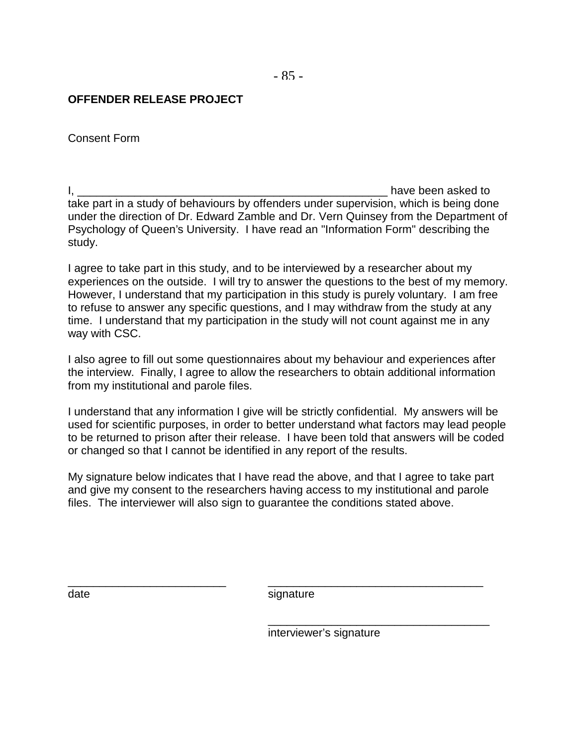**OFFENDER RELEASE PROJECT**

Consent Form

I, ___________________________________________________ have been asked to take part in a study of behaviours by offenders under supervision, which is being done under the direction of Dr. Edward Zamble and Dr. Vern Quinsey from the Department of Psychology of Queen's University. I have read an "Information Form" describing the study.

I agree to take part in this study, and to be interviewed by a researcher about my experiences on the outside. I will try to answer the questions to the best of my memory. However, I understand that my participation in this study is purely voluntary. I am free to refuse to answer any specific questions, and I may withdraw from the study at any time. I understand that my participation in the study will not count against me in any way with CSC.

I also agree to fill out some questionnaires about my behaviour and experiences after the interview. Finally, I agree to allow the researchers to obtain additional information from my institutional and parole files.

I understand that any information I give will be strictly confidential. My answers will be used for scientific purposes, in order to better understand what factors may lead people to be returned to prison after their release. I have been told that answers will be coded or changed so that I cannot be identified in any report of the results.

My signature below indicates that I have read the above, and that I agree to take part and give my consent to the researchers having access to my institutional and parole files. The interviewer will also sign to guarantee the conditions stated above.

__________________________ &nbsp;&nbsp;&nbsp;&nbsp; ____________________________________
date &nbsp;&nbsp;&nbsp;&nbsp; signature

____________________________________
interviewer's signature